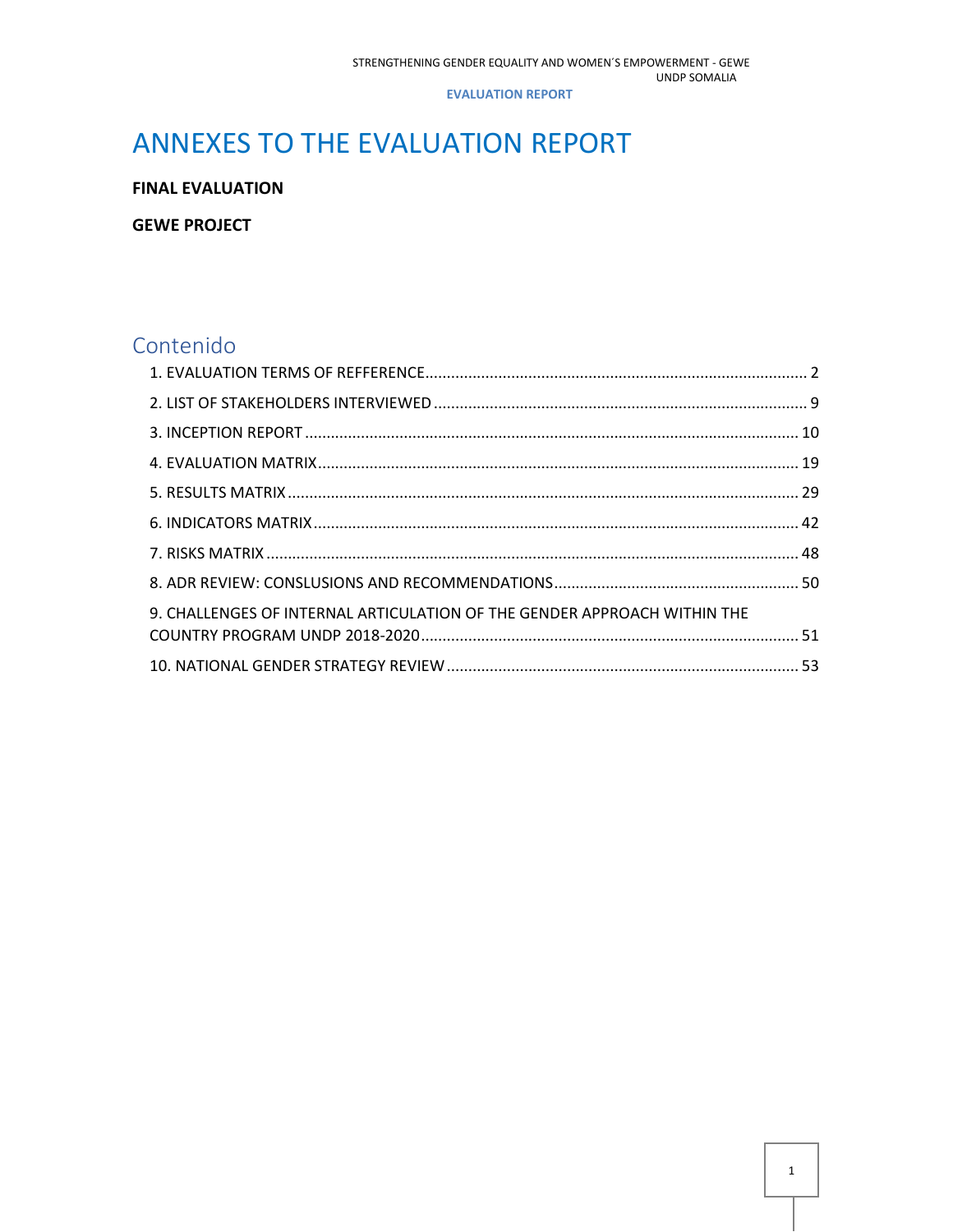# ANNEXES TO THE EVALUATION REPORT

**FINAL EVALUATION**

**GEWE PROJECT**

## Contenido

1. EVALUATION TERMS OF REFFERENCE ..... 2
2. LIST OF STAKEHOLDERS INTERVIEWED ..... 9
3. INCEPTION REPORT ..... 10
4. EVALUATION MATRIX ..... 19
5. RESULTS MATRIX ..... 29
6. INDICATORS MATRIX ..... 42
7. RISKS MATRIX ..... 48
8. ADR REVIEW: CONSLUSIONS AND RECOMMENDATIONS ..... 50
9. CHALLENGES OF INTERNAL ARTICULATION OF THE GENDER APPROACH WITHIN THE COUNTRY PROGRAM UNDP 2018-2020 ..... 51
10. NATIONAL GENDER STRATEGY REVIEW ..... 53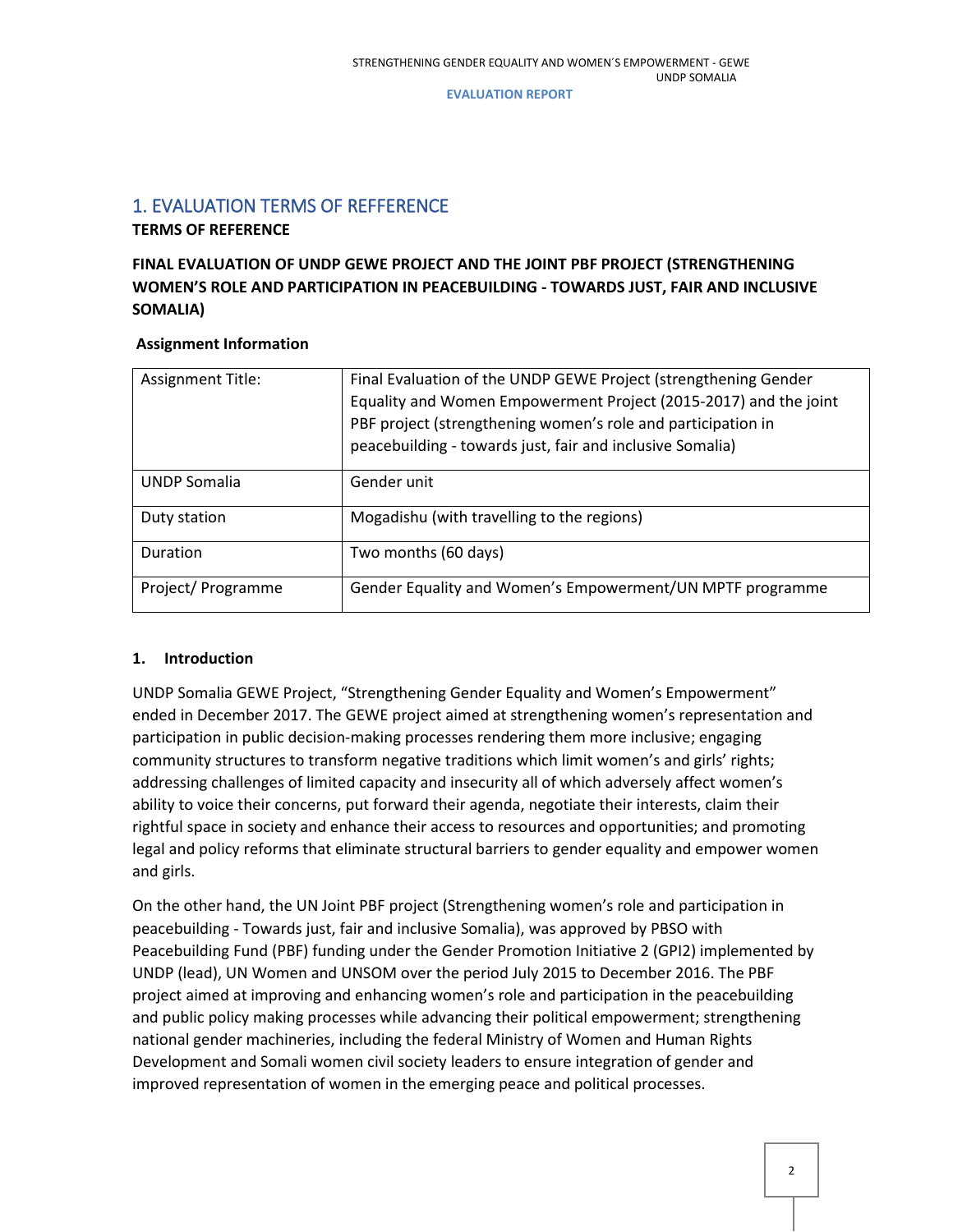# 1. EVALUATION TERMS OF REFFERENCE

**TERMS OF REFERENCE**

**FINAL EVALUATION OF UNDP GEWE PROJECT AND THE JOINT PBF PROJECT (STRENGTHENING WOMEN'S ROLE AND PARTICIPATION IN PEACEBUILDING - TOWARDS JUST, FAIR AND INCLUSIVE SOMALIA)**

**Assignment Information**

| Assignment Title: | Final Evaluation of the UNDP GEWE Project (strengthening Gender Equality and Women Empowerment Project (2015-2017) and the joint PBF project (strengthening women's role and participation in peacebuilding - towards just, fair and inclusive Somalia) |
|---|---|
| UNDP Somalia | Gender unit |
| Duty station | Mogadishu (with travelling to the regions) |
| Duration | Two months (60 days) |
| Project/ Programme | Gender Equality and Women's Empowerment/UN MPTF programme |

**1. Introduction**

UNDP Somalia GEWE Project, "Strengthening Gender Equality and Women's Empowerment" ended in December 2017. The GEWE project aimed at strengthening women's representation and participation in public decision-making processes rendering them more inclusive; engaging community structures to transform negative traditions which limit women's and girls' rights; addressing challenges of limited capacity and insecurity all of which adversely affect women's ability to voice their concerns, put forward their agenda, negotiate their interests, claim their rightful space in society and enhance their access to resources and opportunities; and promoting legal and policy reforms that eliminate structural barriers to gender equality and empower women and girls.

On the other hand, the UN Joint PBF project (Strengthening women's role and participation in peacebuilding - Towards just, fair and inclusive Somalia), was approved by PBSO with Peacebuilding Fund (PBF) funding under the Gender Promotion Initiative 2 (GPI2) implemented by UNDP (lead), UN Women and UNSOM over the period July 2015 to December 2016. The PBF project aimed at improving and enhancing women's role and participation in the peacebuilding and public policy making processes while advancing their political empowerment; strengthening national gender machineries, including the federal Ministry of Women and Human Rights Development and Somali women civil society leaders to ensure integration of gender and improved representation of women in the emerging peace and political processes.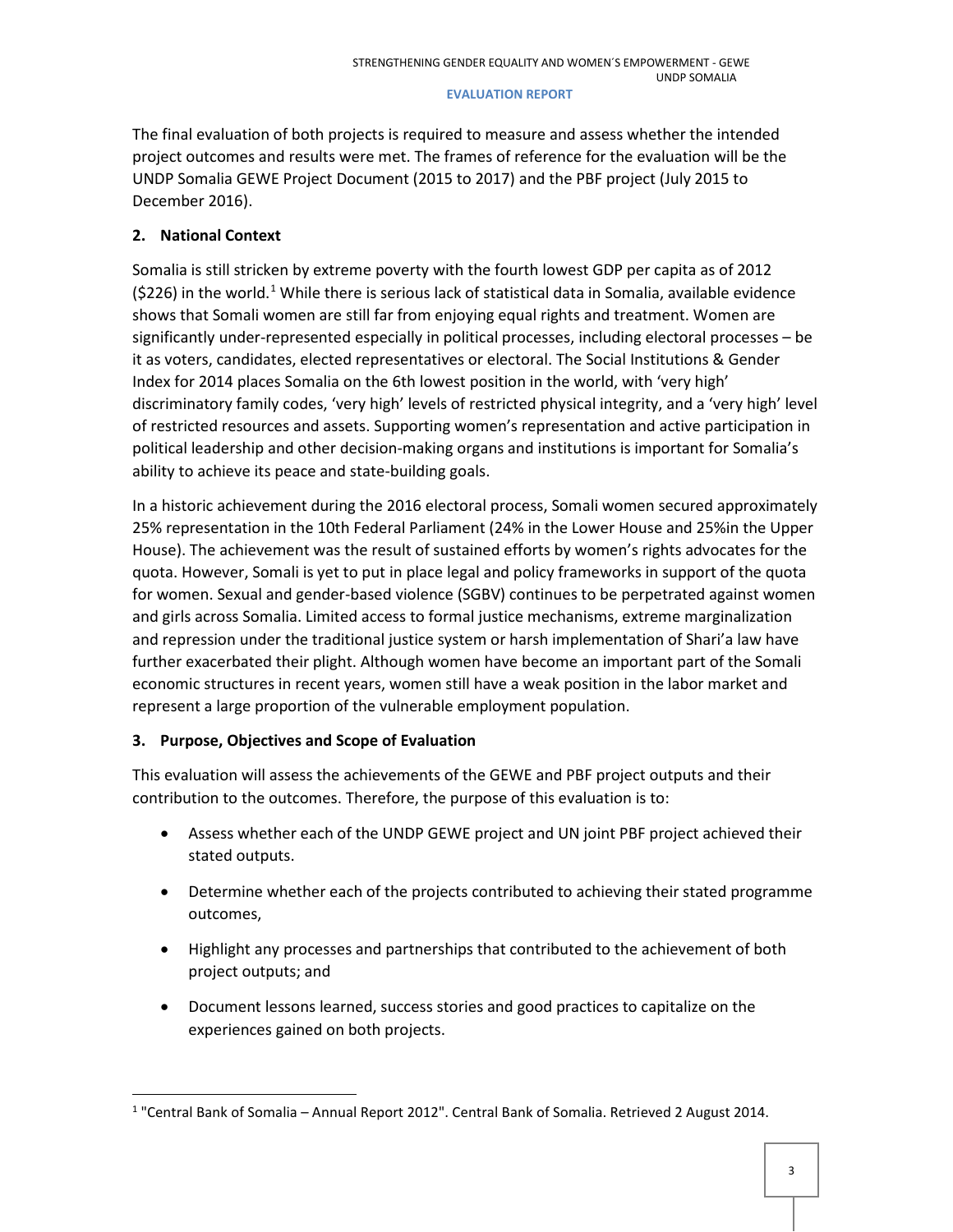The final evaluation of both projects is required to measure and assess whether the intended project outcomes and results were met. The frames of reference for the evaluation will be the UNDP Somalia GEWE Project Document (2015 to 2017) and the PBF project (July 2015 to December 2016).

## 2. National Context

Somalia is still stricken by extreme poverty with the fourth lowest GDP per capita as of 2012 ($226) in the world.[1] While there is serious lack of statistical data in Somalia, available evidence shows that Somali women are still far from enjoying equal rights and treatment. Women are significantly under-represented especially in political processes, including electoral processes – be it as voters, candidates, elected representatives or electoral. The Social Institutions & Gender Index for 2014 places Somalia on the 6th lowest position in the world, with 'very high' discriminatory family codes, 'very high' levels of restricted physical integrity, and a 'very high' level of restricted resources and assets. Supporting women's representation and active participation in political leadership and other decision-making organs and institutions is important for Somalia's ability to achieve its peace and state-building goals.

In a historic achievement during the 2016 electoral process, Somali women secured approximately 25% representation in the 10th Federal Parliament (24% in the Lower House and 25%in the Upper House). The achievement was the result of sustained efforts by women's rights advocates for the quota. However, Somali is yet to put in place legal and policy frameworks in support of the quota for women. Sexual and gender-based violence (SGBV) continues to be perpetrated against women and girls across Somalia. Limited access to formal justice mechanisms, extreme marginalization and repression under the traditional justice system or harsh implementation of Shari'a law have further exacerbated their plight. Although women have become an important part of the Somali economic structures in recent years, women still have a weak position in the labor market and represent a large proportion of the vulnerable employment population.

## 3. Purpose, Objectives and Scope of Evaluation

This evaluation will assess the achievements of the GEWE and PBF project outputs and their contribution to the outcomes. Therefore, the purpose of this evaluation is to:

- Assess whether each of the UNDP GEWE project and UN joint PBF project achieved their stated outputs.
- Determine whether each of the projects contributed to achieving their stated programme outcomes,
- Highlight any processes and partnerships that contributed to the achievement of both project outputs; and
- Document lessons learned, success stories and good practices to capitalize on the experiences gained on both projects.

[1] "Central Bank of Somalia – Annual Report 2012". Central Bank of Somalia. Retrieved 2 August 2014.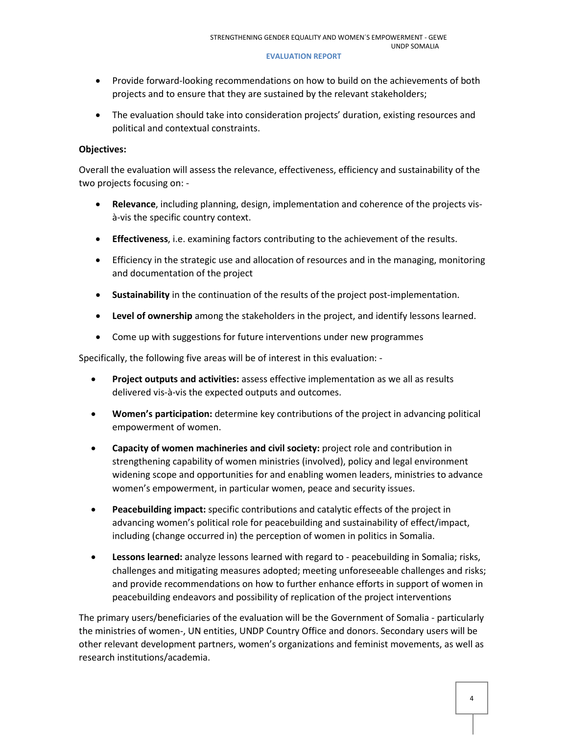- Provide forward-looking recommendations on how to build on the achievements of both projects and to ensure that they are sustained by the relevant stakeholders;
- The evaluation should take into consideration projects' duration, existing resources and political and contextual constraints.

**Objectives:**

Overall the evaluation will assess the relevance, effectiveness, efficiency and sustainability of the two projects focusing on: -

- **Relevance**, including planning, design, implementation and coherence of the projects vis-à-vis the specific country context.
- **Effectiveness**, i.e. examining factors contributing to the achievement of the results.
- Efficiency in the strategic use and allocation of resources and in the managing, monitoring and documentation of the project
- **Sustainability** in the continuation of the results of the project post-implementation.
- **Level of ownership** among the stakeholders in the project, and identify lessons learned.
- Come up with suggestions for future interventions under new programmes

Specifically, the following five areas will be of interest in this evaluation: -

- **Project outputs and activities:** assess effective implementation as we all as results delivered vis-à-vis the expected outputs and outcomes.
- **Women's participation:** determine key contributions of the project in advancing political empowerment of women.
- **Capacity of women machineries and civil society:** project role and contribution in strengthening capability of women ministries (involved), policy and legal environment widening scope and opportunities for and enabling women leaders, ministries to advance women's empowerment, in particular women, peace and security issues.
- **Peacebuilding impact:** specific contributions and catalytic effects of the project in advancing women's political role for peacebuilding and sustainability of effect/impact, including (change occurred in) the perception of women in politics in Somalia.
- **Lessons learned:** analyze lessons learned with regard to - peacebuilding in Somalia; risks, challenges and mitigating measures adopted; meeting unforeseeable challenges and risks; and provide recommendations on how to further enhance efforts in support of women in peacebuilding endeavors and possibility of replication of the project interventions

The primary users/beneficiaries of the evaluation will be the Government of Somalia - particularly the ministries of women-, UN entities, UNDP Country Office and donors. Secondary users will be other relevant development partners, women's organizations and feminist movements, as well as research institutions/academia.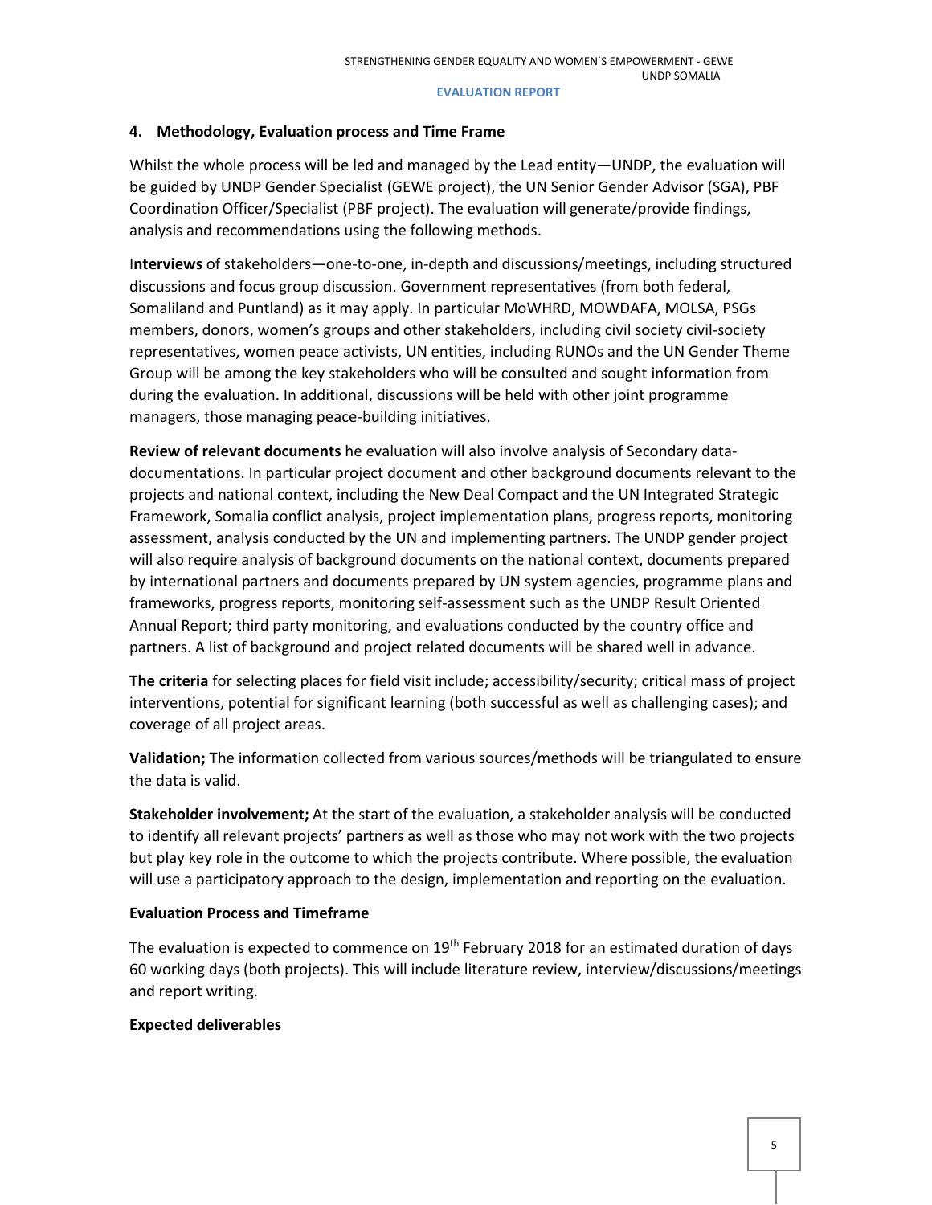## 4. Methodology, Evaluation process and Time Frame

Whilst the whole process will be led and managed by the Lead entity—UNDP, the evaluation will be guided by UNDP Gender Specialist (GEWE project), the UN Senior Gender Advisor (SGA), PBF Coordination Officer/Specialist (PBF project). The evaluation will generate/provide findings, analysis and recommendations using the following methods.

I**nterviews** of stakeholders—one-to-one, in-depth and discussions/meetings, including structured discussions and focus group discussion. Government representatives (from both federal, Somaliland and Puntland) as it may apply. In particular MoWHRD, MOWDAFA, MOLSA, PSGs members, donors, women's groups and other stakeholders, including civil society civil-society representatives, women peace activists, UN entities, including RUNOs and the UN Gender Theme Group will be among the key stakeholders who will be consulted and sought information from during the evaluation. In additional, discussions will be held with other joint programme managers, those managing peace-building initiatives.

**Review of relevant documents** he evaluation will also involve analysis of Secondary data-documentations. In particular project document and other background documents relevant to the projects and national context, including the New Deal Compact and the UN Integrated Strategic Framework, Somalia conflict analysis, project implementation plans, progress reports, monitoring assessment, analysis conducted by the UN and implementing partners. The UNDP gender project will also require analysis of background documents on the national context, documents prepared by international partners and documents prepared by UN system agencies, programme plans and frameworks, progress reports, monitoring self-assessment such as the UNDP Result Oriented Annual Report; third party monitoring, and evaluations conducted by the country office and partners. A list of background and project related documents will be shared well in advance.

**The criteria** for selecting places for field visit include; accessibility/security; critical mass of project interventions, potential for significant learning (both successful as well as challenging cases); and coverage of all project areas.

**Validation;** The information collected from various sources/methods will be triangulated to ensure the data is valid.

**Stakeholder involvement;** At the start of the evaluation, a stakeholder analysis will be conducted to identify all relevant projects' partners as well as those who may not work with the two projects but play key role in the outcome to which the projects contribute. Where possible, the evaluation will use a participatory approach to the design, implementation and reporting on the evaluation.

**Evaluation Process and Timeframe**

The evaluation is expected to commence on 19th February 2018 for an estimated duration of days 60 working days (both projects). This will include literature review, interview/discussions/meetings and report writing.

**Expected deliverables**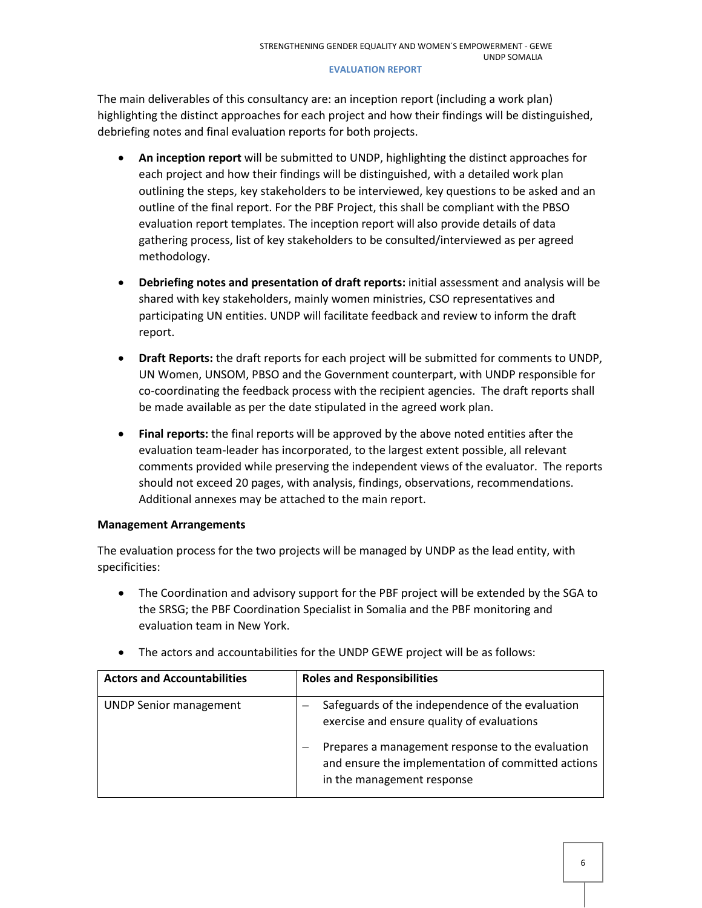The main deliverables of this consultancy are: an inception report (including a work plan) highlighting the distinct approaches for each project and how their findings will be distinguished, debriefing notes and final evaluation reports for both projects.

- **An inception report** will be submitted to UNDP, highlighting the distinct approaches for each project and how their findings will be distinguished, with a detailed work plan outlining the steps, key stakeholders to be interviewed, key questions to be asked and an outline of the final report. For the PBF Project, this shall be compliant with the PBSO evaluation report templates. The inception report will also provide details of data gathering process, list of key stakeholders to be consulted/interviewed as per agreed methodology.

- **Debriefing notes and presentation of draft reports:** initial assessment and analysis will be shared with key stakeholders, mainly women ministries, CSO representatives and participating UN entities. UNDP will facilitate feedback and review to inform the draft report.

- **Draft Reports:** the draft reports for each project will be submitted for comments to UNDP, UN Women, UNSOM, PBSO and the Government counterpart, with UNDP responsible for co-coordinating the feedback process with the recipient agencies. The draft reports shall be made available as per the date stipulated in the agreed work plan.

- **Final reports:** the final reports will be approved by the above noted entities after the evaluation team-leader has incorporated, to the largest extent possible, all relevant comments provided while preserving the independent views of the evaluator. The reports should not exceed 20 pages, with analysis, findings, observations, recommendations. Additional annexes may be attached to the main report.

**Management Arrangements**

The evaluation process for the two projects will be managed by UNDP as the lead entity, with specificities:

- The Coordination and advisory support for the PBF project will be extended by the SGA to the SRSG; the PBF Coordination Specialist in Somalia and the PBF monitoring and evaluation team in New York.

- The actors and accountabilities for the UNDP GEWE project will be as follows:

| Actors and Accountabilities | Roles and Responsibilities |
|---|---|
| UNDP Senior management | – Safeguards of the independence of the evaluation exercise and ensure quality of evaluations<br>– Prepares a management response to the evaluation and ensure the implementation of committed actions in the management response |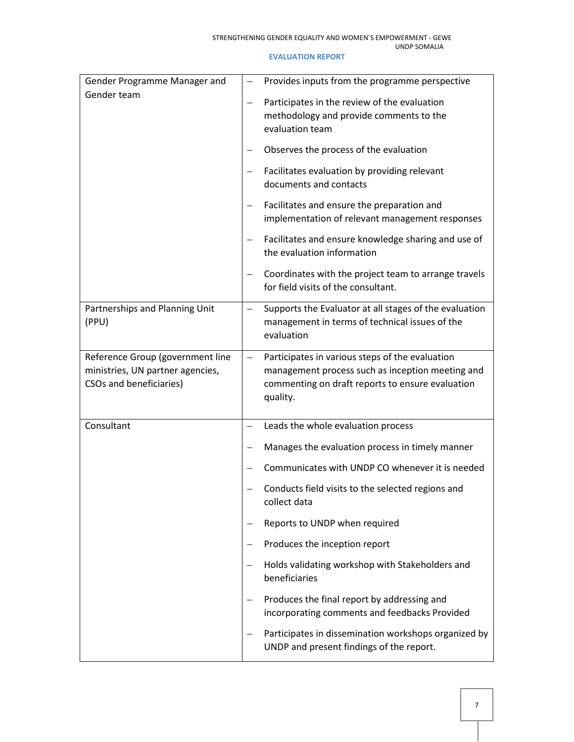| | |
|---|---|
| Gender Programme Manager and Gender team | – Provides inputs from the programme perspective<br>– Participates in the review of the evaluation methodology and provide comments to the evaluation team<br>– Observes the process of the evaluation<br>– Facilitates evaluation by providing relevant documents and contacts<br>– Facilitates and ensure the preparation and implementation of relevant management responses<br>– Facilitates and ensure knowledge sharing and use of the evaluation information<br>– Coordinates with the project team to arrange travels for field visits of the consultant. |
| Partnerships and Planning Unit (PPU) | – Supports the Evaluator at all stages of the evaluation management in terms of technical issues of the evaluation |
| Reference Group (government line ministries, UN partner agencies, CSOs and beneficiaries) | – Participates in various steps of the evaluation management process such as inception meeting and commenting on draft reports to ensure evaluation quality. |
| Consultant | – Leads the whole evaluation process<br>– Manages the evaluation process in timely manner<br>– Communicates with UNDP CO whenever it is needed<br>– Conducts field visits to the selected regions and collect data<br>– Reports to UNDP when required<br>– Produces the inception report<br>– Holds validating workshop with Stakeholders and beneficiaries<br>– Produces the final report by addressing and incorporating comments and feedbacks Provided<br>– Participates in dissemination workshops organized by UNDP and present findings of the report. |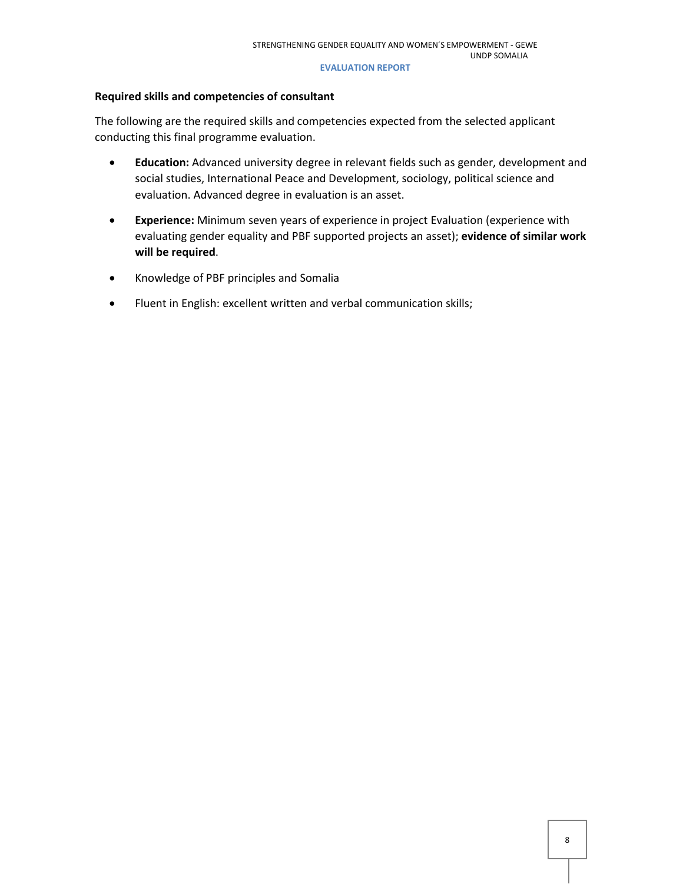**Required skills and competencies of consultant**

The following are the required skills and competencies expected from the selected applicant conducting this final programme evaluation.

- **Education:** Advanced university degree in relevant fields such as gender, development and social studies, International Peace and Development, sociology, political science and evaluation. Advanced degree in evaluation is an asset.
- **Experience:** Minimum seven years of experience in project Evaluation (experience with evaluating gender equality and PBF supported projects an asset); **evidence of similar work will be required**.
- Knowledge of PBF principles and Somalia
- Fluent in English: excellent written and verbal communication skills;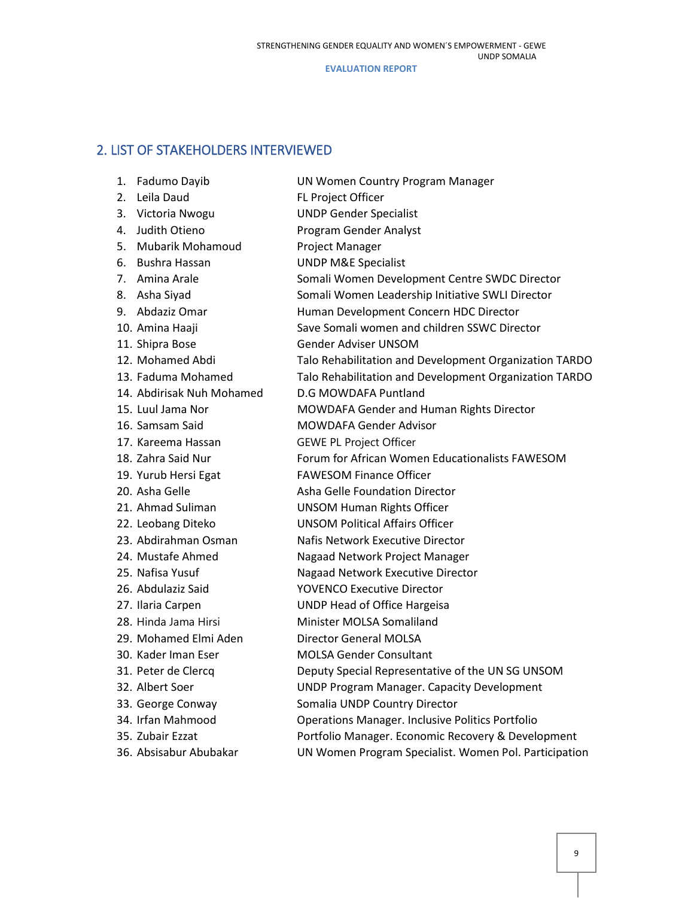## 2. LIST OF STAKEHOLDERS INTERVIEWED

1. Fadumo Dayib — UN Women Country Program Manager
2. Leila Daud — FL Project Officer
3. Victoria Nwogu — UNDP Gender Specialist
4. Judith Otieno — Program Gender Analyst
5. Mubarik Mohamoud — Project Manager
6. Bushra Hassan — UNDP M&E Specialist
7. Amina Arale — Somali Women Development Centre SWDC Director
8. Asha Siyad — Somali Women Leadership Initiative SWLI Director
9. Abdaziz Omar — Human Development Concern HDC Director
10. Amina Haaji — Save Somali women and children SSWC Director
11. Shipra Bose — Gender Adviser UNSOM
12. Mohamed Abdi — Talo Rehabilitation and Development Organization TARDO
13. Faduma Mohamed — Talo Rehabilitation and Development Organization TARDO
14. Abdirisak Nuh Mohamed — D.G MOWDAFA Puntland
15. Luul Jama Nor — MOWDAFA Gender and Human Rights Director
16. Samsam Said — MOWDAFA Gender Advisor
17. Kareema Hassan — GEWE PL Project Officer
18. Zahra Said Nur — Forum for African Women Educationalists FAWESOM
19. Yurub Hersi Egat — FAWESOM Finance Officer
20. Asha Gelle — Asha Gelle Foundation Director
21. Ahmad Suliman — UNSOM Human Rights Officer
22. Leobang Diteko — UNSOM Political Affairs Officer
23. Abdirahman Osman — Nafis Network Executive Director
24. Mustafe Ahmed — Nagaad Network Project Manager
25. Nafisa Yusuf — Nagaad Network Executive Director
26. Abdulaziz Said — YOVENCO Executive Director
27. Ilaria Carpen — UNDP Head of Office Hargeisa
28. Hinda Jama Hirsi — Minister MOLSA Somaliland
29. Mohamed Elmi Aden — Director General MOLSA
30. Kader Iman Eser — MOLSA Gender Consultant
31. Peter de Clercq — Deputy Special Representative of the UN SG UNSOM
32. Albert Soer — UNDP Program Manager. Capacity Development
33. George Conway — Somalia UNDP Country Director
34. Irfan Mahmood — Operations Manager. Inclusive Politics Portfolio
35. Zubair Ezzat — Portfolio Manager. Economic Recovery & Development
36. Absisabur Abubakar — UN Women Program Specialist. Women Pol. Participation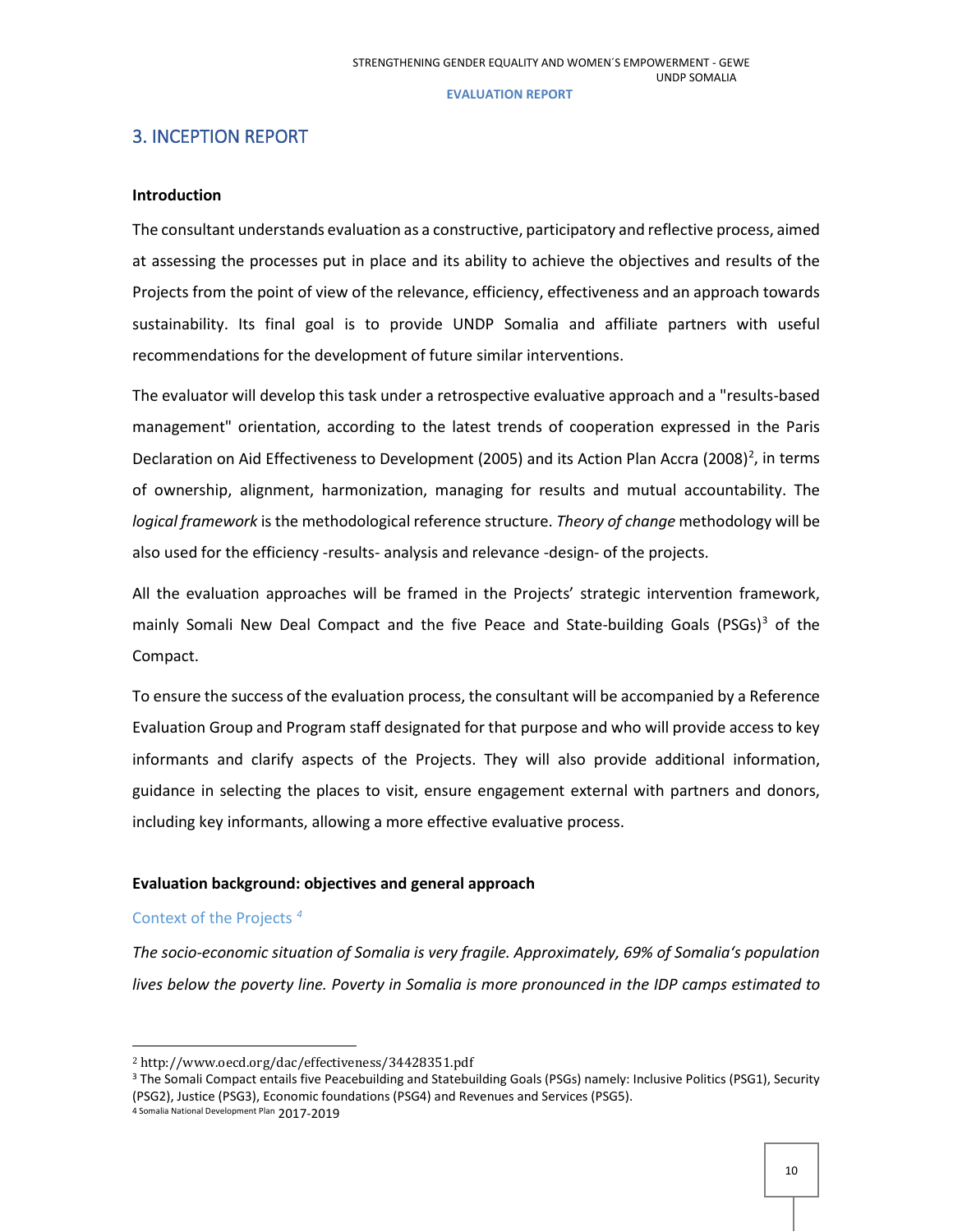## 3. INCEPTION REPORT

**Introduction**

The consultant understands evaluation as a constructive, participatory and reflective process, aimed at assessing the processes put in place and its ability to achieve the objectives and results of the Projects from the point of view of the relevance, efficiency, effectiveness and an approach towards sustainability. Its final goal is to provide UNDP Somalia and affiliate partners with useful recommendations for the development of future similar interventions.

The evaluator will develop this task under a retrospective evaluative approach and a "results-based management" orientation, according to the latest trends of cooperation expressed in the Paris Declaration on Aid Effectiveness to Development (2005) and its Action Plan Accra (2008)[2], in terms of ownership, alignment, harmonization, managing for results and mutual accountability. The *logical framework* is the methodological reference structure. *Theory of change* methodology will be also used for the efficiency -results- analysis and relevance -design- of the projects.

All the evaluation approaches will be framed in the Projects' strategic intervention framework, mainly Somali New Deal Compact and the five Peace and State-building Goals (PSGs)[3] of the Compact.

To ensure the success of the evaluation process, the consultant will be accompanied by a Reference Evaluation Group and Program staff designated for that purpose and who will provide access to key informants and clarify aspects of the Projects. They will also provide additional information, guidance in selecting the places to visit, ensure engagement external with partners and donors, including key informants, allowing a more effective evaluative process.

**Evaluation background: objectives and general approach**

### Context of the Projects [4]

*The socio-economic situation of Somalia is very fragile. Approximately, 69% of Somalia's population lives below the poverty line. Poverty in Somalia is more pronounced in the IDP camps estimated to*

---

[2] http://www.oecd.org/dac/effectiveness/34428351.pdf

[3] The Somali Compact entails five Peacebuilding and Statebuilding Goals (PSGs) namely: Inclusive Politics (PSG1), Security (PSG2), Justice (PSG3), Economic foundations (PSG4) and Revenues and Services (PSG5).

[4] Somalia National Development Plan 2017-2019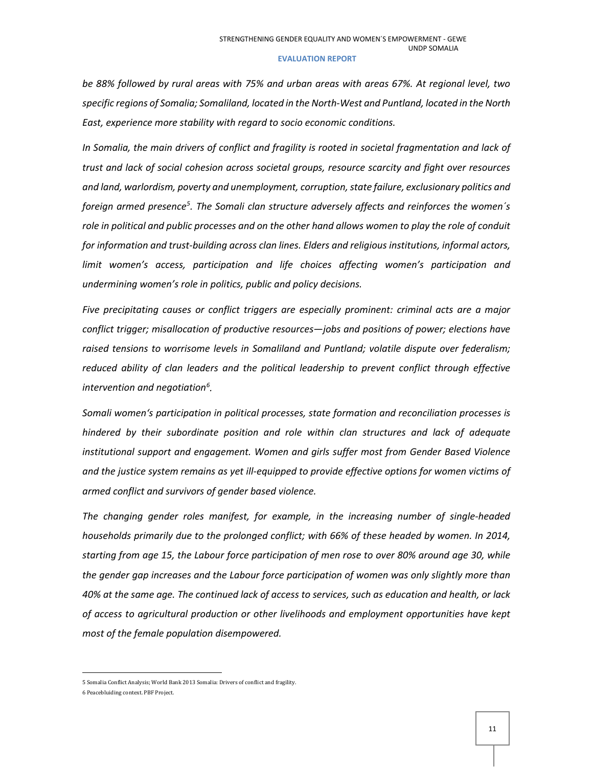*be 88% followed by rural areas with 75% and urban areas with areas 67%. At regional level, two specific regions of Somalia; Somaliland, located in the North-West and Puntland, located in the North East, experience more stability with regard to socio economic conditions.*

*In Somalia, the main drivers of conflict and fragility is rooted in societal fragmentation and lack of trust and lack of social cohesion across societal groups, resource scarcity and fight over resources and land, warlordism, poverty and unemployment, corruption, state failure, exclusionary politics and foreign armed presence*[5]*. The Somali clan structure adversely affects and reinforces the women´s role in political and public processes and on the other hand allows women to play the role of conduit for information and trust-building across clan lines. Elders and religious institutions, informal actors, limit women's access, participation and life choices affecting women's participation and undermining women's role in politics, public and policy decisions.*

*Five precipitating causes or conflict triggers are especially prominent: criminal acts are a major conflict trigger; misallocation of productive resources—jobs and positions of power; elections have raised tensions to worrisome levels in Somaliland and Puntland; volatile dispute over federalism; reduced ability of clan leaders and the political leadership to prevent conflict through effective intervention and negotiation*[6]*.*

*Somali women's participation in political processes, state formation and reconciliation processes is hindered by their subordinate position and role within clan structures and lack of adequate institutional support and engagement. Women and girls suffer most from Gender Based Violence and the justice system remains as yet ill-equipped to provide effective options for women victims of armed conflict and survivors of gender based violence.*

*The changing gender roles manifest, for example, in the increasing number of single-headed households primarily due to the prolonged conflict; with 66% of these headed by women. In 2014, starting from age 15, the Labour force participation of men rose to over 80% around age 30, while the gender gap increases and the Labour force participation of women was only slightly more than 40% at the same age. The continued lack of access to services, such as education and health, or lack of access to agricultural production or other livelihoods and employment opportunities have kept most of the female population disempowered.*

---

5 Somalia Conflict Analysis; World Bank 2013 Somalia: Drivers of conflict and fragility.

6 Peacebluiding context. PBF Project.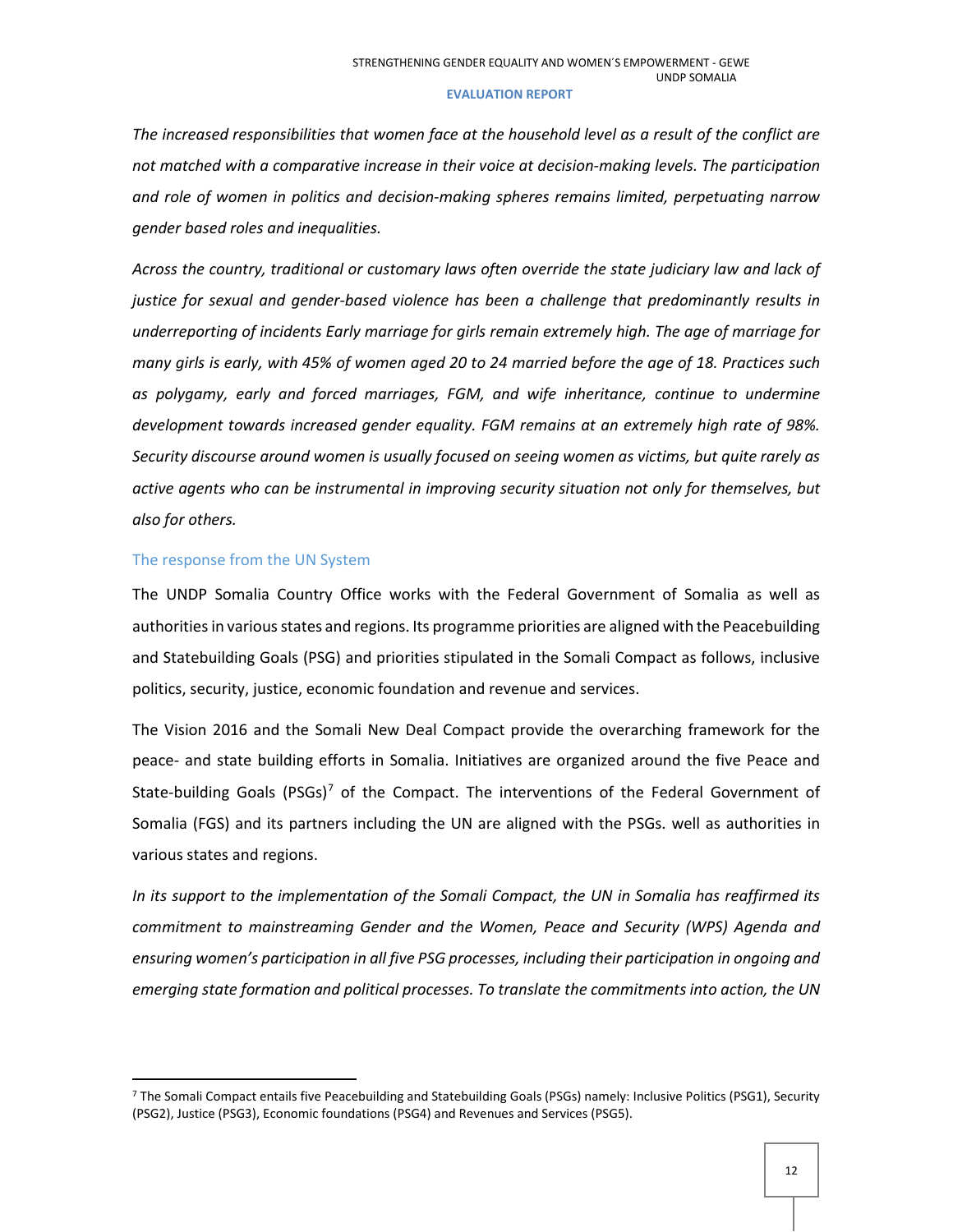*The increased responsibilities that women face at the household level as a result of the conflict are not matched with a comparative increase in their voice at decision-making levels. The participation and role of women in politics and decision-making spheres remains limited, perpetuating narrow gender based roles and inequalities.*

*Across the country, traditional or customary laws often override the state judiciary law and lack of justice for sexual and gender-based violence has been a challenge that predominantly results in underreporting of incidents Early marriage for girls remain extremely high. The age of marriage for many girls is early, with 45% of women aged 20 to 24 married before the age of 18. Practices such as polygamy, early and forced marriages, FGM, and wife inheritance, continue to undermine development towards increased gender equality. FGM remains at an extremely high rate of 98%. Security discourse around women is usually focused on seeing women as victims, but quite rarely as active agents who can be instrumental in improving security situation not only for themselves, but also for others.*

### The response from the UN System

The UNDP Somalia Country Office works with the Federal Government of Somalia as well as authorities in various states and regions. Its programme priorities are aligned with the Peacebuilding and Statebuilding Goals (PSG) and priorities stipulated in the Somali Compact as follows, inclusive politics, security, justice, economic foundation and revenue and services.

The Vision 2016 and the Somali New Deal Compact provide the overarching framework for the peace- and state building efforts in Somalia. Initiatives are organized around the five Peace and State-building Goals (PSGs)[7] of the Compact. The interventions of the Federal Government of Somalia (FGS) and its partners including the UN are aligned with the PSGs. well as authorities in various states and regions.

*In its support to the implementation of the Somali Compact, the UN in Somalia has reaffirmed its commitment to mainstreaming Gender and the Women, Peace and Security (WPS) Agenda and ensuring women's participation in all five PSG processes, including their participation in ongoing and emerging state formation and political processes. To translate the commitments into action, the UN*

[7] The Somali Compact entails five Peacebuilding and Statebuilding Goals (PSGs) namely: Inclusive Politics (PSG1), Security (PSG2), Justice (PSG3), Economic foundations (PSG4) and Revenues and Services (PSG5).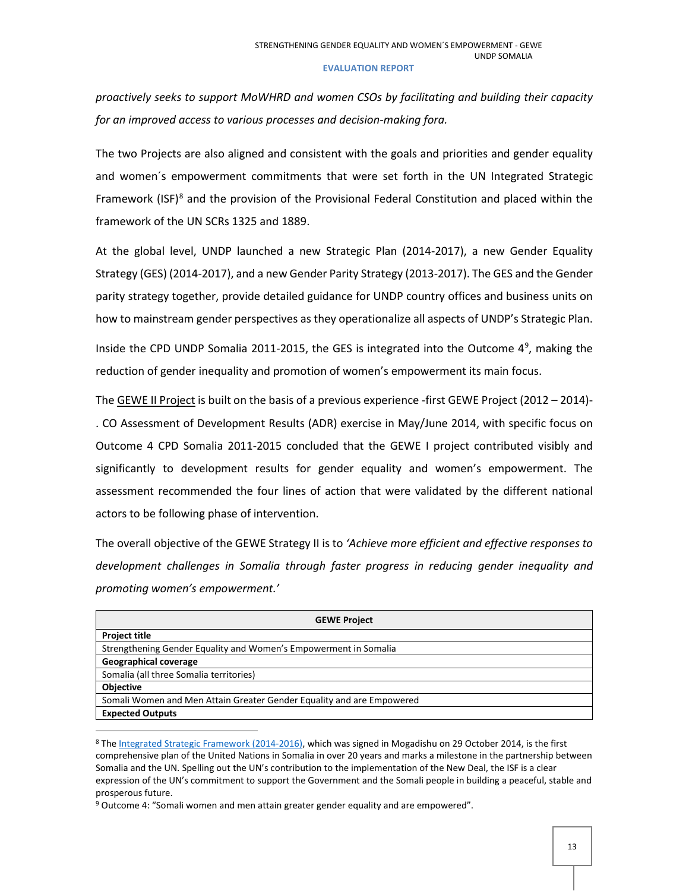*proactively seeks to support MoWHRD and women CSOs by facilitating and building their capacity for an improved access to various processes and decision-making fora.*

The two Projects are also aligned and consistent with the goals and priorities and gender equality and women´s empowerment commitments that were set forth in the UN Integrated Strategic Framework (ISF)[8] and the provision of the Provisional Federal Constitution and placed within the framework of the UN SCRs 1325 and 1889.

At the global level, UNDP launched a new Strategic Plan (2014-2017), a new Gender Equality Strategy (GES) (2014-2017), and a new Gender Parity Strategy (2013-2017). The GES and the Gender parity strategy together, provide detailed guidance for UNDP country offices and business units on how to mainstream gender perspectives as they operationalize all aspects of UNDP's Strategic Plan.

Inside the CPD UNDP Somalia 2011-2015, the GES is integrated into the Outcome 4[9], making the reduction of gender inequality and promotion of women's empowerment its main focus.

The GEWE II Project is built on the basis of a previous experience -first GEWE Project (2012 – 2014)-. CO Assessment of Development Results (ADR) exercise in May/June 2014, with specific focus on Outcome 4 CPD Somalia 2011-2015 concluded that the GEWE I project contributed visibly and significantly to development results for gender equality and women's empowerment. The assessment recommended the four lines of action that were validated by the different national actors to be following phase of intervention.

The overall objective of the GEWE Strategy II is to *'Achieve more efficient and effective responses to development challenges in Somalia through faster progress in reducing gender inequality and promoting women's empowerment.'*

| GEWE Project |
| --- |
| **Project title** |
| Strengthening Gender Equality and Women's Empowerment in Somalia |
| **Geographical coverage** |
| Somalia (all three Somalia territories) |
| **Objective** |
| Somali Women and Men Attain Greater Gender Equality and are Empowered |
| **Expected Outputs** |

[8] The Integrated Strategic Framework (2014-2016), which was signed in Mogadishu on 29 October 2014, is the first comprehensive plan of the United Nations in Somalia in over 20 years and marks a milestone in the partnership between Somalia and the UN. Spelling out the UN's contribution to the implementation of the New Deal, the ISF is a clear expression of the UN's commitment to support the Government and the Somali people in building a peaceful, stable and prosperous future.

[9] Outcome 4: "Somali women and men attain greater gender equality and are empowered".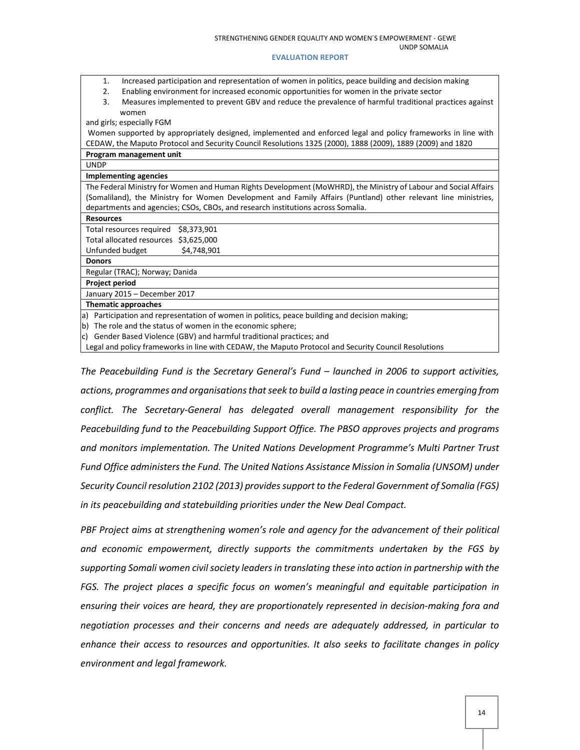| |
|---|
| 1. Increased participation and representation of women in politics, peace building and decision making<br>2. Enabling environment for increased economic opportunities for women in the private sector<br>3. Measures implemented to prevent GBV and reduce the prevalence of harmful traditional practices against women<br>and girls; especially FGM<br>Women supported by appropriately designed, implemented and enforced legal and policy frameworks in line with CEDAW, the Maputo Protocol and Security Council Resolutions 1325 (2000), 1888 (2009), 1889 (2009) and 1820 |
| **Program management unit** |
| UNDP |
| **Implementing agencies** |
| The Federal Ministry for Women and Human Rights Development (MoWHRD), the Ministry of Labour and Social Affairs (Somaliland), the Ministry for Women Development and Family Affairs (Puntland) other relevant line ministries, departments and agencies; CSOs, CBOs, and research institutions across Somalia. |
| **Resources** |
| Total resources required $8,373,901<br>Total allocated resources $3,625,000<br>Unfunded budget $4,748,901 |
| **Donors** |
| Regular (TRAC); Norway; Danida |
| **Project period** |
| January 2015 – December 2017 |
| **Thematic approaches** |
| a) Participation and representation of women in politics, peace building and decision making;<br>b) The role and the status of women in the economic sphere;<br>c) Gender Based Violence (GBV) and harmful traditional practices; and<br>Legal and policy frameworks in line with CEDAW, the Maputo Protocol and Security Council Resolutions |

*The Peacebuilding Fund is the Secretary General's Fund – launched in 2006 to support activities, actions, programmes and organisations that seek to build a lasting peace in countries emerging from conflict. The Secretary-General has delegated overall management responsibility for the Peacebuilding fund to the Peacebuilding Support Office. The PBSO approves projects and programs and monitors implementation. The United Nations Development Programme's Multi Partner Trust Fund Office administers the Fund. The United Nations Assistance Mission in Somalia (UNSOM) under Security Council resolution 2102 (2013) provides support to the Federal Government of Somalia (FGS) in its peacebuilding and statebuilding priorities under the New Deal Compact.*

*PBF Project aims at strengthening women's role and agency for the advancement of their political and economic empowerment, directly supports the commitments undertaken by the FGS by supporting Somali women civil society leaders in translating these into action in partnership with the FGS. The project places a specific focus on women's meaningful and equitable participation in ensuring their voices are heard, they are proportionately represented in decision-making fora and negotiation processes and their concerns and needs are adequately addressed, in particular to enhance their access to resources and opportunities. It also seeks to facilitate changes in policy environment and legal framework.*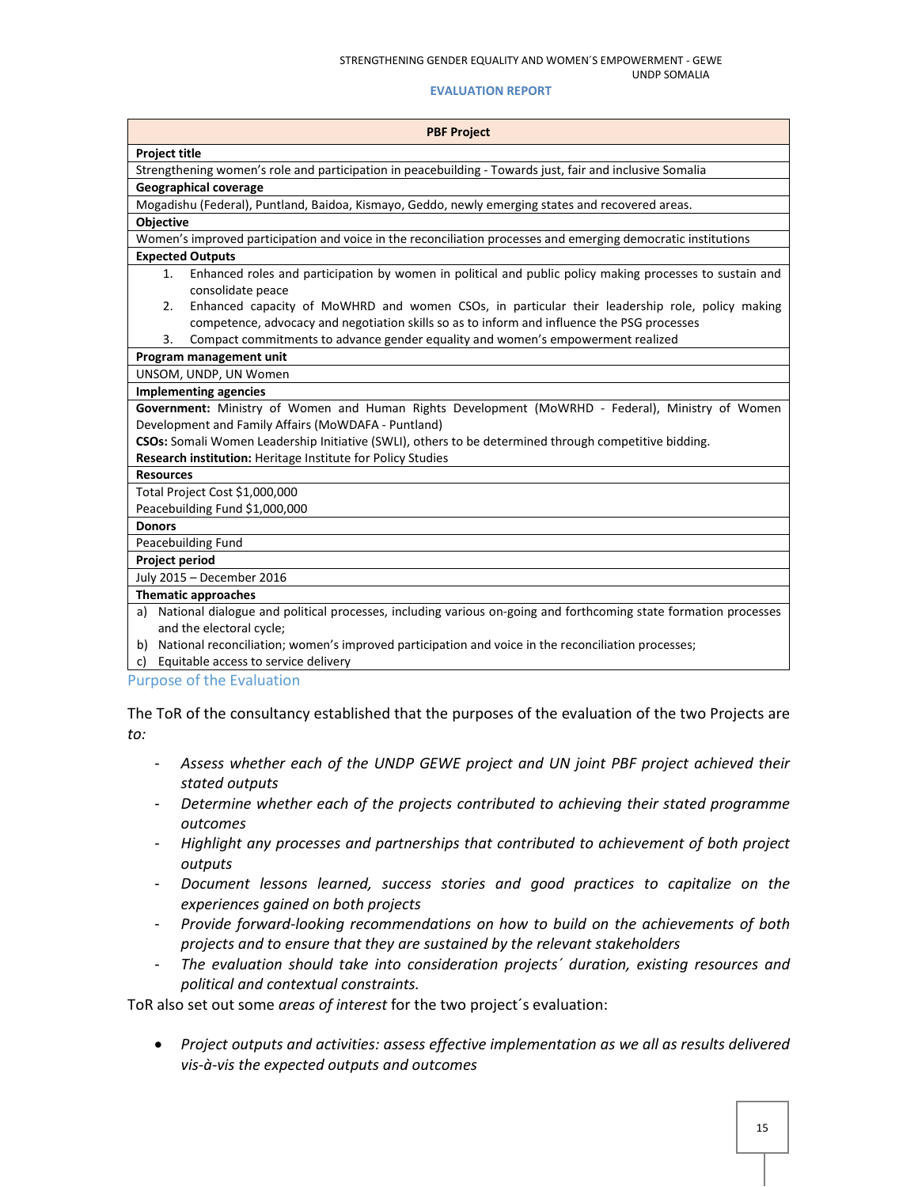| PBF Project |
|---|
| **Project title** |
| Strengthening women's role and participation in peacebuilding - Towards just, fair and inclusive Somalia |
| **Geographical coverage** |
| Mogadishu (Federal), Puntland, Baidoa, Kismayo, Geddo, newly emerging states and recovered areas. |
| **Objective** |
| Women's improved participation and voice in the reconciliation processes and emerging democratic institutions |
| **Expected Outputs** |
| 1. Enhanced roles and participation by women in political and public policy making processes to sustain and consolidate peace<br>2. Enhanced capacity of MoWHRD and women CSOs, in particular their leadership role, policy making competence, advocacy and negotiation skills so as to inform and influence the PSG processes<br>3. Compact commitments to advance gender equality and women's empowerment realized |
| **Program management unit** |
| UNSOM, UNDP, UN Women |
| **Implementing agencies** |
| **Government:** Ministry of Women and Human Rights Development (MoWRHD - Federal), Ministry of Women Development and Family Affairs (MoWDAFA - Puntland)<br>**CSOs:** Somali Women Leadership Initiative (SWLI), others to be determined through competitive bidding.<br>**Research institution:** Heritage Institute for Policy Studies |
| **Resources** |
| Total Project Cost $1,000,000<br>Peacebuilding Fund $1,000,000 |
| **Donors** |
| Peacebuilding Fund |
| **Project period** |
| July 2015 – December 2016 |
| **Thematic approaches** |
| a) National dialogue and political processes, including various on-going and forthcoming state formation processes and the electoral cycle;<br>b) National reconciliation; women's improved participation and voice in the reconciliation processes;<br>c) Equitable access to service delivery |

## Purpose of the Evaluation

The ToR of the consultancy established that the purposes of the evaluation of the two Projects are *to:*

- *Assess whether each of the UNDP GEWE project and UN joint PBF project achieved their stated outputs*
- *Determine whether each of the projects contributed to achieving their stated programme outcomes*
- *Highlight any processes and partnerships that contributed to achievement of both project outputs*
- *Document lessons learned, success stories and good practices to capitalize on the experiences gained on both projects*
- *Provide forward-looking recommendations on how to build on the achievements of both projects and to ensure that they are sustained by the relevant stakeholders*
- *The evaluation should take into consideration projects´ duration, existing resources and political and contextual constraints.*

ToR also set out some *areas of interest* for the two project´s evaluation:

- *Project outputs and activities: assess effective implementation as we all as results delivered vis-à-vis the expected outputs and outcomes*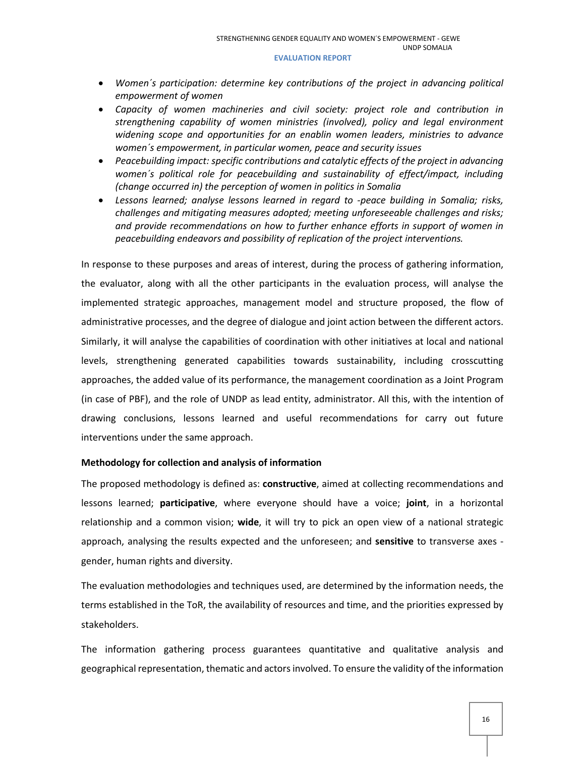- *Women´s participation: determine key contributions of the project in advancing political empowerment of women*
- *Capacity of women machineries and civil society: project role and contribution in strengthening capability of women ministries (involved), policy and legal environment widening scope and opportunities for an enablin women leaders, ministries to advance women´s empowerment, in particular women, peace and security issues*
- *Peacebuilding impact: specific contributions and catalytic effects of the project in advancing women´s political role for peacebuilding and sustainability of effect/impact, including (change occurred in) the perception of women in politics in Somalia*
- *Lessons learned; analyse lessons learned in regard to -peace building in Somalia; risks, challenges and mitigating measures adopted; meeting unforeseeable challenges and risks; and provide recommendations on how to further enhance efforts in support of women in peacebuilding endeavors and possibility of replication of the project interventions.*

In response to these purposes and areas of interest, during the process of gathering information, the evaluator, along with all the other participants in the evaluation process, will analyse the implemented strategic approaches, management model and structure proposed, the flow of administrative processes, and the degree of dialogue and joint action between the different actors. Similarly, it will analyse the capabilities of coordination with other initiatives at local and national levels, strengthening generated capabilities towards sustainability, including crosscutting approaches, the added value of its performance, the management coordination as a Joint Program (in case of PBF), and the role of UNDP as lead entity, administrator. All this, with the intention of drawing conclusions, lessons learned and useful recommendations for carry out future interventions under the same approach.

**Methodology for collection and analysis of information**

The proposed methodology is defined as: **constructive**, aimed at collecting recommendations and lessons learned; **participative**, where everyone should have a voice; **joint**, in a horizontal relationship and a common vision; **wide**, it will try to pick an open view of a national strategic approach, analysing the results expected and the unforeseen; and **sensitive** to transverse axes - gender, human rights and diversity.

The evaluation methodologies and techniques used, are determined by the information needs, the terms established in the ToR, the availability of resources and time, and the priorities expressed by stakeholders.

The information gathering process guarantees quantitative and qualitative analysis and geographical representation, thematic and actors involved. To ensure the validity of the information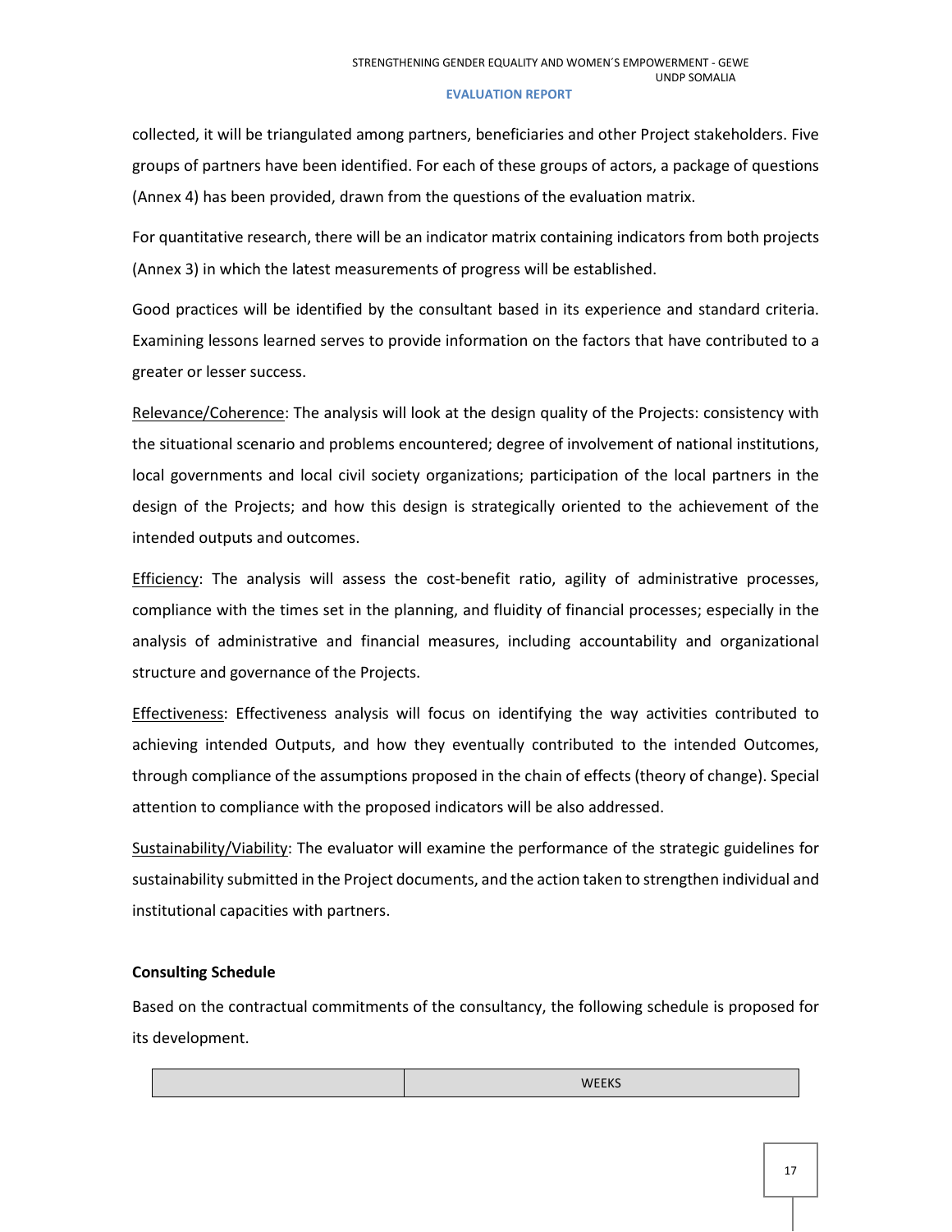collected, it will be triangulated among partners, beneficiaries and other Project stakeholders. Five groups of partners have been identified. For each of these groups of actors, a package of questions (Annex 4) has been provided, drawn from the questions of the evaluation matrix.

For quantitative research, there will be an indicator matrix containing indicators from both projects (Annex 3) in which the latest measurements of progress will be established.

Good practices will be identified by the consultant based in its experience and standard criteria. Examining lessons learned serves to provide information on the factors that have contributed to a greater or lesser success.

Relevance/Coherence: The analysis will look at the design quality of the Projects: consistency with the situational scenario and problems encountered; degree of involvement of national institutions, local governments and local civil society organizations; participation of the local partners in the design of the Projects; and how this design is strategically oriented to the achievement of the intended outputs and outcomes.

Efficiency: The analysis will assess the cost-benefit ratio, agility of administrative processes, compliance with the times set in the planning, and fluidity of financial processes; especially in the analysis of administrative and financial measures, including accountability and organizational structure and governance of the Projects.

Effectiveness: Effectiveness analysis will focus on identifying the way activities contributed to achieving intended Outputs, and how they eventually contributed to the intended Outcomes, through compliance of the assumptions proposed in the chain of effects (theory of change). Special attention to compliance with the proposed indicators will be also addressed.

Sustainability/Viability: The evaluator will examine the performance of the strategic guidelines for sustainability submitted in the Project documents, and the action taken to strengthen individual and institutional capacities with partners.

**Consulting Schedule**

Based on the contractual commitments of the consultancy, the following schedule is proposed for its development.

| | WEEKS |
|---|---|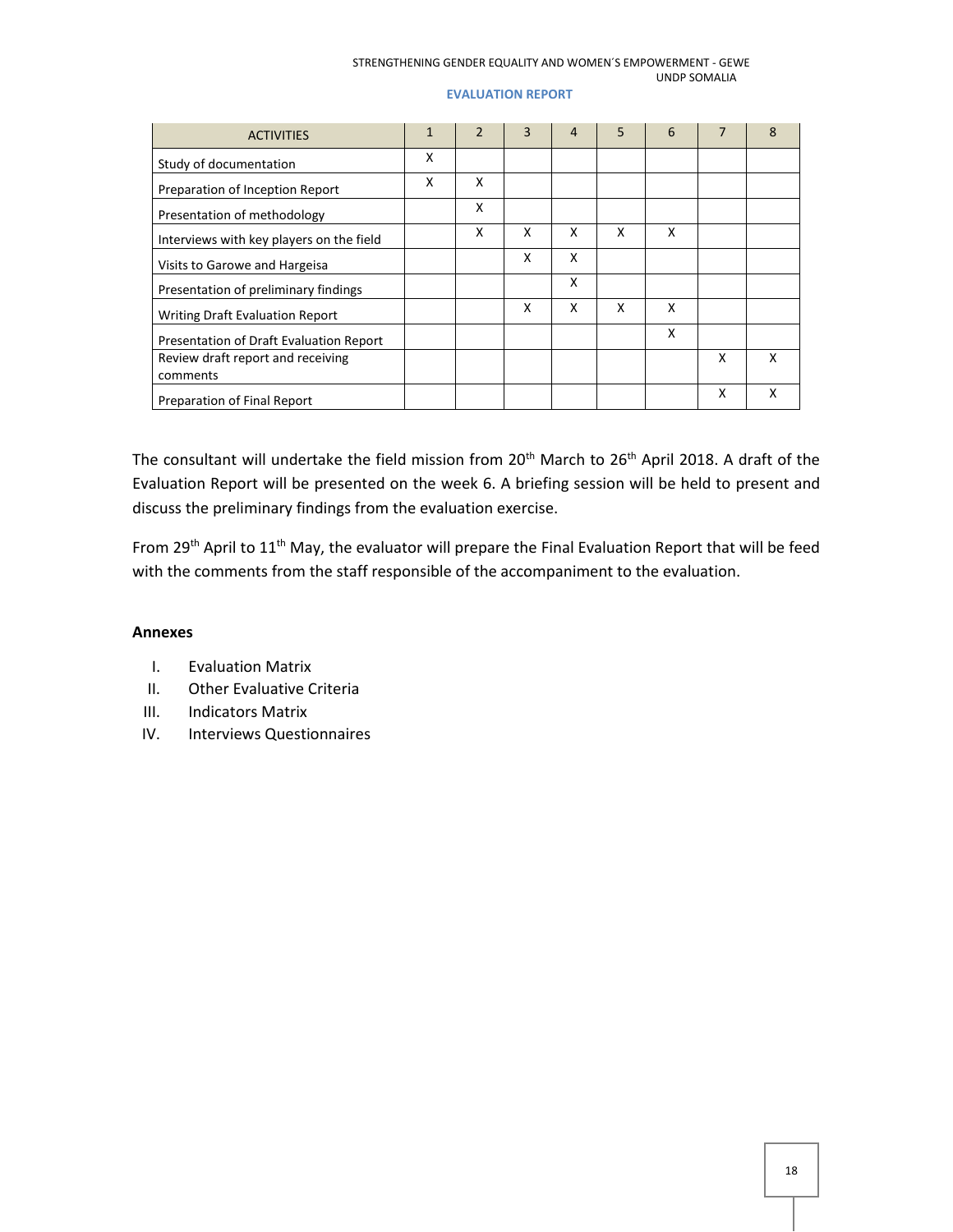| ACTIVITIES | 1 | 2 | 3 | 4 | 5 | 6 | 7 | 8 |
|---|---|---|---|---|---|---|---|---|
| Study of documentation | X | | | | | | | |
| Preparation of Inception Report | X | X | | | | | | |
| Presentation of methodology | | X | | | | | | |
| Interviews with key players on the field | | X | X | X | X | X | | |
| Visits to Garowe and Hargeisa | | | X | X | | | | |
| Presentation of preliminary findings | | | | X | | | | |
| Writing Draft Evaluation Report | | | X | X | X | X | | |
| Presentation of Draft Evaluation Report | | | | | | X | | |
| Review draft report and receiving comments | | | | | | | X | X |
| Preparation of Final Report | | | | | | | X | X |

The consultant will undertake the field mission from 20th March to 26th April 2018. A draft of the Evaluation Report will be presented on the week 6. A briefing session will be held to present and discuss the preliminary findings from the evaluation exercise.

From 29th April to 11th May, the evaluator will prepare the Final Evaluation Report that will be feed with the comments from the staff responsible of the accompaniment to the evaluation.

**Annexes**

I. Evaluation Matrix
II. Other Evaluative Criteria
III. Indicators Matrix
IV. Interviews Questionnaires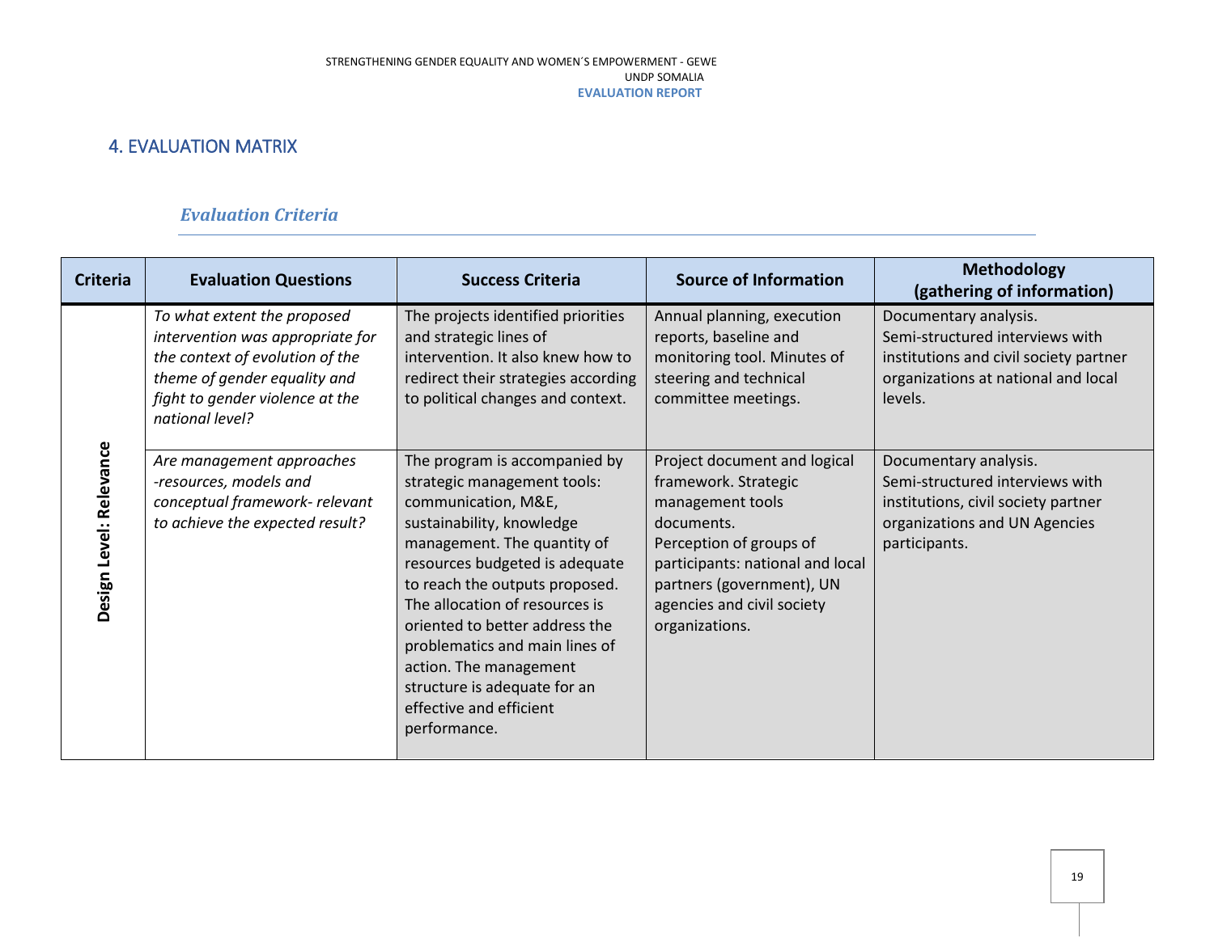## 4. EVALUATION MATRIX

### *Evaluation Criteria*

| Criteria | Evaluation Questions | Success Criteria | Source of Information | Methodology (gathering of information) |
|---|---|---|---|---|
| **Design Level: Relevance** | *To what extent the proposed intervention was appropriate for the context of evolution of the theme of gender equality and fight to gender violence at the national level?* | The projects identified priorities and strategic lines of intervention. It also knew how to redirect their strategies according to political changes and context. | Annual planning, execution reports, baseline and monitoring tool. Minutes of steering and technical committee meetings. | Documentary analysis. Semi-structured interviews with institutions and civil society partner organizations at national and local levels. |
| | *Are management approaches -resources, models and conceptual framework- relevant to achieve the expected result?* | The program is accompanied by strategic management tools: communication, M&E, sustainability, knowledge management. The quantity of resources budgeted is adequate to reach the outputs proposed. The allocation of resources is oriented to better address the problematics and main lines of action. The management structure is adequate for an effective and efficient performance. | Project document and logical framework. Strategic management tools documents. Perception of groups of participants: national and local partners (government), UN agencies and civil society organizations. | Documentary analysis. Semi-structured interviews with institutions, civil society partner organizations and UN Agencies participants. |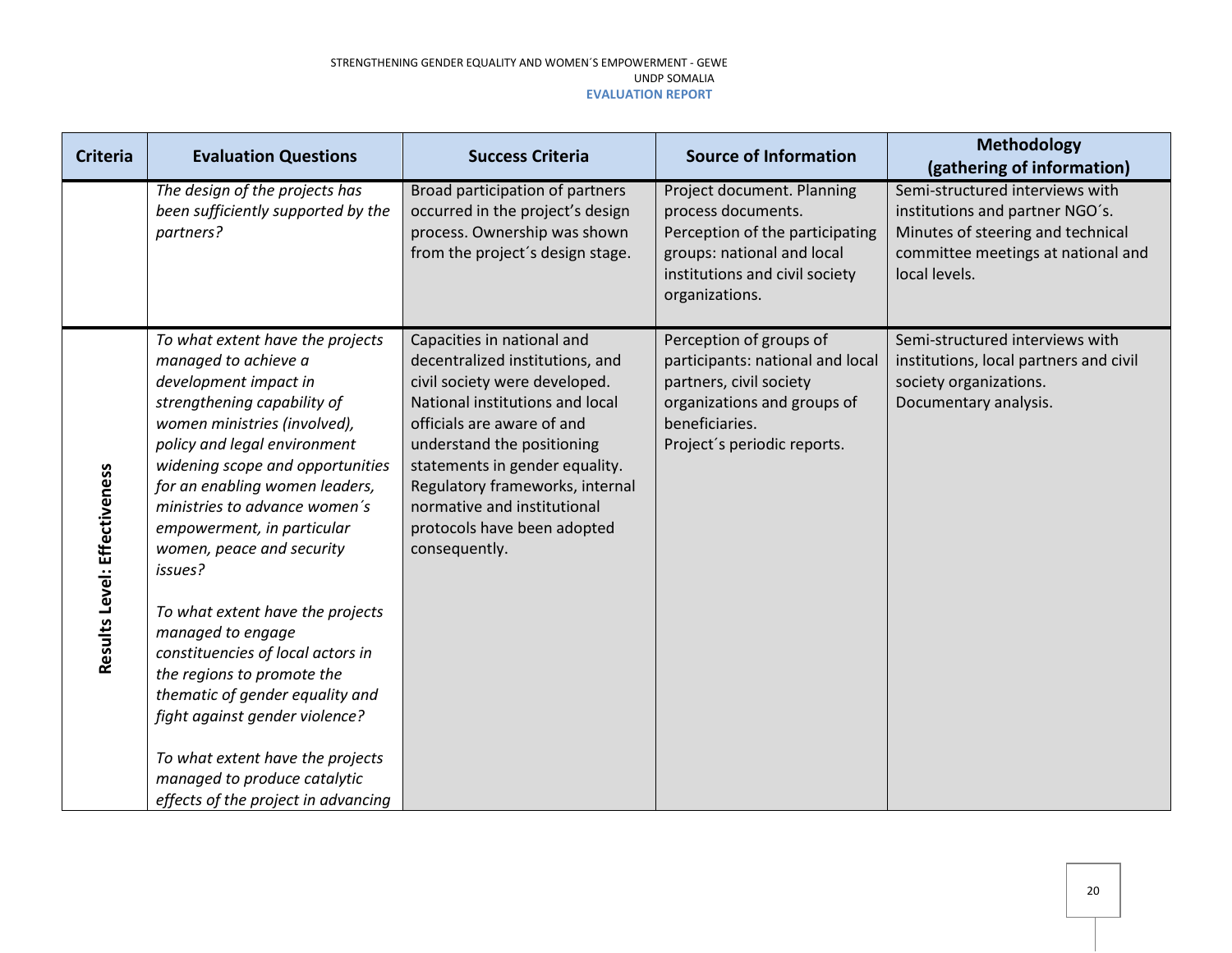| Criteria | Evaluation Questions | Success Criteria | Source of Information | Methodology (gathering of information) |
| --- | --- | --- | --- | --- |
| | *The design of the projects has been sufficiently supported by the partners?* | Broad participation of partners occurred in the project's design process. Ownership was shown from the project´s design stage. | Project document. Planning process documents. Perception of the participating groups: national and local institutions and civil society organizations. | Semi-structured interviews with institutions and partner NGO´s. Minutes of steering and technical committee meetings at national and local levels. |
| **Results Level: Effectiveness** | *To what extent have the projects managed to achieve a development impact in strengthening capability of women ministries (involved), policy and legal environment widening scope and opportunities for an enabling women leaders, ministries to advance women´s empowerment, in particular women, peace and security issues?*<br><br>*To what extent have the projects managed to engage constituencies of local actors in the regions to promote the thematic of gender equality and fight against gender violence?*<br><br>*To what extent have the projects managed to produce catalytic effects of the project in advancing* | Capacities in national and decentralized institutions, and civil society were developed. National institutions and local officials are aware of and understand the positioning statements in gender equality. Regulatory frameworks, internal normative and institutional protocols have been adopted consequently. | Perception of groups of participants: national and local partners, civil society organizations and groups of beneficiaries. Project´s periodic reports. | Semi-structured interviews with institutions, local partners and civil society organizations. Documentary analysis. |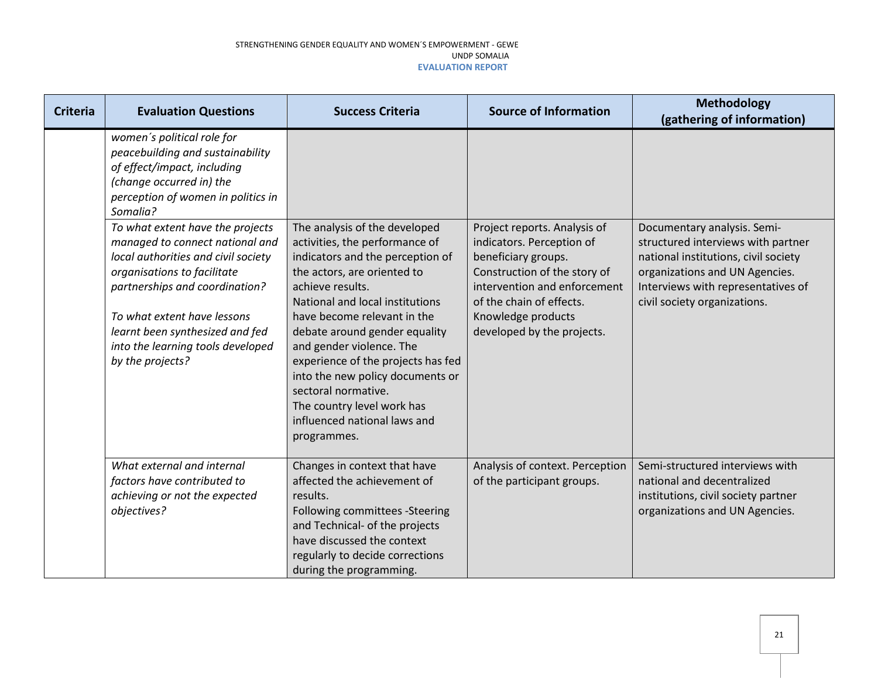| Criteria | Evaluation Questions | Success Criteria | Source of Information | Methodology (gathering of information) |
|---|---|---|---|---|
| | *women´s political role for peacebuilding and sustainability of effect/impact, including (change occurred in) the perception of women in politics in Somalia?* | | | |
| | *To what extent have the projects managed to connect national and local authorities and civil society organisations to facilitate partnerships and coordination?*<br><br>*To what extent have lessons learnt been synthesized and fed into the learning tools developed by the projects?* | The analysis of the developed activities, the performance of indicators and the perception of the actors, are oriented to achieve results.<br>National and local institutions have become relevant in the debate around gender equality and gender violence. The experience of the projects has fed into the new policy documents or sectoral normative.<br>The country level work has influenced national laws and programmes. | Project reports. Analysis of indicators. Perception of beneficiary groups.<br>Construction of the story of intervention and enforcement of the chain of effects. Knowledge products developed by the projects. | Documentary analysis. Semi-structured interviews with partner national institutions, civil society organizations and UN Agencies. Interviews with representatives of civil society organizations. |
| | *What external and internal factors have contributed to achieving or not the expected objectives?* | Changes in context that have affected the achievement of results.<br>Following committees -Steering and Technical- of the projects have discussed the context regularly to decide corrections during the programming. | Analysis of context. Perception of the participant groups. | Semi-structured interviews with national and decentralized institutions, civil society partner organizations and UN Agencies. |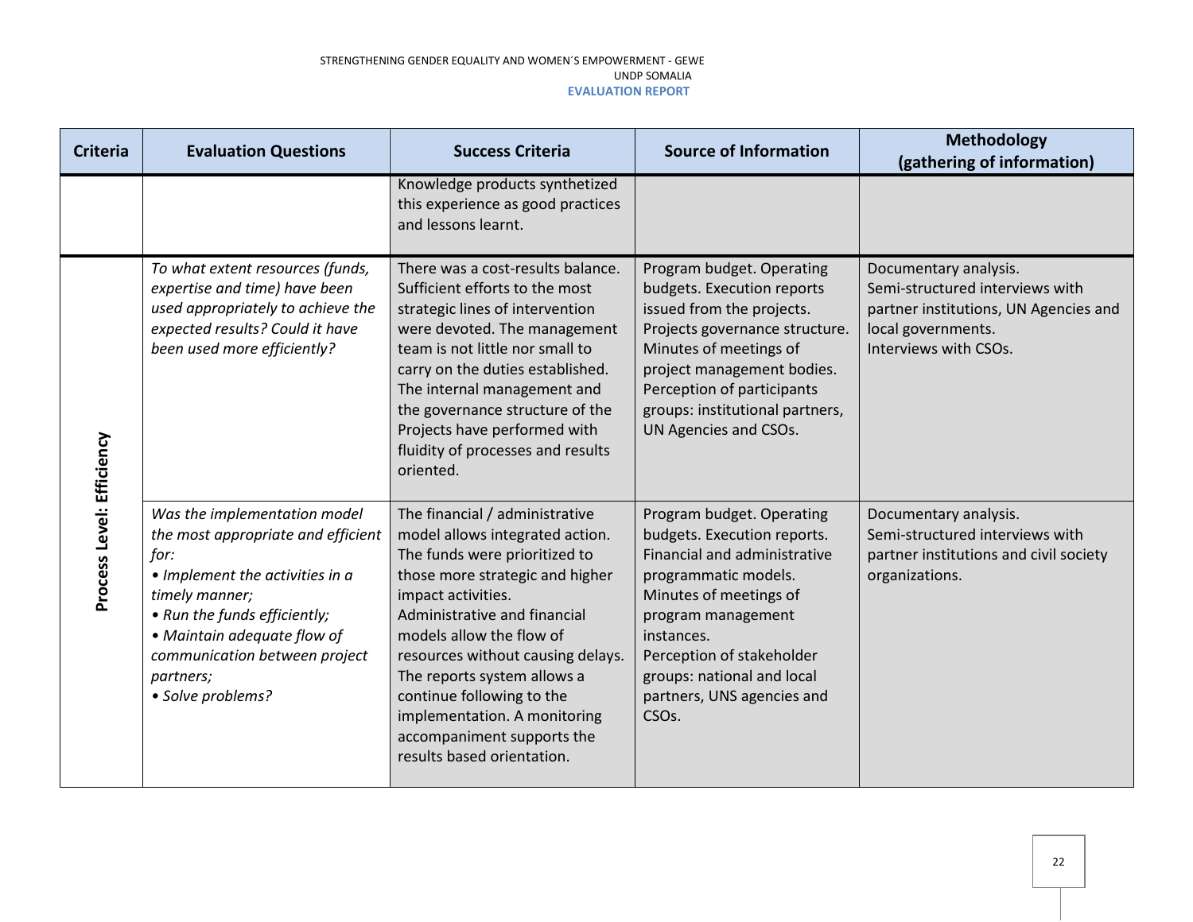| Criteria | Evaluation Questions | Success Criteria | Source of Information | Methodology (gathering of information) |
|---|---|---|---|---|
| | | Knowledge products synthetized this experience as good practices and lessons learnt. | | |
| **Process Level: Efficiency** | *To what extent resources (funds, expertise and time) have been used appropriately to achieve the expected results? Could it have been used more efficiently?* | There was a cost-results balance. Sufficient efforts to the most strategic lines of intervention were devoted. The management team is not little nor small to carry on the duties established. The internal management and the governance structure of the Projects have performed with fluidity of processes and results oriented. | Program budget. Operating budgets. Execution reports issued from the projects. Projects governance structure. Minutes of meetings of project management bodies. Perception of participants groups: institutional partners, UN Agencies and CSOs. | Documentary analysis. Semi-structured interviews with partner institutions, UN Agencies and local governments. Interviews with CSOs. |
| | *Was the implementation model the most appropriate and efficient for:* <br> *• Implement the activities in a timely manner;* <br> *• Run the funds efficiently;* <br> *• Maintain adequate flow of communication between project partners;* <br> *• Solve problems?* | The financial / administrative model allows integrated action. The funds were prioritized to those more strategic and higher impact activities. Administrative and financial models allow the flow of resources without causing delays. The reports system allows a continue following to the implementation. A monitoring accompaniment supports the results based orientation. | Program budget. Operating budgets. Execution reports. Financial and administrative programmatic models. Minutes of meetings of program management instances. Perception of stakeholder groups: national and local partners, UNS agencies and CSOs. | Documentary analysis. Semi-structured interviews with partner institutions and civil society organizations. |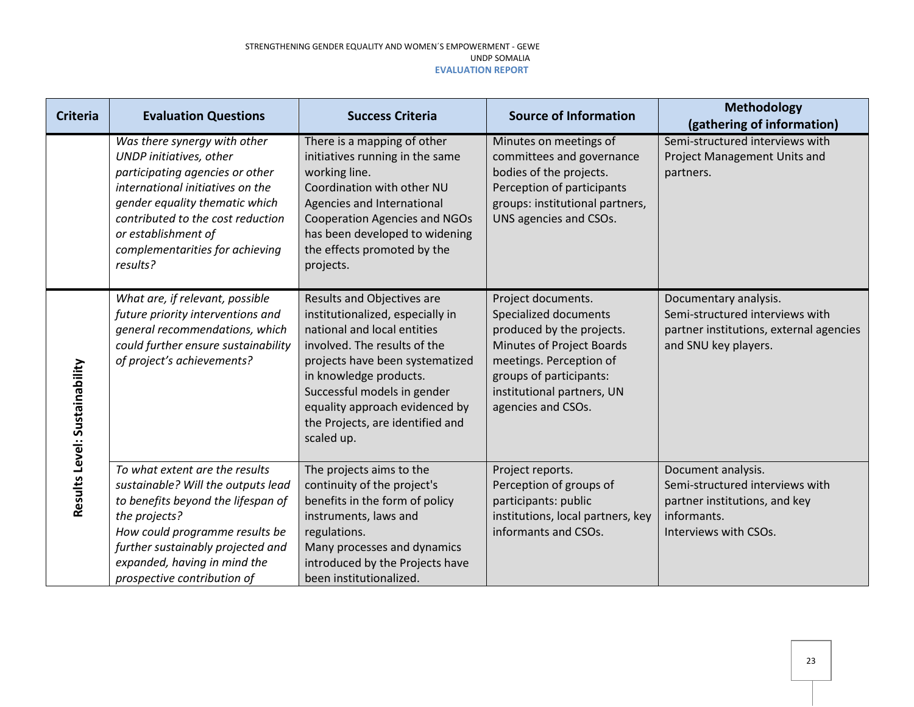| Criteria | Evaluation Questions | Success Criteria | Source of Information | Methodology (gathering of information) |
|---|---|---|---|---|
| | *Was there synergy with other UNDP initiatives, other participating agencies or other international initiatives on the gender equality thematic which contributed to the cost reduction or establishment of complementarities for achieving results?* | There is a mapping of other initiatives running in the same working line. Coordination with other NU Agencies and International Cooperation Agencies and NGOs has been developed to widening the effects promoted by the projects. | Minutes on meetings of committees and governance bodies of the projects. Perception of participants groups: institutional partners, UNS agencies and CSOs. | Semi-structured interviews with Project Management Units and partners. |
| **Results Level: Sustainability** | *What are, if relevant, possible future priority interventions and general recommendations, which could further ensure sustainability of project's achievements?* | Results and Objectives are institutionalized, especially in national and local entities involved. The results of the projects have been systematized in knowledge products. Successful models in gender equality approach evidenced by the Projects, are identified and scaled up. | Project documents. Specialized documents produced by the projects. Minutes of Project Boards meetings. Perception of groups of participants: institutional partners, UN agencies and CSOs. | Documentary analysis. Semi-structured interviews with partner institutions, external agencies and SNU key players. |
| | *To what extent are the results sustainable? Will the outputs lead to benefits beyond the lifespan of the projects? How could programme results be further sustainably projected and expanded, having in mind the prospective contribution of* | The projects aims to the continuity of the project's benefits in the form of policy instruments, laws and regulations. Many processes and dynamics introduced by the Projects have been institutionalized. | Project reports. Perception of groups of participants: public institutions, local partners, key informants and CSOs. | Document analysis. Semi-structured interviews with partner institutions, and key informants. Interviews with CSOs. |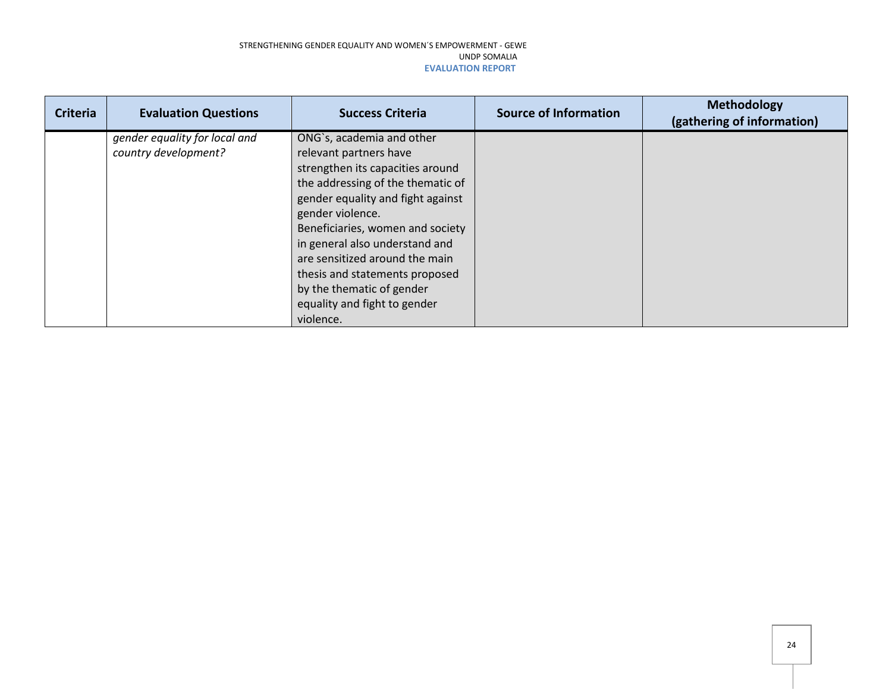| Criteria | Evaluation Questions | Success Criteria | Source of Information | Methodology (gathering of information) |
|---|---|---|---|---|
| | *gender equality for local and country development?* | ONG`s, academia and other relevant partners have strengthen its capacities around the addressing of the thematic of gender equality and fight against gender violence. Beneficiaries, women and society in general also understand and are sensitized around the main thesis and statements proposed by the thematic of gender equality and fight to gender violence. | | |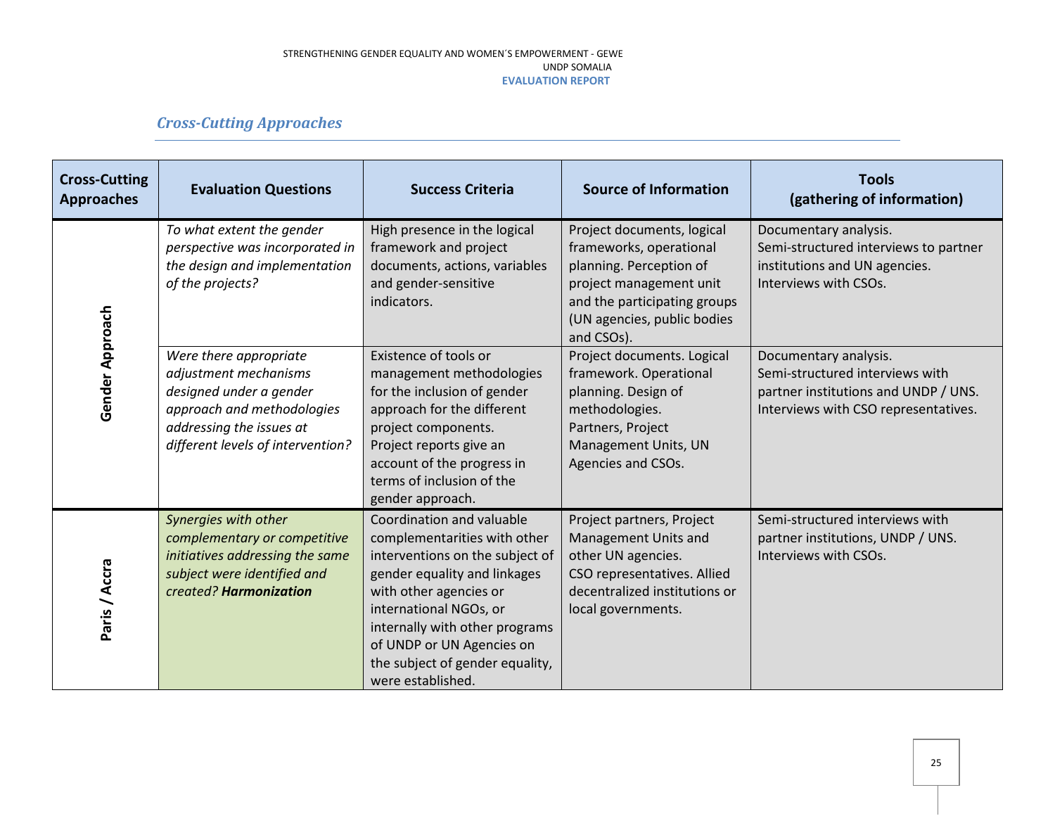### *Cross-Cutting Approaches*

| Cross-Cutting Approaches | Evaluation Questions | Success Criteria | Source of Information | Tools (gathering of information) |
|---|---|---|---|---|
| **Gender Approach** | *To what extent the gender perspective was incorporated in the design and implementation of the projects?* | High presence in the logical framework and project documents, actions, variables and gender-sensitive indicators. | Project documents, logical frameworks, operational planning. Perception of project management unit and the participating groups (UN agencies, public bodies and CSOs). | Documentary analysis. Semi-structured interviews to partner institutions and UN agencies. Interviews with CSOs. |
| | *Were there appropriate adjustment mechanisms designed under a gender approach and methodologies addressing the issues at different levels of intervention?* | Existence of tools or management methodologies for the inclusion of gender approach for the different project components. Project reports give an account of the progress in terms of inclusion of the gender approach. | Project documents. Logical framework. Operational planning. Design of methodologies. Partners, Project Management Units, UN Agencies and CSOs. | Documentary analysis. Semi-structured interviews with partner institutions and UNDP / UNS. Interviews with CSO representatives. |
| **Paris / Accra** | *Synergies with other complementary or competitive initiatives addressing the same subject were identified and created?* ***Harmonization*** | Coordination and valuable complementarities with other interventions on the subject of gender equality and linkages with other agencies or international NGOs, or internally with other programs of UNDP or UN Agencies on the subject of gender equality, were established. | Project partners, Project Management Units and other UN agencies. CSO representatives. Allied decentralized institutions or local governments. | Semi-structured interviews with partner institutions, UNDP / UNS. Interviews with CSOs. |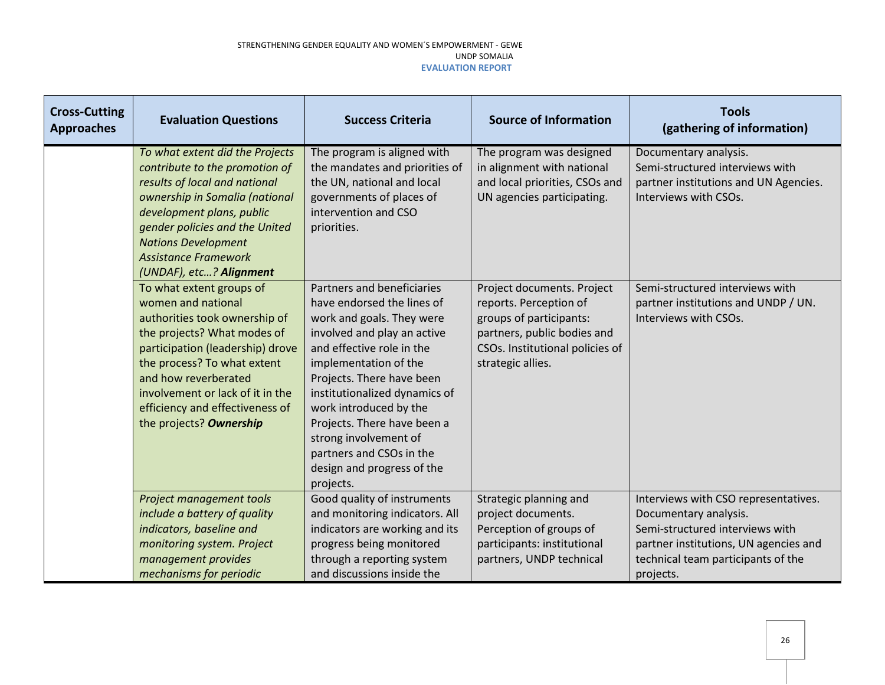| Cross-Cutting Approaches | Evaluation Questions | Success Criteria | Source of Information | Tools (gathering of information) |
|---|---|---|---|---|
| | *To what extent did the Projects contribute to the promotion of results of local and national ownership in Somalia (national development plans, public gender policies and the United Nations Development Assistance Framework (UNDAF), etc…?* ***Alignment*** | The program is aligned with the mandates and priorities of the UN, national and local governments of places of intervention and CSO priorities. | The program was designed in alignment with national and local priorities, CSOs and UN agencies participating. | Documentary analysis. Semi-structured interviews with partner institutions and UN Agencies. Interviews with CSOs. |
| | To what extent groups of women and national authorities took ownership of the projects? What modes of participation (leadership) drove the process? To what extent and how reverberated involvement or lack of it in the efficiency and effectiveness of the projects? ***Ownership*** | Partners and beneficiaries have endorsed the lines of work and goals. They were involved and play an active and effective role in the implementation of the Projects. There have been institutionalized dynamics of work introduced by the Projects. There have been a strong involvement of partners and CSOs in the design and progress of the projects. | Project documents. Project reports. Perception of groups of participants: partners, public bodies and CSOs. Institutional policies of strategic allies. | Semi-structured interviews with partner institutions and UNDP / UN. Interviews with CSOs. |
| | *Project management tools include a battery of quality indicators, baseline and monitoring system. Project management provides mechanisms for periodic* | Good quality of instruments and monitoring indicators. All indicators are working and its progress being monitored through a reporting system and discussions inside the | Strategic planning and project documents. Perception of groups of participants: institutional partners, UNDP technical | Interviews with CSO representatives. Documentary analysis. Semi-structured interviews with partner institutions, UN agencies and technical team participants of the projects. |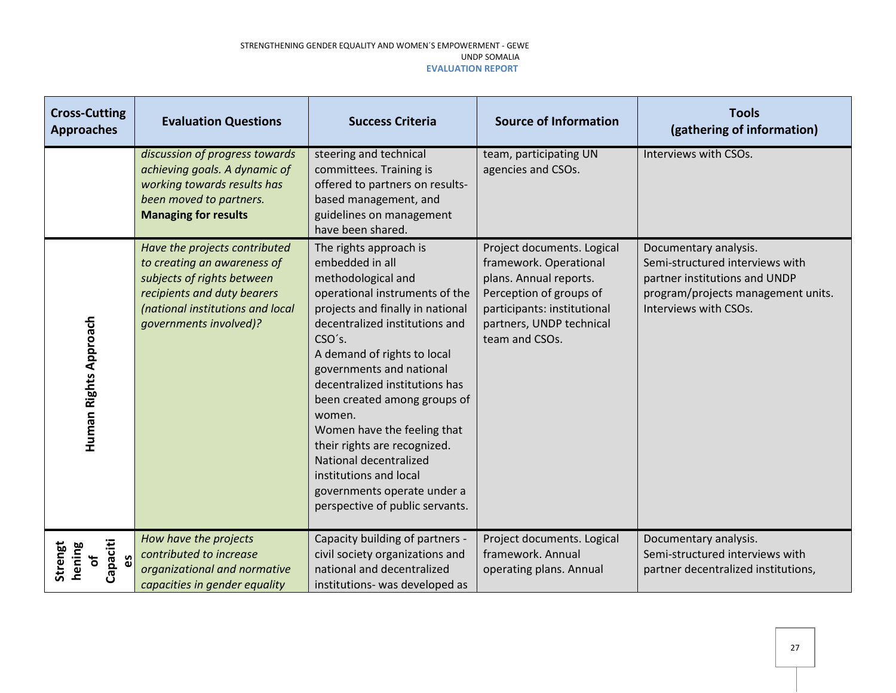| Cross-Cutting Approaches | Evaluation Questions | Success Criteria | Source of Information | Tools (gathering of information) |
|---|---|---|---|---|
| | *discussion of progress towards achieving goals. A dynamic of working towards results has been moved to partners.* **Managing for results** | steering and technical committees. Training is offered to partners on results-based management, and guidelines on management have been shared. | team, participating UN agencies and CSOs. | Interviews with CSOs. |
| **Human Rights Approach** | *Have the projects contributed to creating an awareness of subjects of rights between recipients and duty bearers (national institutions and local governments involved)?* | The rights approach is embedded in all methodological and operational instruments of the projects and finally in national decentralized institutions and CSO´s. A demand of rights to local governments and national decentralized institutions has been created among groups of women. Women have the feeling that their rights are recognized. National decentralized institutions and local governments operate under a perspective of public servants. | Project documents. Logical framework. Operational plans. Annual reports. Perception of groups of participants: institutional partners, UNDP technical team and CSOs. | Documentary analysis. Semi-structured interviews with partner institutions and UNDP program/projects management units. Interviews with CSOs. |
| **Strengthening of Capacities** | *How have the projects contributed to increase organizational and normative capacities in gender equality* | Capacity building of partners - civil society organizations and national and decentralized institutions- was developed as | Project documents. Logical framework. Annual operating plans. Annual | Documentary analysis. Semi-structured interviews with partner decentralized institutions, |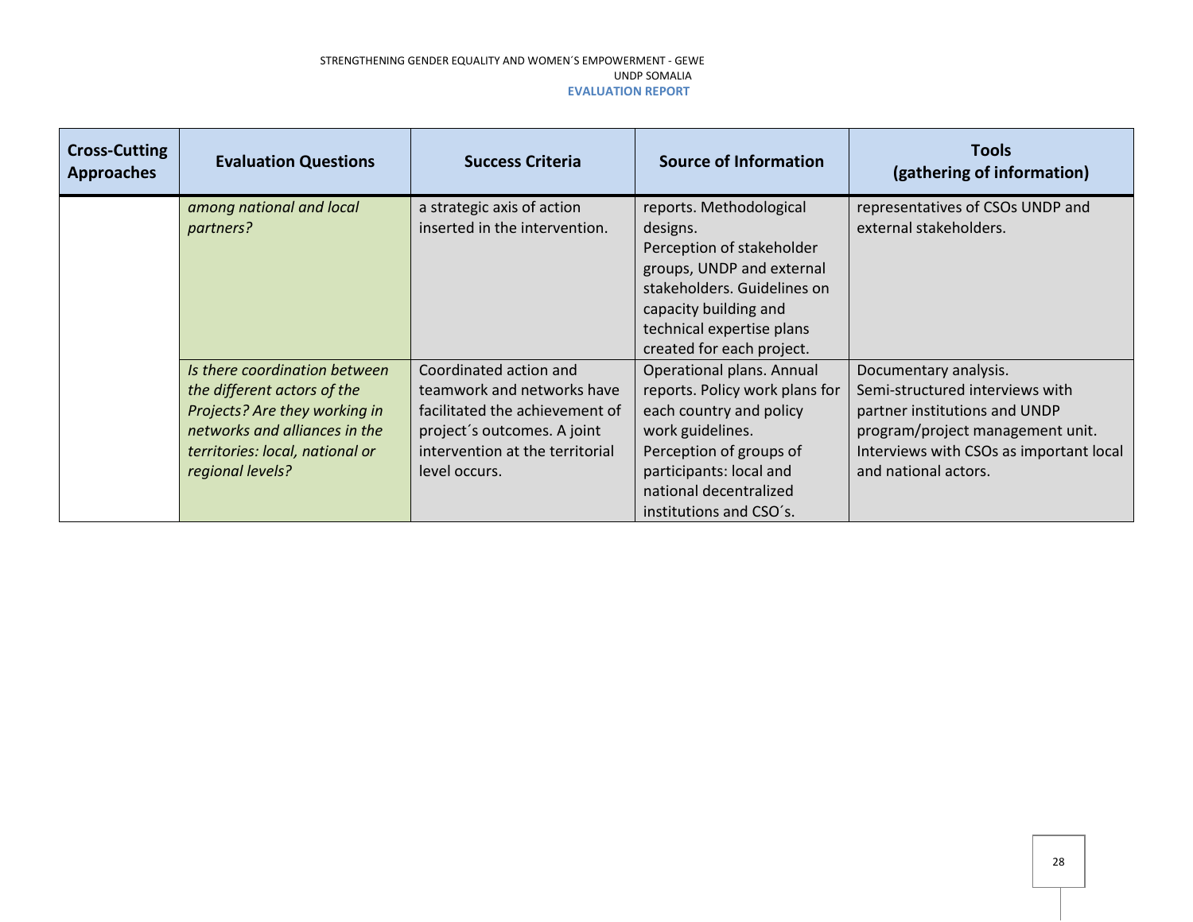| Cross-Cutting Approaches | Evaluation Questions | Success Criteria | Source of Information | Tools (gathering of information) |
|---|---|---|---|---|
| | *among national and local partners?* | a strategic axis of action inserted in the intervention. | reports. Methodological designs. Perception of stakeholder groups, UNDP and external stakeholders. Guidelines on capacity building and technical expertise plans created for each project. | representatives of CSOs UNDP and external stakeholders. |
| | *Is there coordination between the different actors of the Projects? Are they working in networks and alliances in the territories: local, national or regional levels?* | Coordinated action and teamwork and networks have facilitated the achievement of project´s outcomes. A joint intervention at the territorial level occurs. | Operational plans. Annual reports. Policy work plans for each country and policy work guidelines. Perception of groups of participants: local and national decentralized institutions and CSO´s. | Documentary analysis. Semi-structured interviews with partner institutions and UNDP program/project management unit. Interviews with CSOs as important local and national actors. |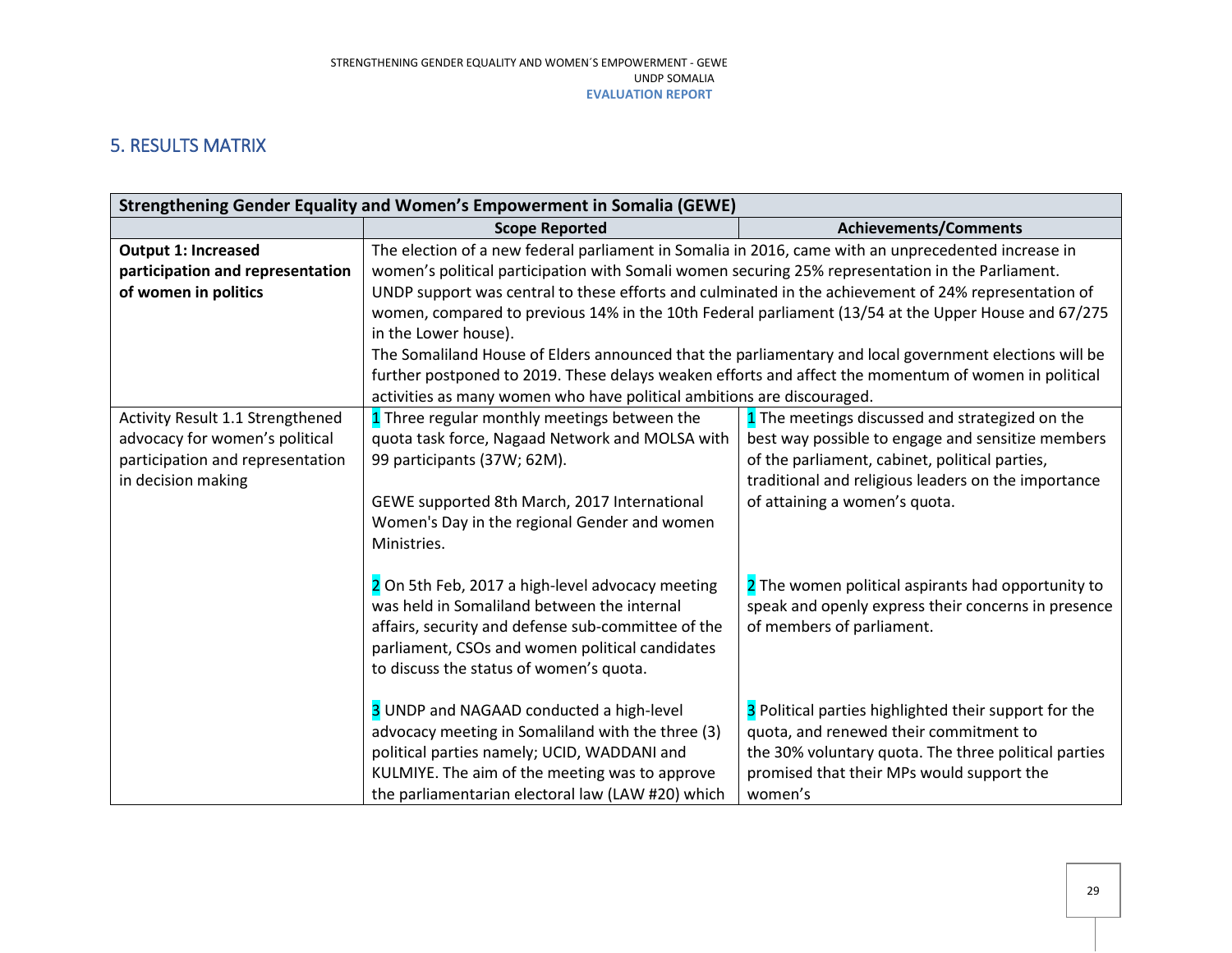## 5. RESULTS MATRIX

| Strengthening Gender Equality and Women's Empowerment in Somalia (GEWE) | | |
|---|---|---|
| | **Scope Reported** | **Achievements/Comments** |
| **Output 1: Increased participation and representation of women in politics** | The election of a new federal parliament in Somalia in 2016, came with an unprecedented increase in women's political participation with Somali women securing 25% representation in the Parliament. UNDP support was central to these efforts and culminated in the achievement of 24% representation of women, compared to previous 14% in the 10th Federal parliament (13/54 at the Upper House and 67/275 in the Lower house).<br>The Somaliland House of Elders announced that the parliamentary and local government elections will be further postponed to 2019. These delays weaken efforts and affect the momentum of women in political activities as many women who have political ambitions are discouraged. | |
| Activity Result 1.1 Strengthened advocacy for women's political participation and representation in decision making | 1 Three regular monthly meetings between the quota task force, Nagaad Network and MOLSA with 99 participants (37W; 62M).<br><br>GEWE supported 8th March, 2017 International Women's Day in the regional Gender and women Ministries.<br><br>2 On 5th Feb, 2017 a high-level advocacy meeting was held in Somaliland between the internal affairs, security and defense sub-committee of the parliament, CSOs and women political candidates to discuss the status of women's quota.<br><br>3 UNDP and NAGAAD conducted a high-level advocacy meeting in Somaliland with the three (3) political parties namely; UCID, WADDANI and KULMIYE. The aim of the meeting was to approve the parliamentarian electoral law (LAW #20) which | 1 The meetings discussed and strategized on the best way possible to engage and sensitize members of the parliament, cabinet, political parties, traditional and religious leaders on the importance of attaining a women's quota.<br><br>2 The women political aspirants had opportunity to speak and openly express their concerns in presence of members of parliament.<br><br>3 Political parties highlighted their support for the quota, and renewed their commitment to the 30% voluntary quota. The three political parties promised that their MPs would support the women's |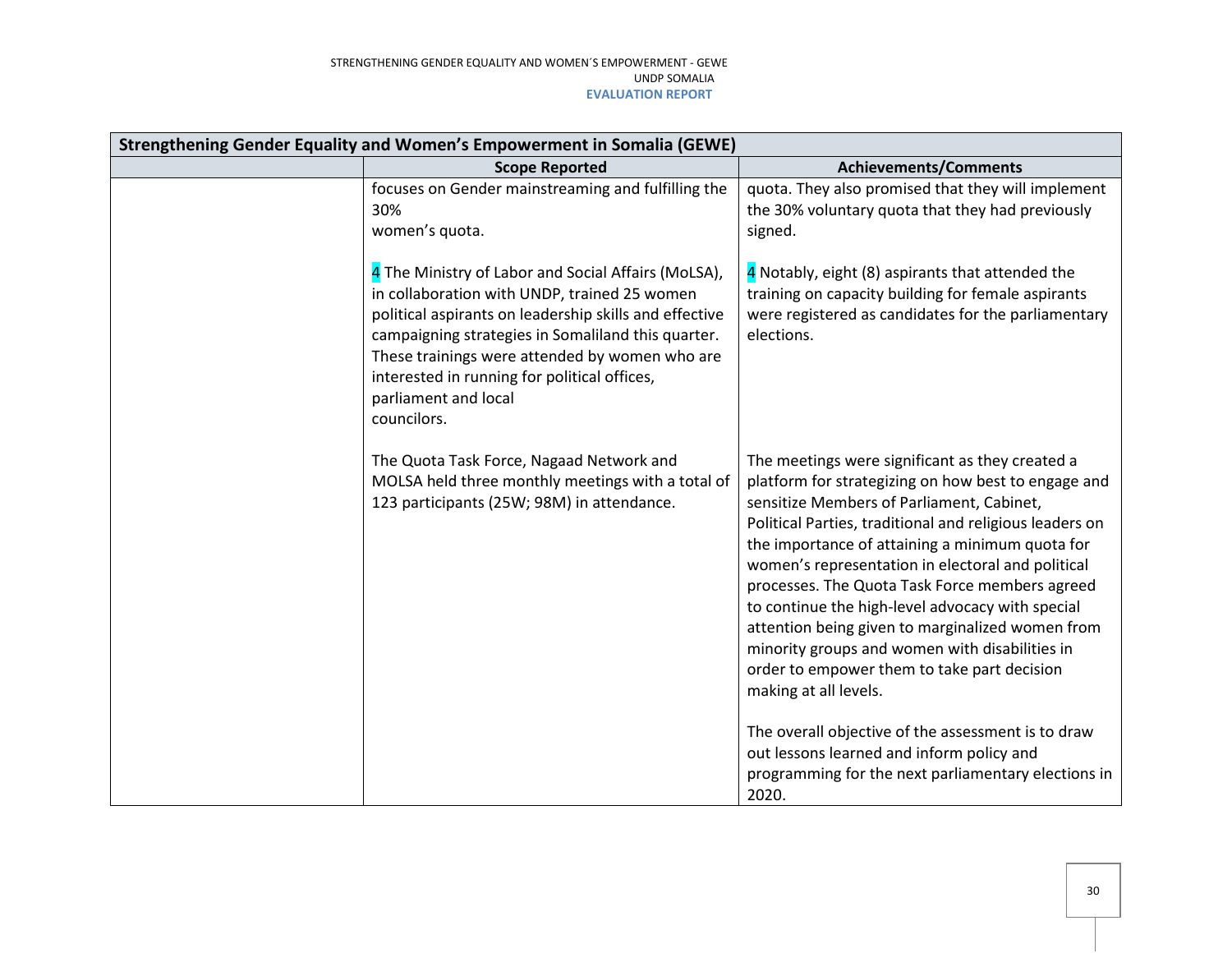| Strengthening Gender Equality and Women's Empowerment in Somalia (GEWE) | | |
|---|---|---|
| | **Scope Reported** | **Achievements/Comments** |
| | focuses on Gender mainstreaming and fulfilling the 30% women's quota.<br><br>4 The Ministry of Labor and Social Affairs (MoLSA), in collaboration with UNDP, trained 25 women political aspirants on leadership skills and effective campaigning strategies in Somaliland this quarter. These trainings were attended by women who are interested in running for political offices, parliament and local councilors.<br><br>The Quota Task Force, Nagaad Network and MOLSA held three monthly meetings with a total of 123 participants (25W; 98M) in attendance. | quota. They also promised that they will implement the 30% voluntary quota that they had previously signed.<br><br>4 Notably, eight (8) aspirants that attended the training on capacity building for female aspirants were registered as candidates for the parliamentary elections.<br><br>The meetings were significant as they created a platform for strategizing on how best to engage and sensitize Members of Parliament, Cabinet, Political Parties, traditional and religious leaders on the importance of attaining a minimum quota for women's representation in electoral and political processes. The Quota Task Force members agreed to continue the high-level advocacy with special attention being given to marginalized women from minority groups and women with disabilities in order to empower them to take part decision making at all levels.<br><br>The overall objective of the assessment is to draw out lessons learned and inform policy and programming for the next parliamentary elections in 2020. |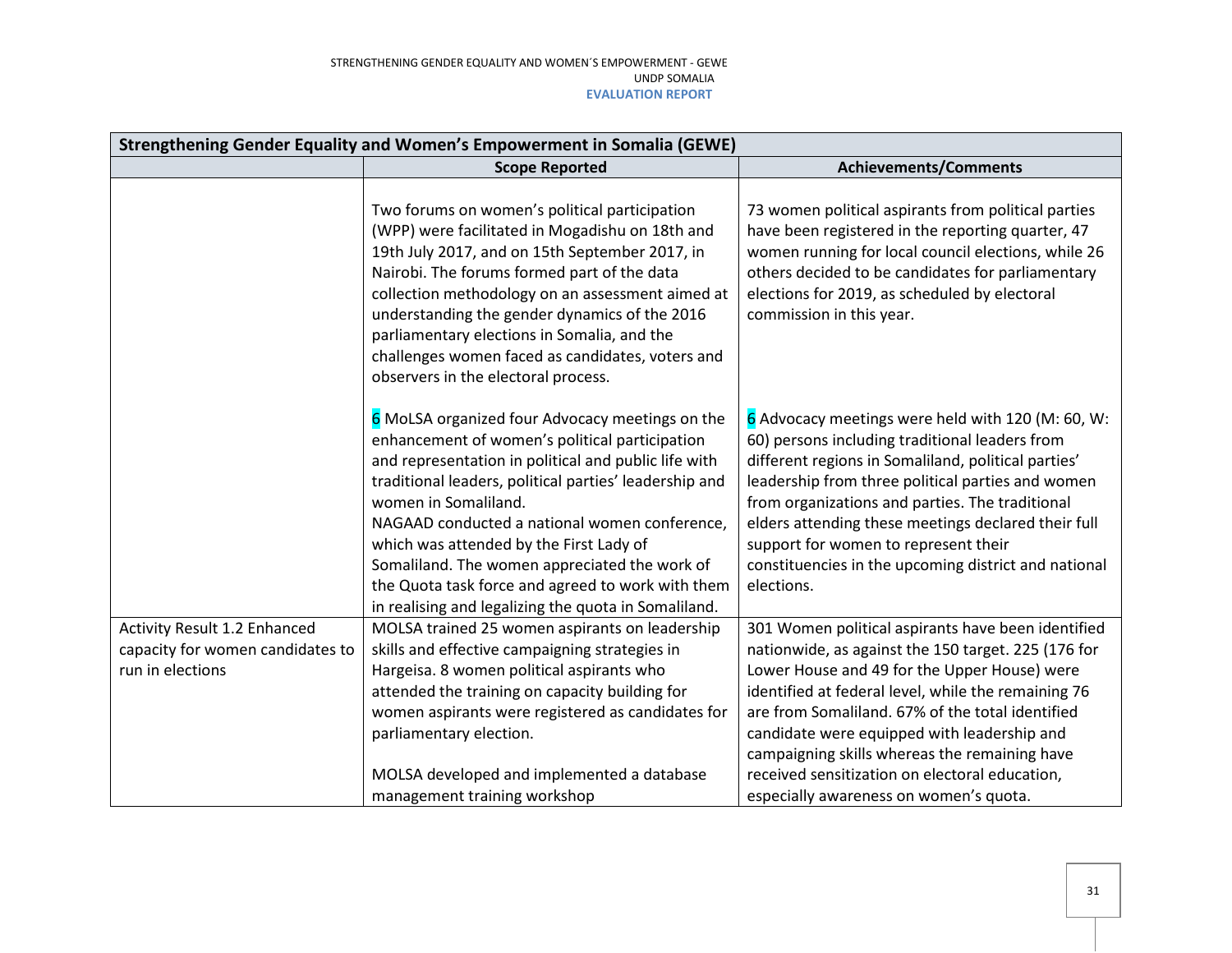| Strengthening Gender Equality and Women's Empowerment in Somalia (GEWE) | | |
|---|---|---|
| | **Scope Reported** | **Achievements/Comments** |
| | Two forums on women's political participation (WPP) were facilitated in Mogadishu on 18th and 19th July 2017, and on 15th September 2017, in Nairobi. The forums formed part of the data collection methodology on an assessment aimed at understanding the gender dynamics of the 2016 parliamentary elections in Somalia, and the challenges women faced as candidates, voters and observers in the electoral process.<br><br>6 MoLSA organized four Advocacy meetings on the enhancement of women's political participation and representation in political and public life with traditional leaders, political parties' leadership and women in Somaliland.<br>NAGAAD conducted a national women conference, which was attended by the First Lady of Somaliland. The women appreciated the work of the Quota task force and agreed to work with them in realising and legalizing the quota in Somaliland. | 73 women political aspirants from political parties have been registered in the reporting quarter, 47 women running for local council elections, while 26 others decided to be candidates for parliamentary elections for 2019, as scheduled by electoral commission in this year.<br><br>6 Advocacy meetings were held with 120 (M: 60, W: 60) persons including traditional leaders from different regions in Somaliland, political parties' leadership from three political parties and women from organizations and parties. The traditional elders attending these meetings declared their full support for women to represent their constituencies in the upcoming district and national elections. |
| Activity Result 1.2 Enhanced capacity for women candidates to run in elections | MOLSA trained 25 women aspirants on leadership skills and effective campaigning strategies in Hargeisa. 8 women political aspirants who attended the training on capacity building for women aspirants were registered as candidates for parliamentary election.<br><br>MOLSA developed and implemented a database management training workshop | 301 Women political aspirants have been identified nationwide, as against the 150 target. 225 (176 for Lower House and 49 for the Upper House) were identified at federal level, while the remaining 76 are from Somaliland. 67% of the total identified candidate were equipped with leadership and campaigning skills whereas the remaining have received sensitization on electoral education, especially awareness on women's quota. |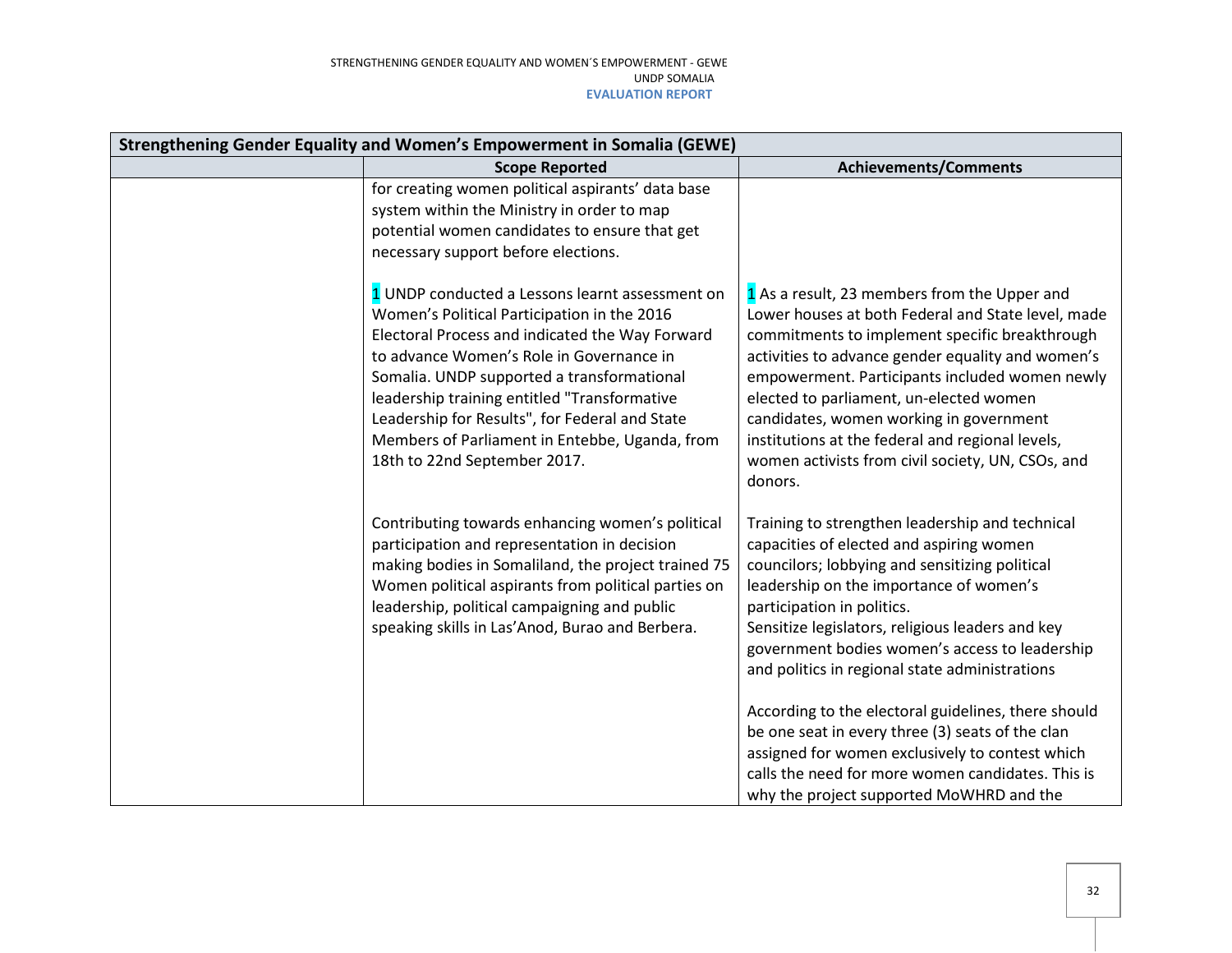| Strengthening Gender Equality and Women's Empowerment in Somalia (GEWE) | | |
|---|---|---|
| | **Scope Reported** | **Achievements/Comments** |
| | for creating women political aspirants' data base system within the Ministry in order to map potential women candidates to ensure that get necessary support before elections.<br><br>1 UNDP conducted a Lessons learnt assessment on Women's Political Participation in the 2016 Electoral Process and indicated the Way Forward to advance Women's Role in Governance in Somalia. UNDP supported a transformational leadership training entitled "Transformative Leadership for Results", for Federal and State Members of Parliament in Entebbe, Uganda, from 18th to 22nd September 2017. | <br><br><br><br>1 As a result, 23 members from the Upper and Lower houses at both Federal and State level, made commitments to implement specific breakthrough activities to advance gender equality and women's empowerment. Participants included women newly elected to parliament, un-elected women candidates, women working in government institutions at the federal and regional levels, women activists from civil society, UN, CSOs, and donors. |
| | Contributing towards enhancing women's political participation and representation in decision making bodies in Somaliland, the project trained 75 Women political aspirants from political parties on leadership, political campaigning and public speaking skills in Las'Anod, Burao and Berbera. | Training to strengthen leadership and technical capacities of elected and aspiring women councilors; lobbying and sensitizing political leadership on the importance of women's participation in politics.<br>Sensitize legislators, religious leaders and key government bodies women's access to leadership and politics in regional state administrations<br><br>According to the electoral guidelines, there should be one seat in every three (3) seats of the clan assigned for women exclusively to contest which calls the need for more women candidates. This is why the project supported MoWHRD and the |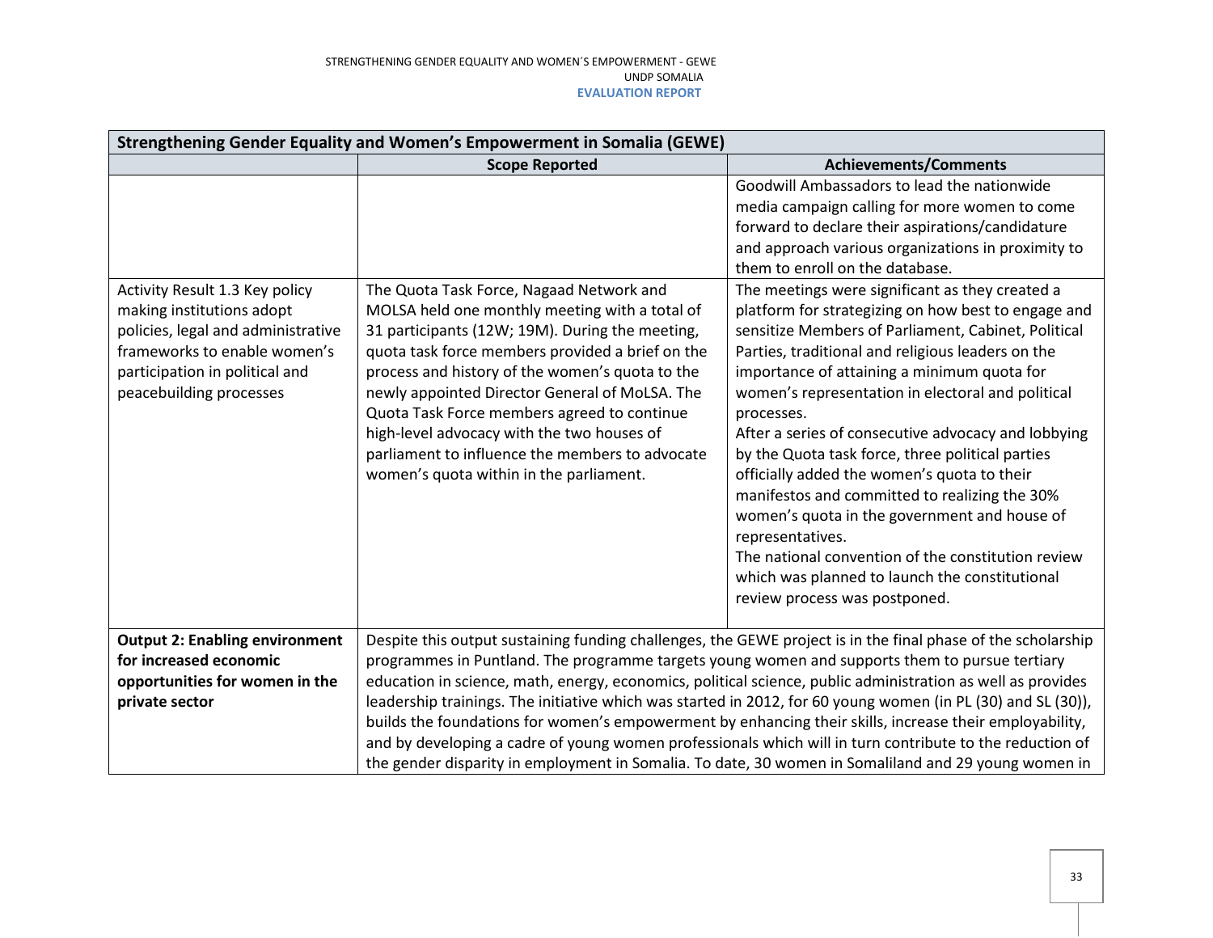| Strengthening Gender Equality and Women's Empowerment in Somalia (GEWE) | | |
|---|---|---|
| | **Scope Reported** | **Achievements/Comments** |
| | | Goodwill Ambassadors to lead the nationwide media campaign calling for more women to come forward to declare their aspirations/candidature and approach various organizations in proximity to them to enroll on the database. |
| Activity Result 1.3 Key policy making institutions adopt policies, legal and administrative frameworks to enable women's participation in political and peacebuilding processes | The Quota Task Force, Nagaad Network and MOLSA held one monthly meeting with a total of 31 participants (12W; 19M). During the meeting, quota task force members provided a brief on the process and history of the women's quota to the newly appointed Director General of MoLSA. The Quota Task Force members agreed to continue high-level advocacy with the two houses of parliament to influence the members to advocate women's quota within in the parliament. | The meetings were significant as they created a platform for strategizing on how best to engage and sensitize Members of Parliament, Cabinet, Political Parties, traditional and religious leaders on the importance of attaining a minimum quota for women's representation in electoral and political processes.<br>After a series of consecutive advocacy and lobbying by the Quota task force, three political parties officially added the women's quota to their manifestos and committed to realizing the 30% women's quota in the government and house of representatives.<br>The national convention of the constitution review which was planned to launch the constitutional review process was postponed. |
| **Output 2: Enabling environment for increased economic opportunities for women in the private sector** | Despite this output sustaining funding challenges, the GEWE project is in the final phase of the scholarship programmes in Puntland. The programme targets young women and supports them to pursue tertiary education in science, math, energy, economics, political science, public administration as well as provides leadership trainings. The initiative which was started in 2012, for 60 young women (in PL (30) and SL (30)), builds the foundations for women's empowerment by enhancing their skills, increase their employability, and by developing a cadre of young women professionals which will in turn contribute to the reduction of the gender disparity in employment in Somalia. To date, 30 women in Somaliland and 29 young women in | |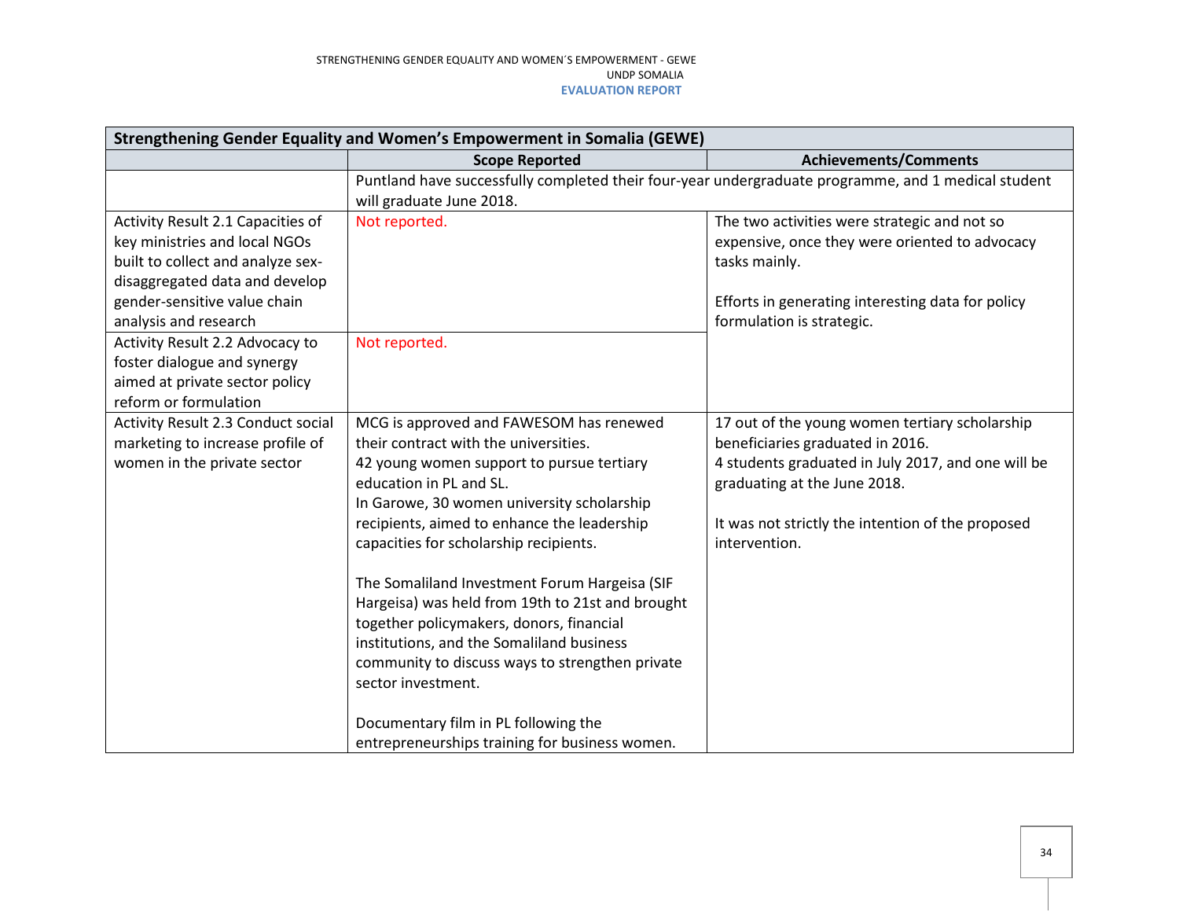| Strengthening Gender Equality and Women's Empowerment in Somalia (GEWE) | | |
|---|---|---|
| | **Scope Reported** | **Achievements/Comments** |
| | Puntland have successfully completed their four-year undergraduate programme, and 1 medical student will graduate June 2018. | |
| Activity Result 2.1 Capacities of key ministries and local NGOs built to collect and analyze sex-disaggregated data and develop gender-sensitive value chain analysis and research | Not reported. | The two activities were strategic and not so expensive, once they were oriented to advocacy tasks mainly.<br><br>Efforts in generating interesting data for policy formulation is strategic. |
| Activity Result 2.2 Advocacy to foster dialogue and synergy aimed at private sector policy reform or formulation | Not reported. | |
| Activity Result 2.3 Conduct social marketing to increase profile of women in the private sector | MCG is approved and FAWESOM has renewed their contract with the universities.<br>42 young women support to pursue tertiary education in PL and SL.<br>In Garowe, 30 women university scholarship recipients, aimed to enhance the leadership capacities for scholarship recipients.<br><br>The Somaliland Investment Forum Hargeisa (SIF Hargeisa) was held from 19th to 21st and brought together policymakers, donors, financial institutions, and the Somaliland business community to discuss ways to strengthen private sector investment.<br><br>Documentary film in PL following the entrepreneurships training for business women. | 17 out of the young women tertiary scholarship beneficiaries graduated in 2016.<br>4 students graduated in July 2017, and one will be graduating at the June 2018.<br><br>It was not strictly the intention of the proposed intervention. |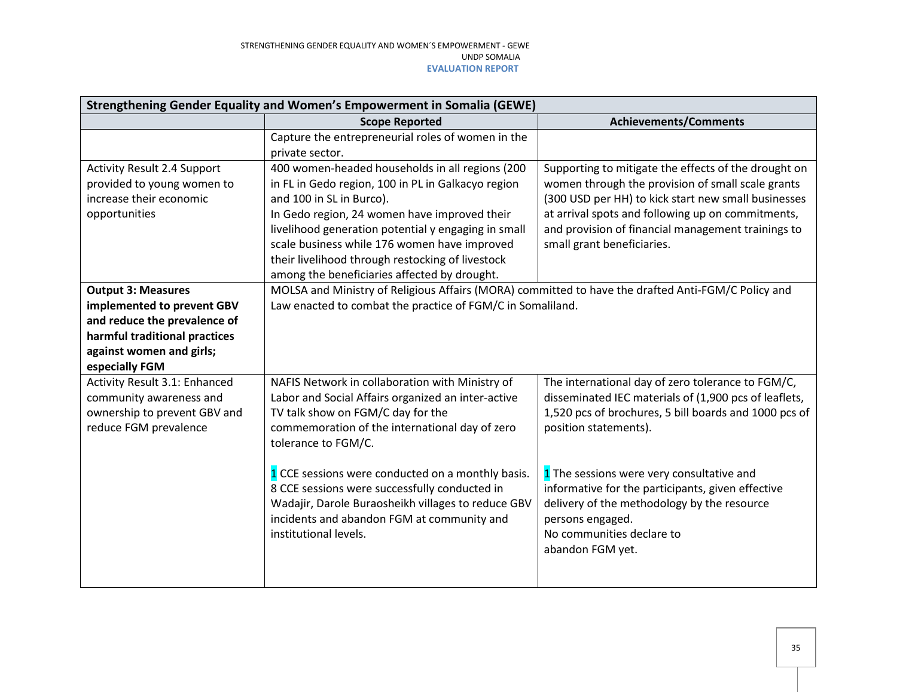| Strengthening Gender Equality and Women's Empowerment in Somalia (GEWE) | | |
|---|---|---|
| | **Scope Reported** | **Achievements/Comments** |
| | Capture the entrepreneurial roles of women in the private sector. | |
| Activity Result 2.4 Support provided to young women to increase their economic opportunities | 400 women-headed households in all regions (200 in FL in Gedo region, 100 in PL in Galkacyo region and 100 in SL in Burco).<br>In Gedo region, 24 women have improved their livelihood generation potential y engaging in small scale business while 176 women have improved their livelihood through restocking of livestock among the beneficiaries affected by drought. | Supporting to mitigate the effects of the drought on women through the provision of small scale grants (300 USD per HH) to kick start new small businesses at arrival spots and following up on commitments, and provision of financial management trainings to small grant beneficiaries. |
| **Output 3: Measures implemented to prevent GBV and reduce the prevalence of harmful traditional practices against women and girls; especially FGM** | MOLSA and Ministry of Religious Affairs (MORA) committed to have the drafted Anti-FGM/C Policy and Law enacted to combat the practice of FGM/C in Somaliland. | |
| Activity Result 3.1: Enhanced community awareness and ownership to prevent GBV and reduce FGM prevalence | NAFIS Network in collaboration with Ministry of Labor and Social Affairs organized an inter-active TV talk show on FGM/C day for the commemoration of the international day of zero tolerance to FGM/C.<br><br>1 CCE sessions were conducted on a monthly basis. 8 CCE sessions were successfully conducted in Wadajir, Darole Buraosheikh villages to reduce GBV incidents and abandon FGM at community and institutional levels. | The international day of zero tolerance to FGM/C, disseminated IEC materials of (1,900 pcs of leaflets, 1,520 pcs of brochures, 5 bill boards and 1000 pcs of position statements).<br><br>1 The sessions were very consultative and informative for the participants, given effective delivery of the methodology by the resource persons engaged.<br>No communities declare to abandon FGM yet. |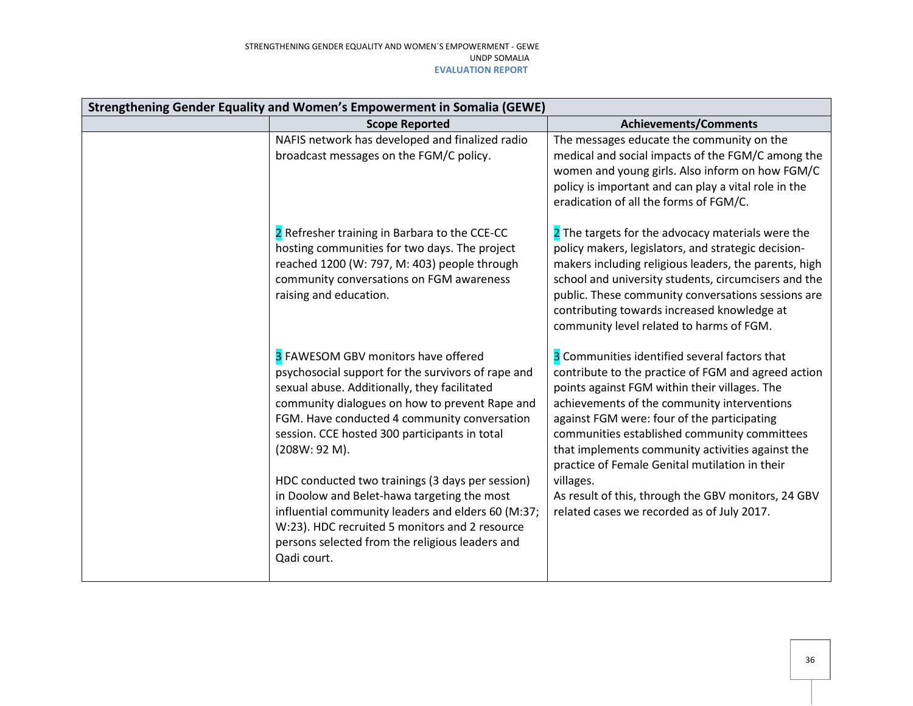| Strengthening Gender Equality and Women's Empowerment in Somalia (GEWE) | | |
|---|---|---|
| | **Scope Reported** | **Achievements/Comments** |
| | NAFIS network has developed and finalized radio broadcast messages on the FGM/C policy. | The messages educate the community on the medical and social impacts of the FGM/C among the women and young girls. Also inform on how FGM/C policy is important and can play a vital role in the eradication of all the forms of FGM/C. |
| | 2 Refresher training in Barbara to the CCE-CC hosting communities for two days. The project reached 1200 (W: 797, M: 403) people through community conversations on FGM awareness raising and education. | 2 The targets for the advocacy materials were the policy makers, legislators, and strategic decision-makers including religious leaders, the parents, high school and university students, circumcisers and the public. These community conversations sessions are contributing towards increased knowledge at community level related to harms of FGM. |
| | 3 FAWESOM GBV monitors have offered psychosocial support for the survivors of rape and sexual abuse. Additionally, they facilitated community dialogues on how to prevent Rape and FGM. Have conducted 4 community conversation session. CCE hosted 300 participants in total (208W: 92 M).<br><br>HDC conducted two trainings (3 days per session) in Doolow and Belet-hawa targeting the most influential community leaders and elders 60 (M:37; W:23). HDC recruited 5 monitors and 2 resource persons selected from the religious leaders and Qadi court. | 3 Communities identified several factors that contribute to the practice of FGM and agreed action points against FGM within their villages. The achievements of the community interventions against FGM were: four of the participating communities established community committees that implements community activities against the practice of Female Genital mutilation in their villages.<br>As result of this, through the GBV monitors, 24 GBV related cases we recorded as of July 2017. |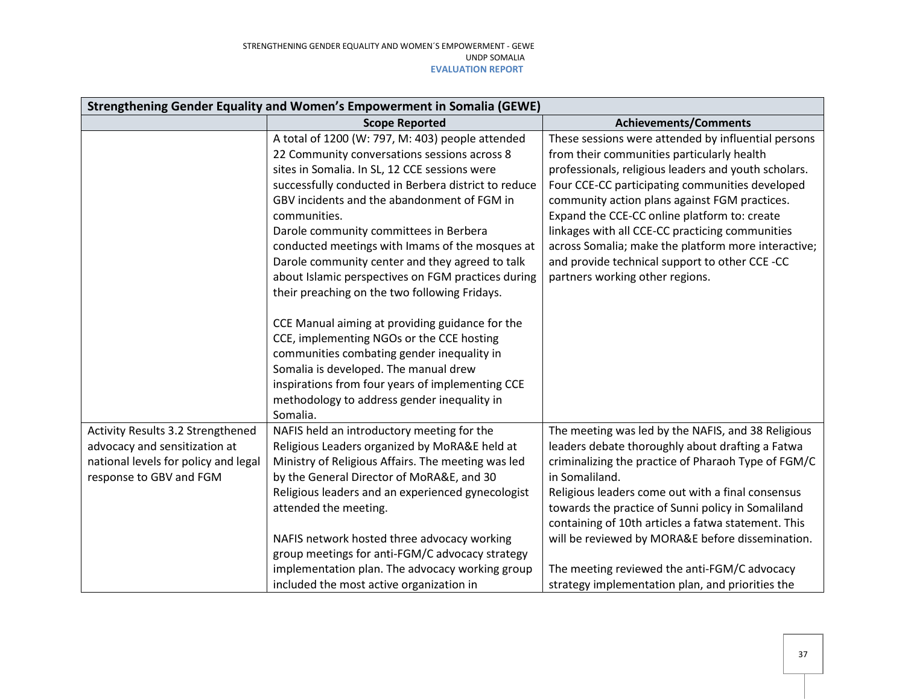| Strengthening Gender Equality and Women's Empowerment in Somalia (GEWE) | | |
|---|---|---|
| | **Scope Reported** | **Achievements/Comments** |
| | A total of 1200 (W: 797, M: 403) people attended 22 Community conversations sessions across 8 sites in Somalia. In SL, 12 CCE sessions were successfully conducted in Berbera district to reduce GBV incidents and the abandonment of FGM in communities.<br>Darole community committees in Berbera conducted meetings with Imams of the mosques at Darole community center and they agreed to talk about Islamic perspectives on FGM practices during their preaching on the two following Fridays.<br><br>CCE Manual aiming at providing guidance for the CCE, implementing NGOs or the CCE hosting communities combating gender inequality in Somalia is developed. The manual drew inspirations from four years of implementing CCE methodology to address gender inequality in Somalia. | These sessions were attended by influential persons from their communities particularly health professionals, religious leaders and youth scholars. Four CCE-CC participating communities developed community action plans against FGM practices.<br>Expand the CCE-CC online platform to: create linkages with all CCE-CC practicing communities across Somalia; make the platform more interactive; and provide technical support to other CCE -CC partners working other regions. |
| Activity Results 3.2 Strengthened advocacy and sensitization at national levels for policy and legal response to GBV and FGM | NAFIS held an introductory meeting for the Religious Leaders organized by MoRA&E held at Ministry of Religious Affairs. The meeting was led by the General Director of MoRA&E, and 30 Religious leaders and an experienced gynecologist attended the meeting.<br><br>NAFIS network hosted three advocacy working group meetings for anti-FGM/C advocacy strategy implementation plan. The advocacy working group included the most active organization in | The meeting was led by the NAFIS, and 38 Religious leaders debate thoroughly about drafting a Fatwa criminalizing the practice of Pharaoh Type of FGM/C in Somaliland.<br>Religious leaders come out with a final consensus towards the practice of Sunni policy in Somaliland containing of 10th articles a fatwa statement. This will be reviewed by MORA&E before dissemination.<br><br>The meeting reviewed the anti-FGM/C advocacy strategy implementation plan, and priorities the |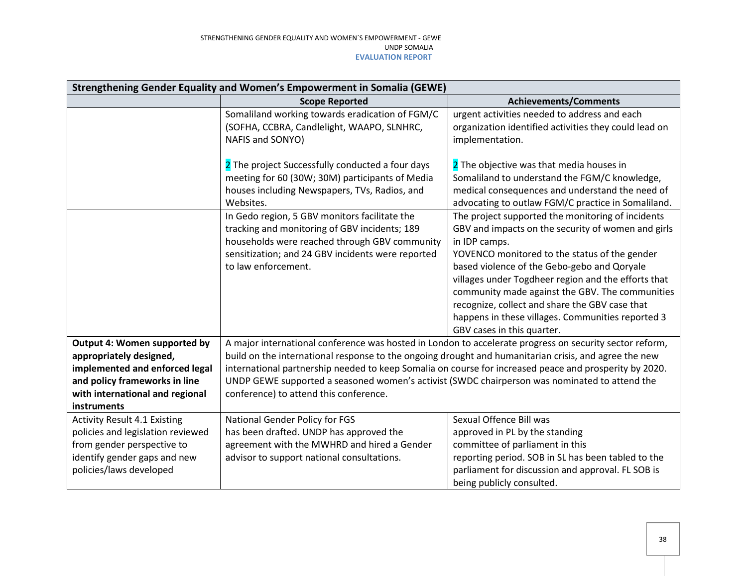| Strengthening Gender Equality and Women's Empowerment in Somalia (GEWE) | | |
|---|---|---|
| | **Scope Reported** | **Achievements/Comments** |
| | Somaliland working towards eradication of FGM/C (SOFHA, CCBRA, Candlelight, WAAPO, SLNHRC, NAFIS and SONYO)<br><br>2 The project Successfully conducted a four days meeting for 60 (30W; 30M) participants of Media houses including Newspapers, TVs, Radios, and Websites. | urgent activities needed to address and each organization identified activities they could lead on implementation.<br><br>2 The objective was that media houses in Somaliland to understand the FGM/C knowledge, medical consequences and understand the need of advocating to outlaw FGM/C practice in Somaliland. |
| | In Gedo region, 5 GBV monitors facilitate the tracking and monitoring of GBV incidents; 189 households were reached through GBV community sensitization; and 24 GBV incidents were reported to law enforcement. | The project supported the monitoring of incidents GBV and impacts on the security of women and girls in IDP camps.<br>YOVENCO monitored to the status of the gender based violence of the Gebo-gebo and Qoryale villages under Togdheer region and the efforts that community made against the GBV. The communities recognize, collect and share the GBV case that happens in these villages. Communities reported 3 GBV cases in this quarter. |
| **Output 4: Women supported by appropriately designed, implemented and enforced legal and policy frameworks in line with international and regional instruments** | A major international conference was hosted in London to accelerate progress on security sector reform, build on the international response to the ongoing drought and humanitarian crisis, and agree the new international partnership needed to keep Somalia on course for increased peace and prosperity by 2020. UNDP GEWE supported a seasoned women's activist (SWDC chairperson was nominated to attend the conference) to attend this conference. | |
| Activity Result 4.1 Existing policies and legislation reviewed from gender perspective to identify gender gaps and new policies/laws developed | National Gender Policy for FGS has been drafted. UNDP has approved the agreement with the MWHRD and hired a Gender advisor to support national consultations. | Sexual Offence Bill was approved in PL by the standing committee of parliament in this reporting period. SOB in SL has been tabled to the parliament for discussion and approval. FL SOB is being publicly consulted. |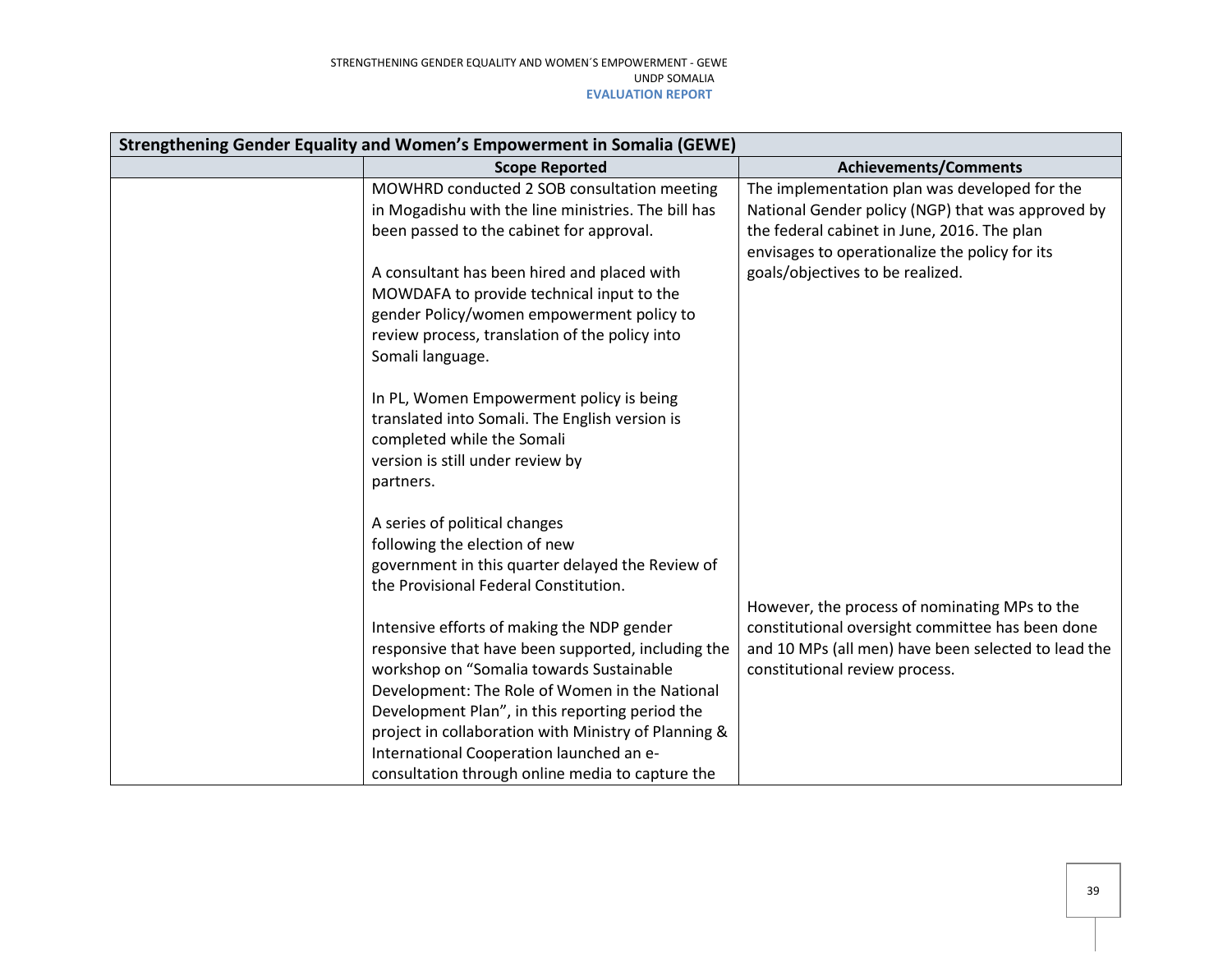| Strengthening Gender Equality and Women's Empowerment in Somalia (GEWE) | | |
|---|---|---|
| | **Scope Reported** | **Achievements/Comments** |
| | MOWHRD conducted 2 SOB consultation meeting in Mogadishu with the line ministries. The bill has been passed to the cabinet for approval.<br><br>A consultant has been hired and placed with MOWDAFA to provide technical input to the gender Policy/women empowerment policy to review process, translation of the policy into Somali language.<br><br>In PL, Women Empowerment policy is being translated into Somali. The English version is completed while the Somali version is still under review by partners.<br><br>A series of political changes following the election of new government in this quarter delayed the Review of the Provisional Federal Constitution.<br><br>Intensive efforts of making the NDP gender responsive that have been supported, including the workshop on "Somalia towards Sustainable Development: The Role of Women in the National Development Plan", in this reporting period the project in collaboration with Ministry of Planning & International Cooperation launched an e-consultation through online media to capture the | The implementation plan was developed for the National Gender policy (NGP) that was approved by the federal cabinet in June, 2016. The plan envisages to operationalize the policy for its goals/objectives to be realized.<br><br>However, the process of nominating MPs to the constitutional oversight committee has been done and 10 MPs (all men) have been selected to lead the constitutional review process. |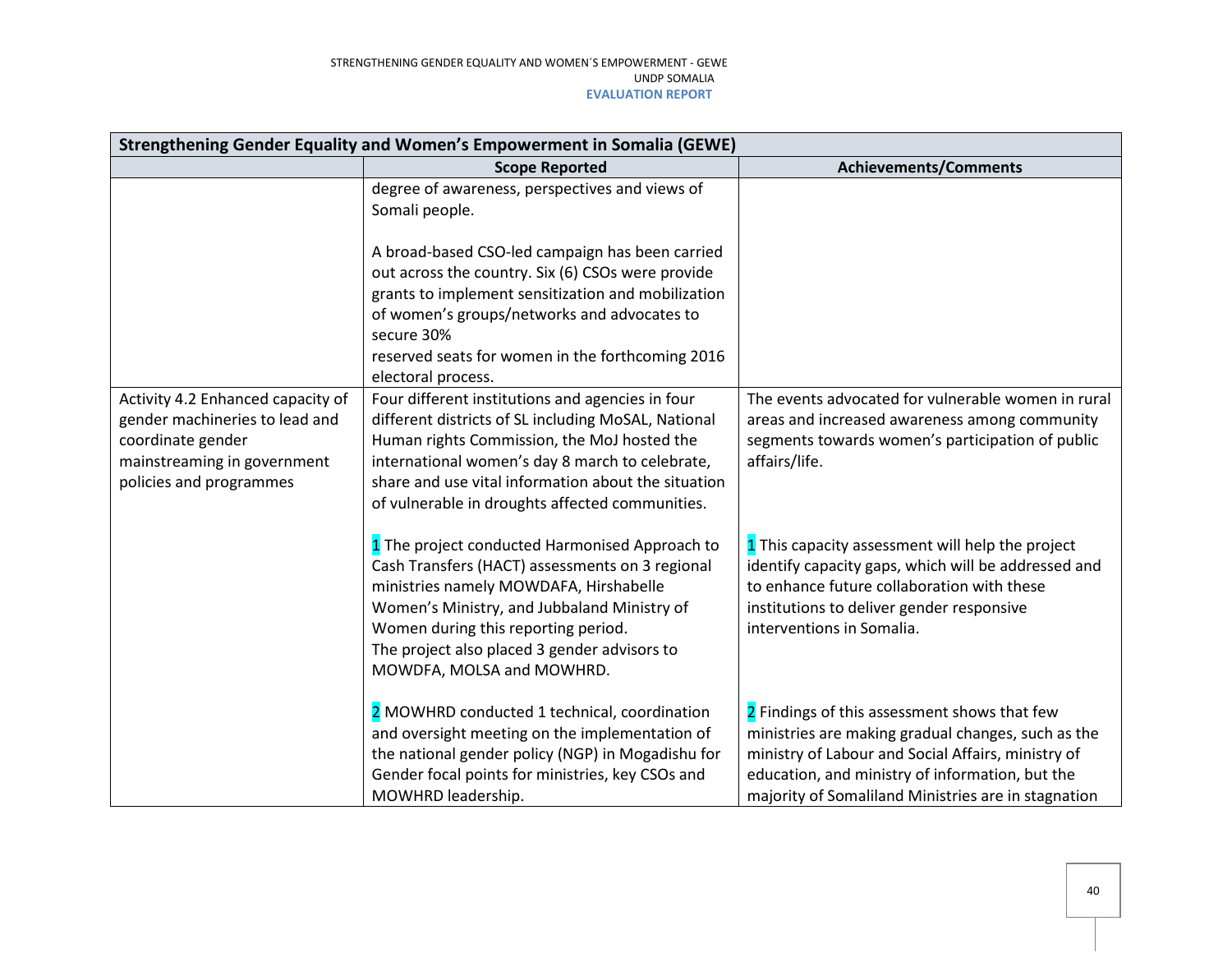| Strengthening Gender Equality and Women's Empowerment in Somalia (GEWE) | | |
|---|---|---|
| | **Scope Reported** | **Achievements/Comments** |
| | degree of awareness, perspectives and views of Somali people.<br><br>A broad-based CSO-led campaign has been carried out across the country. Six (6) CSOs were provide grants to implement sensitization and mobilization of women's groups/networks and advocates to secure 30%<br>reserved seats for women in the forthcoming 2016 electoral process. | |
| Activity 4.2 Enhanced capacity of gender machineries to lead and coordinate gender mainstreaming in government policies and programmes | Four different institutions and agencies in four different districts of SL including MoSAL, National Human rights Commission, the MoJ hosted the international women's day 8 march to celebrate, share and use vital information about the situation of vulnerable in droughts affected communities.<br><br>1 The project conducted Harmonised Approach to Cash Transfers (HACT) assessments on 3 regional ministries namely MOWDAFA, Hirshabelle Women's Ministry, and Jubbaland Ministry of Women during this reporting period.<br>The project also placed 3 gender advisors to MOWDFA, MOLSA and MOWHRD.<br><br>2 MOWHRD conducted 1 technical, coordination and oversight meeting on the implementation of the national gender policy (NGP) in Mogadishu for Gender focal points for ministries, key CSOs and MOWHRD leadership. | The events advocated for vulnerable women in rural areas and increased awareness among community segments towards women's participation of public affairs/life.<br><br>1 This capacity assessment will help the project identify capacity gaps, which will be addressed and to enhance future collaboration with these institutions to deliver gender responsive interventions in Somalia.<br><br>2 Findings of this assessment shows that few ministries are making gradual changes, such as the ministry of Labour and Social Affairs, ministry of education, and ministry of information, but the majority of Somaliland Ministries are in stagnation |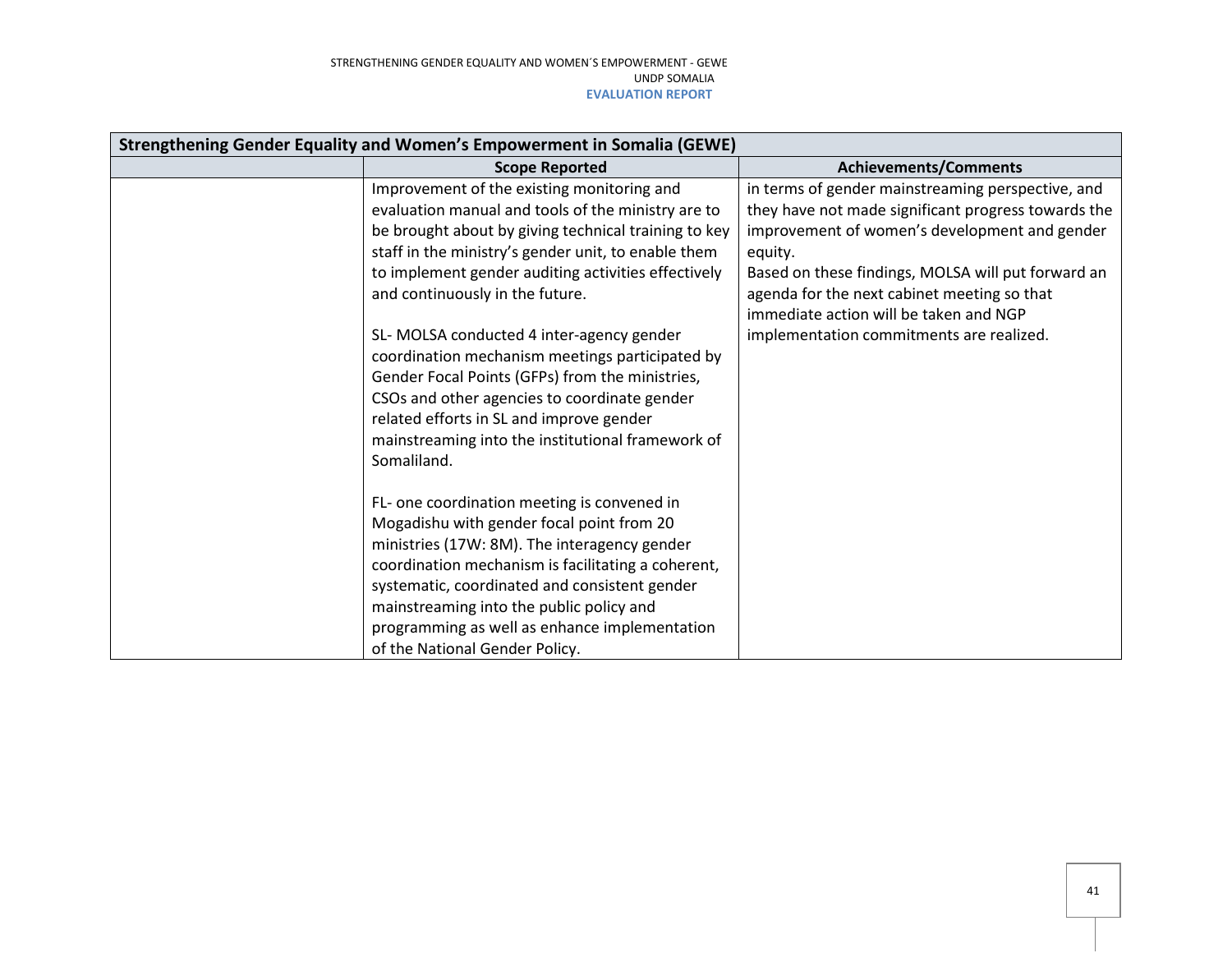| Strengthening Gender Equality and Women's Empowerment in Somalia (GEWE) | | |
|---|---|---|
| | **Scope Reported** | **Achievements/Comments** |
| | Improvement of the existing monitoring and evaluation manual and tools of the ministry are to be brought about by giving technical training to key staff in the ministry's gender unit, to enable them to implement gender auditing activities effectively and continuously in the future.<br><br>SL- MOLSA conducted 4 inter-agency gender coordination mechanism meetings participated by Gender Focal Points (GFPs) from the ministries, CSOs and other agencies to coordinate gender related efforts in SL and improve gender mainstreaming into the institutional framework of Somaliland.<br><br>FL- one coordination meeting is convened in Mogadishu with gender focal point from 20 ministries (17W: 8M). The interagency gender coordination mechanism is facilitating a coherent, systematic, coordinated and consistent gender mainstreaming into the public policy and programming as well as enhance implementation of the National Gender Policy. | in terms of gender mainstreaming perspective, and they have not made significant progress towards the improvement of women's development and gender equity.<br>Based on these findings, MOLSA will put forward an agenda for the next cabinet meeting so that immediate action will be taken and NGP implementation commitments are realized. |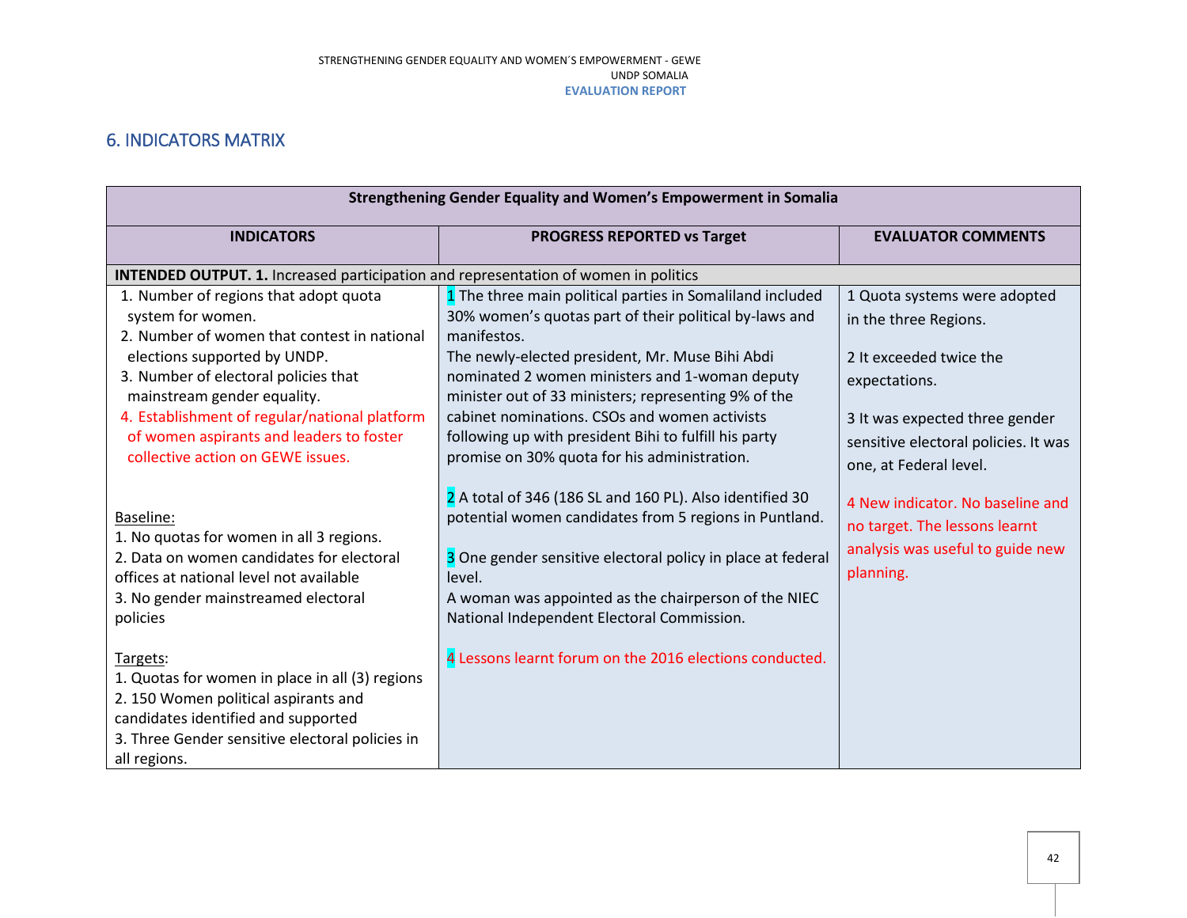## 6. INDICATORS MATRIX

| Strengthening Gender Equality and Women's Empowerment in Somalia | | |
|---|---|---|
| **INDICATORS** | **PROGRESS REPORTED vs Target** | **EVALUATOR COMMENTS** |
| **INTENDED OUTPUT. 1.** Increased participation and representation of women in politics | | |
| 1. Number of regions that adopt quota system for women.<br>2. Number of women that contest in national elections supported by UNDP.<br>3. Number of electoral policies that mainstream gender equality.<br>4. Establishment of regular/national platform of women aspirants and leaders to foster collective action on GEWE issues.<br><br>Baseline:<br>1. No quotas for women in all 3 regions.<br>2. Data on women candidates for electoral offices at national level not available<br>3. No gender mainstreamed electoral policies<br><br>Targets:<br>1. Quotas for women in place in all (3) regions<br>2. 150 Women political aspirants and candidates identified and supported<br>3. Three Gender sensitive electoral policies in all regions. | 1 The three main political parties in Somaliland included 30% women's quotas part of their political by-laws and manifestos.<br>The newly-elected president, Mr. Muse Bihi Abdi nominated 2 women ministers and 1-woman deputy minister out of 33 ministers; representing 9% of the cabinet nominations. CSOs and women activists following up with president Bihi to fulfill his party promise on 30% quota for his administration.<br><br>2 A total of 346 (186 SL and 160 PL). Also identified 30 potential women candidates from 5 regions in Puntland.<br><br>3 One gender sensitive electoral policy in place at federal level.<br>A woman was appointed as the chairperson of the NIEC National Independent Electoral Commission.<br><br>4 Lessons learnt forum on the 2016 elections conducted. | 1 Quota systems were adopted in the three Regions.<br><br>2 It exceeded twice the expectations.<br><br>3 It was expected three gender sensitive electoral policies. It was one, at Federal level.<br><br>4 New indicator. No baseline and no target. The lessons learnt analysis was useful to guide new planning. |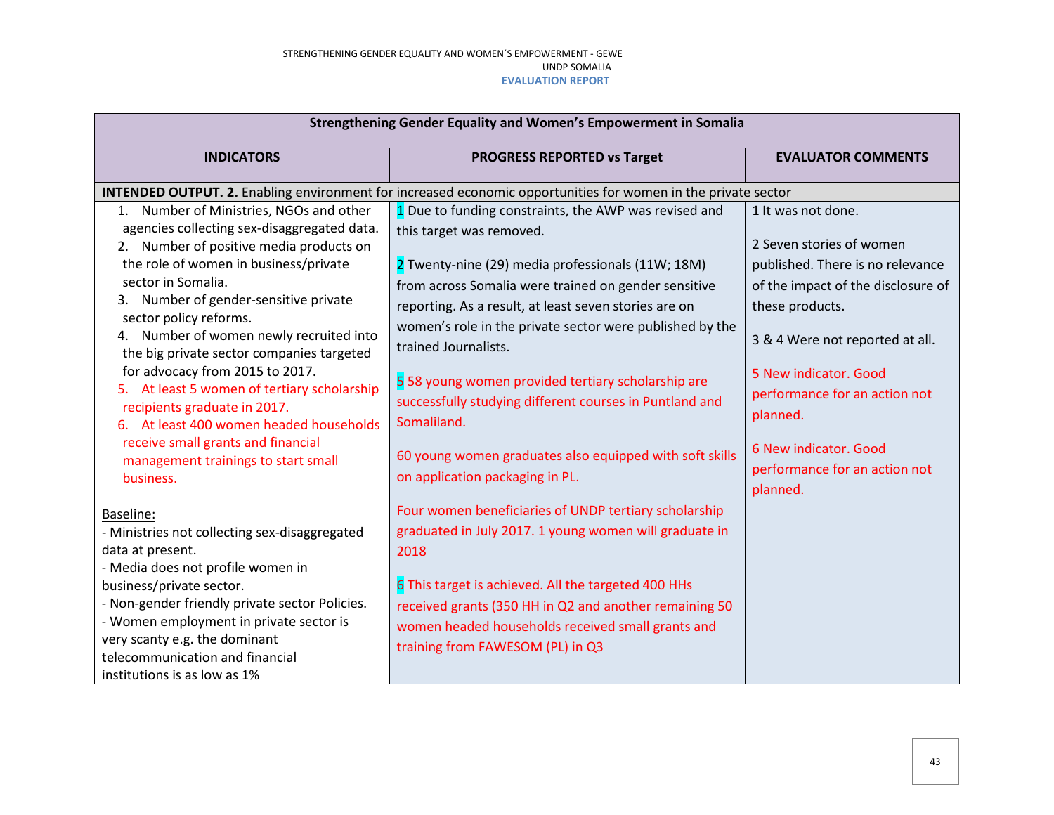| Strengthening Gender Equality and Women's Empowerment in Somalia | | |
|---|---|---|
| **INDICATORS** | **PROGRESS REPORTED vs Target** | **EVALUATOR COMMENTS** |
| **INTENDED OUTPUT. 2.** Enabling environment for increased economic opportunities for women in the private sector | | |
| 1. Number of Ministries, NGOs and other agencies collecting sex-disaggregated data.<br>2. Number of positive media products on the role of women in business/private sector in Somalia.<br>3. Number of gender-sensitive private sector policy reforms.<br>4. Number of women newly recruited into the big private sector companies targeted for advocacy from 2015 to 2017.<br>5. At least 5 women of tertiary scholarship recipients graduate in 2017.<br>6. At least 400 women headed households receive small grants and financial management trainings to start small business.<br><br><u>Baseline:</u><br>- Ministries not collecting sex-disaggregated data at present.<br>- Media does not profile women in business/private sector.<br>- Non-gender friendly private sector Policies.<br>- Women employment in private sector is very scanty e.g. the dominant telecommunication and financial institutions is as low as 1% | 1 Due to funding constraints, the AWP was revised and this target was removed.<br><br>2 Twenty-nine (29) media professionals (11W; 18M) from across Somalia were trained on gender sensitive reporting. As a result, at least seven stories are on women's role in the private sector were published by the trained Journalists.<br><br>5 58 young women provided tertiary scholarship are successfully studying different courses in Puntland and Somaliland.<br><br>60 young women graduates also equipped with soft skills on application packaging in PL.<br><br>Four women beneficiaries of UNDP tertiary scholarship graduated in July 2017. 1 young women will graduate in 2018<br><br>6 This target is achieved. All the targeted 400 HHs received grants (350 HH in Q2 and another remaining 50 women headed households received small grants and training from FAWESOM (PL) in Q3 | 1 It was not done.<br><br>2 Seven stories of women published. There is no relevance of the impact of the disclosure of these products.<br><br>3 & 4 Were not reported at all.<br><br>5 New indicator. Good performance for an action not planned.<br><br>6 New indicator. Good performance for an action not planned. |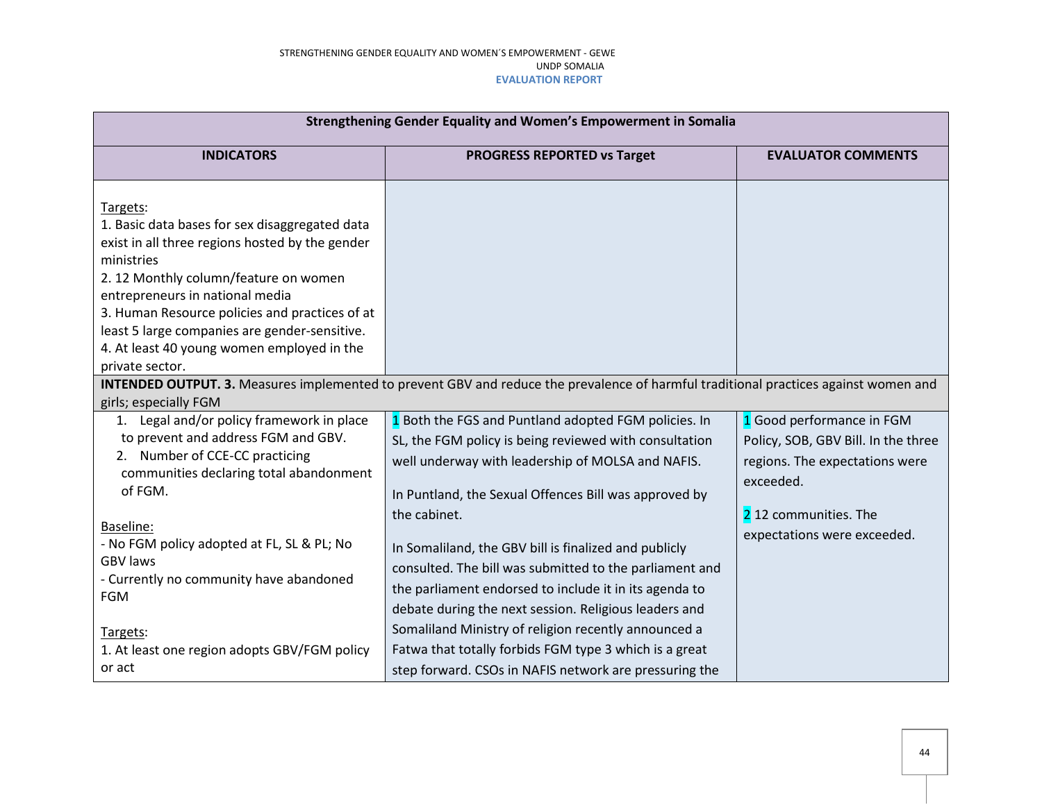| Strengthening Gender Equality and Women's Empowerment in Somalia | | |
|---|---|---|
| **INDICATORS** | **PROGRESS REPORTED vs Target** | **EVALUATOR COMMENTS** |
| Targets:<br>1. Basic data bases for sex disaggregated data exist in all three regions hosted by the gender ministries<br>2. 12 Monthly column/feature on women entrepreneurs in national media<br>3. Human Resource policies and practices of at least 5 large companies are gender-sensitive.<br>4. At least 40 young women employed in the private sector. | | |
| **INTENDED OUTPUT. 3.** Measures implemented to prevent GBV and reduce the prevalence of harmful traditional practices against women and girls; especially FGM | | |
| 1. Legal and/or policy framework in place to prevent and address FGM and GBV.<br>2. Number of CCE-CC practicing communities declaring total abandonment of FGM.<br><br>Baseline:<br>- No FGM policy adopted at FL, SL & PL; No GBV laws<br>- Currently no community have abandoned FGM<br><br>Targets:<br>1. At least one region adopts GBV/FGM policy or act | 1 Both the FGS and Puntland adopted FGM policies. In SL, the FGM policy is being reviewed with consultation well underway with leadership of MOLSA and NAFIS.<br><br>In Puntland, the Sexual Offences Bill was approved by the cabinet.<br><br>In Somaliland, the GBV bill is finalized and publicly consulted. The bill was submitted to the parliament and the parliament endorsed to include it in its agenda to debate during the next session. Religious leaders and Somaliland Ministry of religion recently announced a Fatwa that totally forbids FGM type 3 which is a great step forward. CSOs in NAFIS network are pressuring the | 1 Good performance in FGM Policy, SOB, GBV Bill. In the three regions. The expectations were exceeded.<br><br>2 12 communities. The expectations were exceeded. |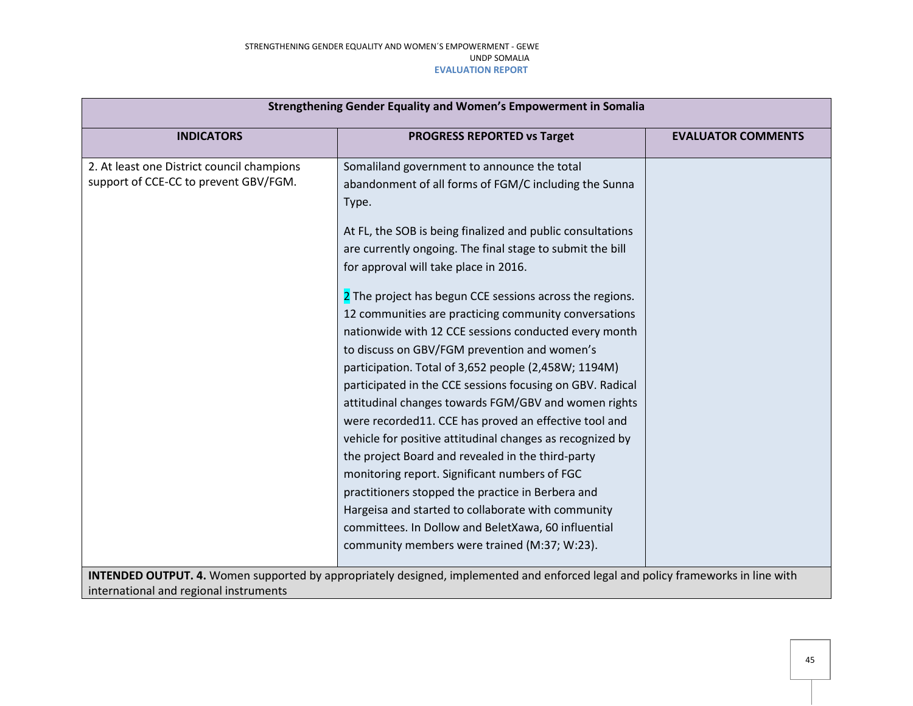| Strengthening Gender Equality and Women's Empowerment in Somalia | | |
|---|---|---|
| **INDICATORS** | **PROGRESS REPORTED vs Target** | **EVALUATOR COMMENTS** |
| 2. At least one District council champions support of CCE-CC to prevent GBV/FGM. | Somaliland government to announce the total abandonment of all forms of FGM/C including the Sunna Type.<br><br>At FL, the SOB is being finalized and public consultations are currently ongoing. The final stage to submit the bill for approval will take place in 2016.<br><br>2 The project has begun CCE sessions across the regions. 12 communities are practicing community conversations nationwide with 12 CCE sessions conducted every month to discuss on GBV/FGM prevention and women's participation. Total of 3,652 people (2,458W; 1194M) participated in the CCE sessions focusing on GBV. Radical attitudinal changes towards FGM/GBV and women rights were recorded11. CCE has proved an effective tool and vehicle for positive attitudinal changes as recognized by the project Board and revealed in the third-party monitoring report. Significant numbers of FGC practitioners stopped the practice in Berbera and Hargeisa and started to collaborate with community committees. In Dollow and BeletXawa, 60 influential community members were trained (M:37; W:23). | |
| **INTENDED OUTPUT. 4.** Women supported by appropriately designed, implemented and enforced legal and policy frameworks in line with international and regional instruments | | |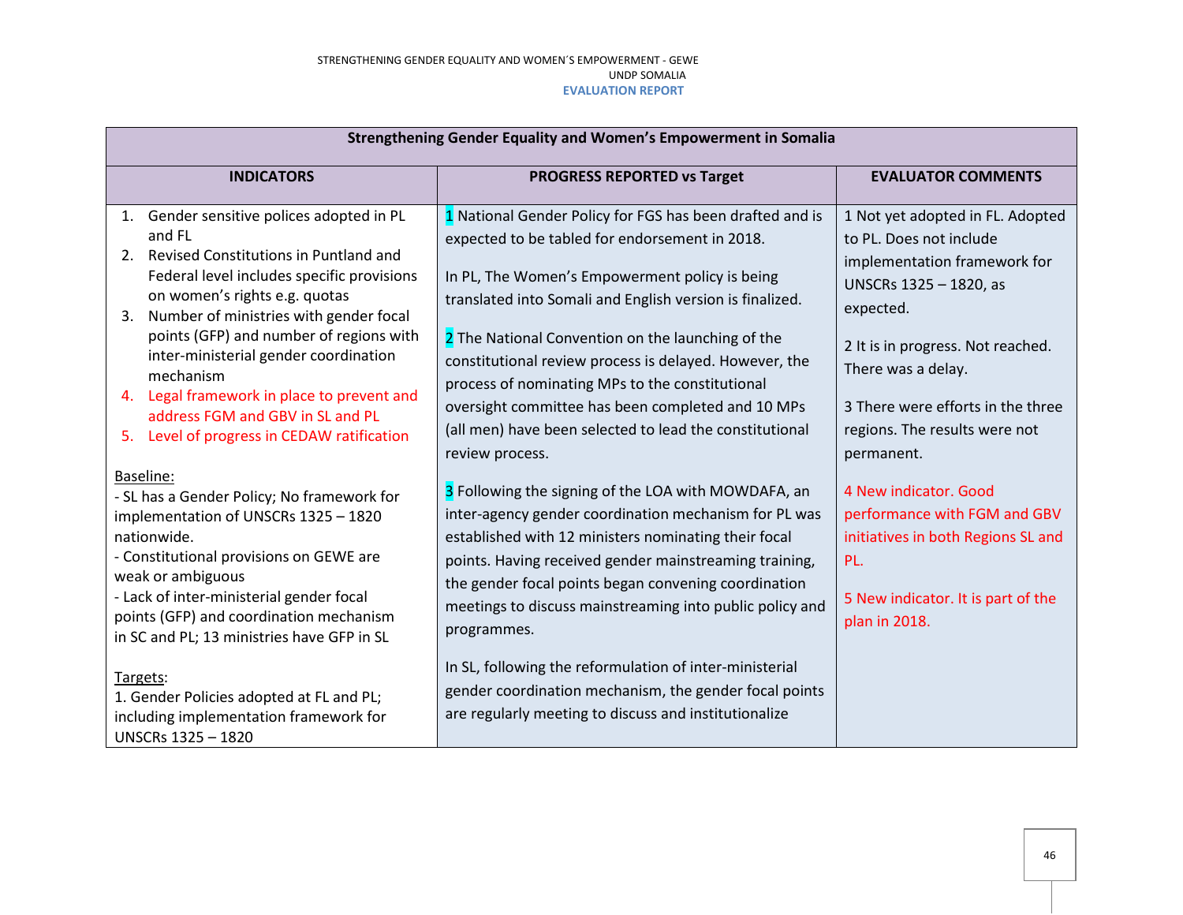| Strengthening Gender Equality and Women's Empowerment in Somalia | | |
|---|---|---|
| **INDICATORS** | **PROGRESS REPORTED vs Target** | **EVALUATOR COMMENTS** |
| 1. Gender sensitive polices adopted in PL and FL<br>2. Revised Constitutions in Puntland and Federal level includes specific provisions on women's rights e.g. quotas<br>3. Number of ministries with gender focal points (GFP) and number of regions with inter-ministerial gender coordination mechanism<br>4. Legal framework in place to prevent and address FGM and GBV in SL and PL<br>5. Level of progress in CEDAW ratification<br><br>Baseline:<br>- SL has a Gender Policy; No framework for implementation of UNSCRs 1325 – 1820 nationwide.<br>- Constitutional provisions on GEWE are weak or ambiguous<br>- Lack of inter-ministerial gender focal points (GFP) and coordination mechanism in SC and PL; 13 ministries have GFP in SL<br><br>Targets:<br>1. Gender Policies adopted at FL and PL; including implementation framework for UNSCRs 1325 – 1820 | 1 National Gender Policy for FGS has been drafted and is expected to be tabled for endorsement in 2018.<br><br>In PL, The Women's Empowerment policy is being translated into Somali and English version is finalized.<br><br>2 The National Convention on the launching of the constitutional review process is delayed. However, the process of nominating MPs to the constitutional oversight committee has been completed and 10 MPs (all men) have been selected to lead the constitutional review process.<br><br>3 Following the signing of the LOA with MOWDAFA, an inter-agency gender coordination mechanism for PL was established with 12 ministers nominating their focal points. Having received gender mainstreaming training, the gender focal points began convening coordination meetings to discuss mainstreaming into public policy and programmes.<br><br>In SL, following the reformulation of inter-ministerial gender coordination mechanism, the gender focal points are regularly meeting to discuss and institutionalize | 1 Not yet adopted in FL. Adopted to PL. Does not include implementation framework for UNSCRs 1325 – 1820, as expected.<br><br>2 It is in progress. Not reached. There was a delay.<br><br>3 There were efforts in the three regions. The results were not permanent.<br><br>4 New indicator. Good performance with FGM and GBV initiatives in both Regions SL and PL.<br><br>5 New indicator. It is part of the plan in 2018. |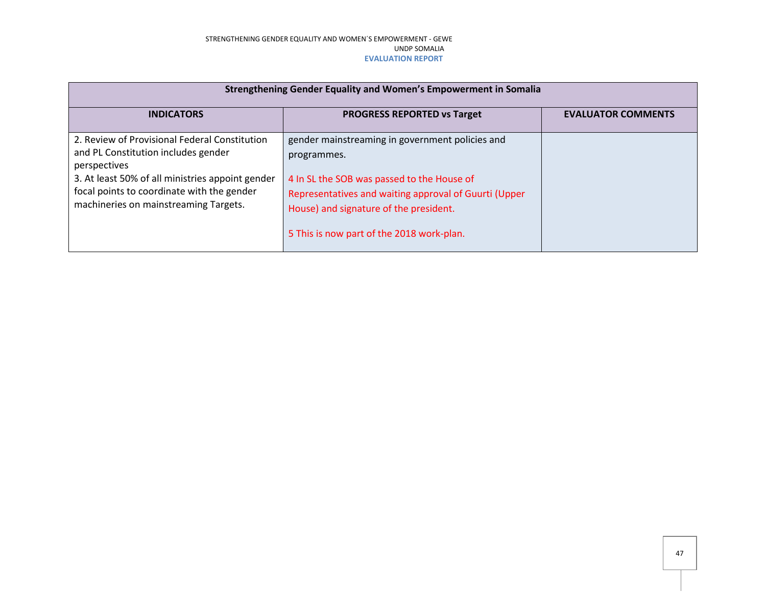| Strengthening Gender Equality and Women's Empowerment in Somalia | | |
|---|---|---|
| **INDICATORS** | **PROGRESS REPORTED vs Target** | **EVALUATOR COMMENTS** |
| 2. Review of Provisional Federal Constitution and PL Constitution includes gender perspectives<br>3. At least 50% of all ministries appoint gender focal points to coordinate with the gender machineries on mainstreaming Targets. | gender mainstreaming in government policies and programmes.<br><br>4 In SL the SOB was passed to the House of Representatives and waiting approval of Guurti (Upper House) and signature of the president.<br><br>5 This is now part of the 2018 work-plan. | |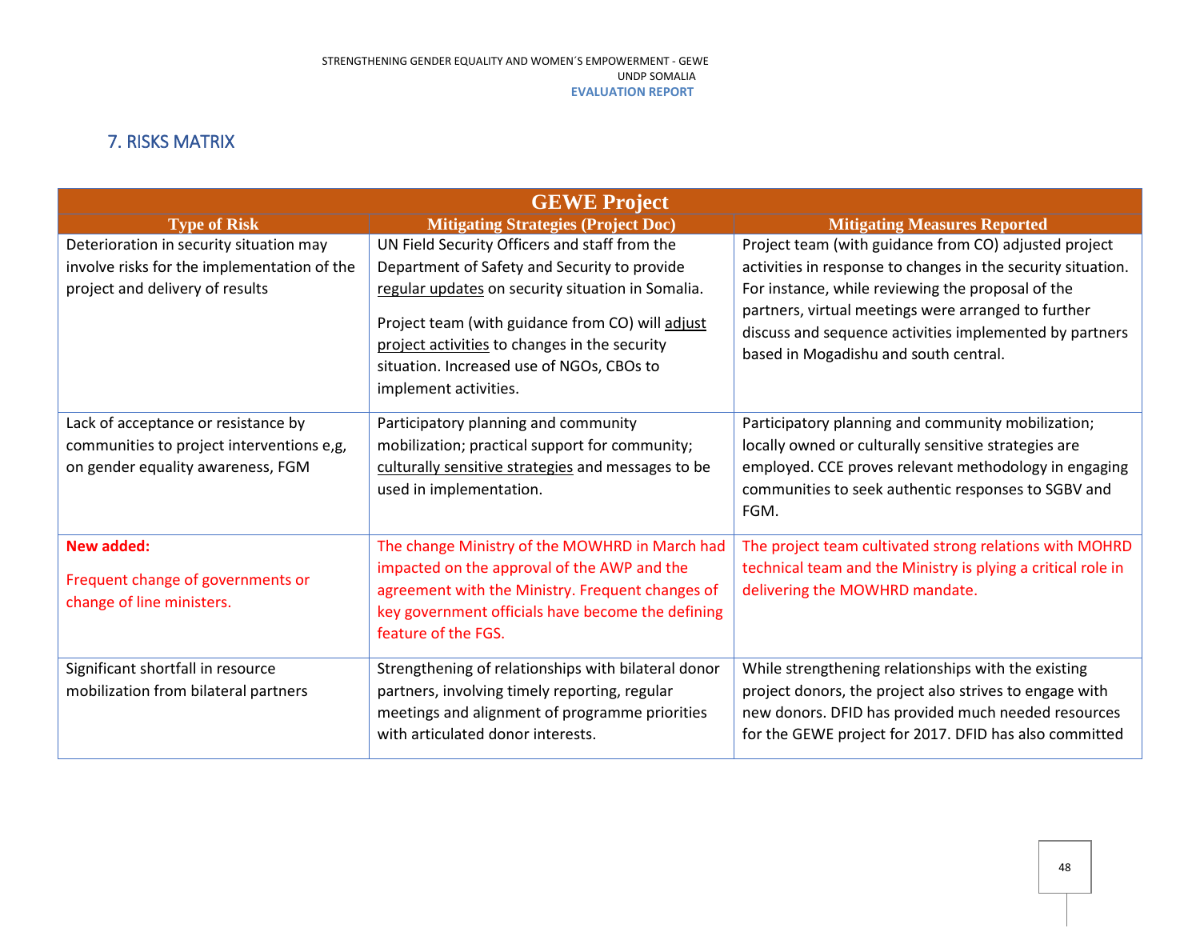## 7. RISKS MATRIX

| GEWE Project Type of Risk | Mitigating Strategies (Project Doc) | Mitigating Measures Reported |
|---|---|---|
| Deterioration in security situation may involve risks for the implementation of the project and delivery of results | UN Field Security Officers and staff from the Department of Safety and Security to provide regular updates on security situation in Somalia. Project team (with guidance from CO) will adjust project activities to changes in the security situation. Increased use of NGOs, CBOs to implement activities. | Project team (with guidance from CO) adjusted project activities in response to changes in the security situation. For instance, while reviewing the proposal of the partners, virtual meetings were arranged to further discuss and sequence activities implemented by partners based in Mogadishu and south central. |
| Lack of acceptance or resistance by communities to project interventions e,g, on gender equality awareness, FGM | Participatory planning and community mobilization; practical support for community; culturally sensitive strategies and messages to be used in implementation. | Participatory planning and community mobilization; locally owned or culturally sensitive strategies are employed. CCE proves relevant methodology in engaging communities to seek authentic responses to SGBV and FGM. |
| **New added:** Frequent change of governments or change of line ministers. | The change Ministry of the MOWHRD in March had impacted on the approval of the AWP and the agreement with the Ministry. Frequent changes of key government officials have become the defining feature of the FGS. | The project team cultivated strong relations with MOHRD technical team and the Ministry is plying a critical role in delivering the MOWHRD mandate. |
| Significant shortfall in resource mobilization from bilateral partners | Strengthening of relationships with bilateral donor partners, involving timely reporting, regular meetings and alignment of programme priorities with articulated donor interests. | While strengthening relationships with the existing project donors, the project also strives to engage with new donors. DFID has provided much needed resources for the GEWE project for 2017. DFID has also committed |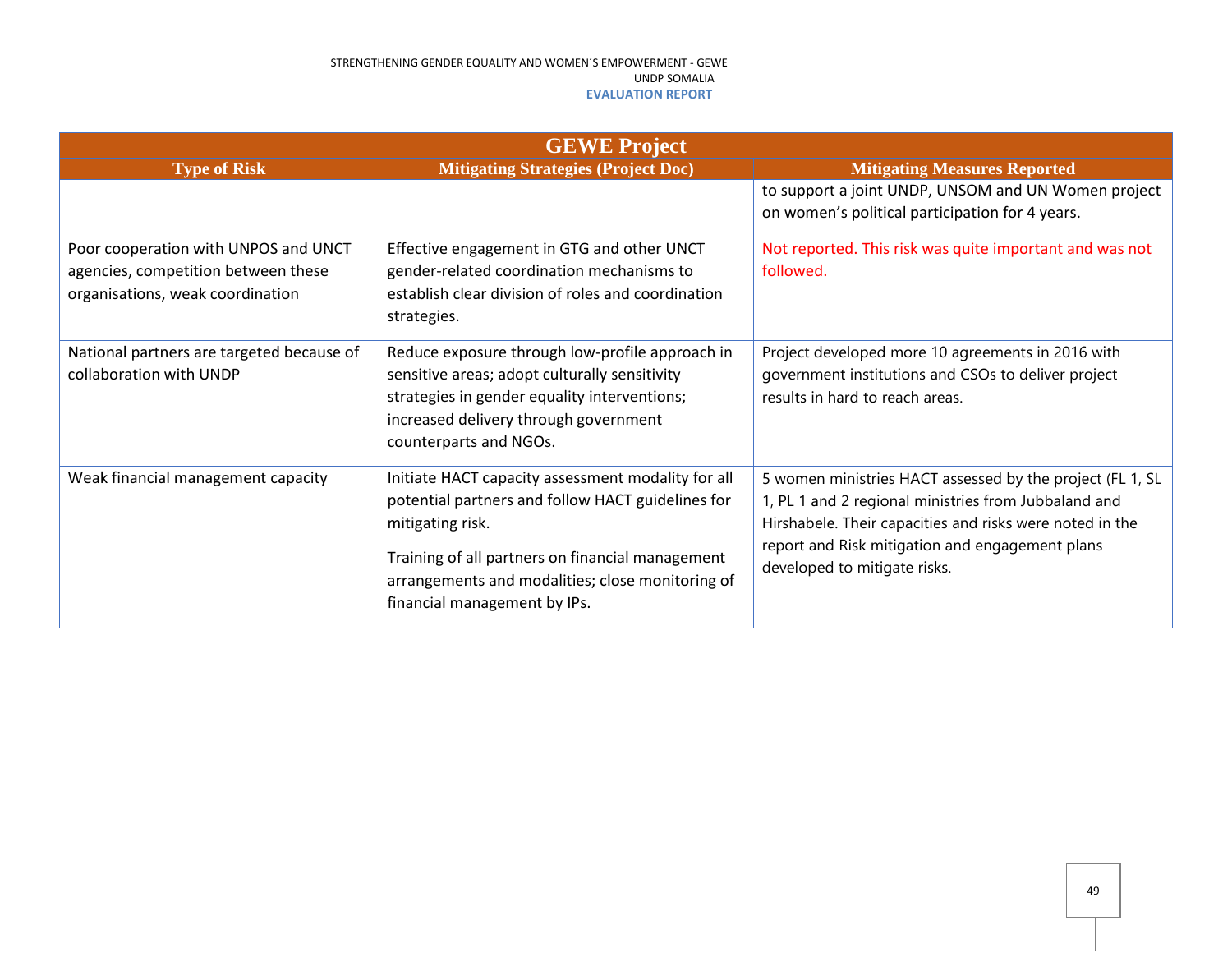| GEWE Project | | |
|---|---|---|
| **Type of Risk** | **Mitigating Strategies (Project Doc)** | **Mitigating Measures Reported** |
| | | to support a joint UNDP, UNSOM and UN Women project on women's political participation for 4 years. |
| Poor cooperation with UNPOS and UNCT agencies, competition between these organisations, weak coordination | Effective engagement in GTG and other UNCT gender-related coordination mechanisms to establish clear division of roles and coordination strategies. | Not reported. This risk was quite important and was not followed. |
| National partners are targeted because of collaboration with UNDP | Reduce exposure through low-profile approach in sensitive areas; adopt culturally sensitivity strategies in gender equality interventions; increased delivery through government counterparts and NGOs. | Project developed more 10 agreements in 2016 with government institutions and CSOs to deliver project results in hard to reach areas. |
| Weak financial management capacity | Initiate HACT capacity assessment modality for all potential partners and follow HACT guidelines for mitigating risk.<br><br>Training of all partners on financial management arrangements and modalities; close monitoring of financial management by IPs. | 5 women ministries HACT assessed by the project (FL 1, SL 1, PL 1 and 2 regional ministries from Jubbaland and Hirshabele. Their capacities and risks were noted in the report and Risk mitigation and engagement plans developed to mitigate risks. |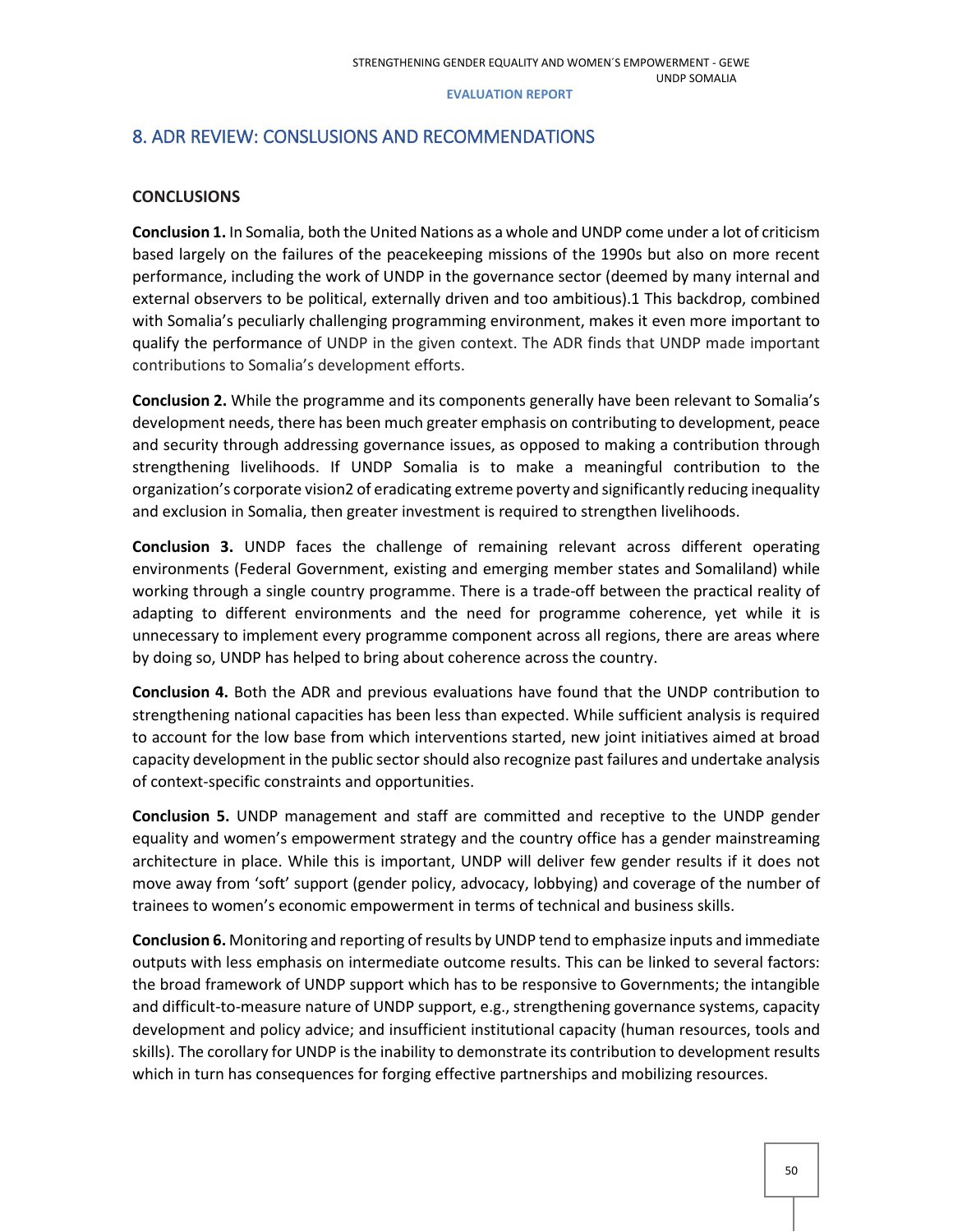## 8. ADR REVIEW: CONSLUSIONS AND RECOMMENDATIONS

### CONCLUSIONS

**Conclusion 1.** In Somalia, both the United Nations as a whole and UNDP come under a lot of criticism based largely on the failures of the peacekeeping missions of the 1990s but also on more recent performance, including the work of UNDP in the governance sector (deemed by many internal and external observers to be political, externally driven and too ambitious).[1] This backdrop, combined with Somalia's peculiarly challenging programming environment, makes it even more important to qualify the performance of UNDP in the given context. The ADR finds that UNDP made important contributions to Somalia's development efforts.

**Conclusion 2.** While the programme and its components generally have been relevant to Somalia's development needs, there has been much greater emphasis on contributing to development, peace and security through addressing governance issues, as opposed to making a contribution through strengthening livelihoods. If UNDP Somalia is to make a meaningful contribution to the organization's corporate vision[2] of eradicating extreme poverty and significantly reducing inequality and exclusion in Somalia, then greater investment is required to strengthen livelihoods.

**Conclusion 3.** UNDP faces the challenge of remaining relevant across different operating environments (Federal Government, existing and emerging member states and Somaliland) while working through a single country programme. There is a trade-off between the practical reality of adapting to different environments and the need for programme coherence, yet while it is unnecessary to implement every programme component across all regions, there are areas where by doing so, UNDP has helped to bring about coherence across the country.

**Conclusion 4.** Both the ADR and previous evaluations have found that the UNDP contribution to strengthening national capacities has been less than expected. While sufficient analysis is required to account for the low base from which interventions started, new joint initiatives aimed at broad capacity development in the public sector should also recognize past failures and undertake analysis of context-specific constraints and opportunities.

**Conclusion 5.** UNDP management and staff are committed and receptive to the UNDP gender equality and women's empowerment strategy and the country office has a gender mainstreaming architecture in place. While this is important, UNDP will deliver few gender results if it does not move away from 'soft' support (gender policy, advocacy, lobbying) and coverage of the number of trainees to women's economic empowerment in terms of technical and business skills.

**Conclusion 6.** Monitoring and reporting of results by UNDP tend to emphasize inputs and immediate outputs with less emphasis on intermediate outcome results. This can be linked to several factors: the broad framework of UNDP support which has to be responsive to Governments; the intangible and difficult-to-measure nature of UNDP support, e.g., strengthening governance systems, capacity development and policy advice; and insufficient institutional capacity (human resources, tools and skills). The corollary for UNDP is the inability to demonstrate its contribution to development results which in turn has consequences for forging effective partnerships and mobilizing resources.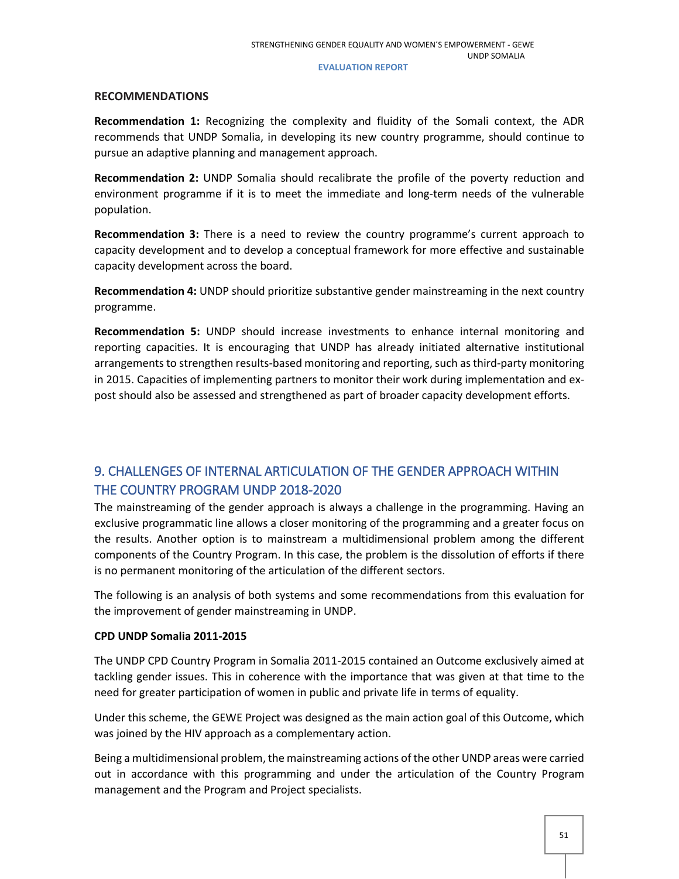**RECOMMENDATIONS**

**Recommendation 1:** Recognizing the complexity and fluidity of the Somali context, the ADR recommends that UNDP Somalia, in developing its new country programme, should continue to pursue an adaptive planning and management approach.

**Recommendation 2:** UNDP Somalia should recalibrate the profile of the poverty reduction and environment programme if it is to meet the immediate and long-term needs of the vulnerable population.

**Recommendation 3:** There is a need to review the country programme's current approach to capacity development and to develop a conceptual framework for more effective and sustainable capacity development across the board.

**Recommendation 4:** UNDP should prioritize substantive gender mainstreaming in the next country programme.

**Recommendation 5:** UNDP should increase investments to enhance internal monitoring and reporting capacities. It is encouraging that UNDP has already initiated alternative institutional arrangements to strengthen results-based monitoring and reporting, such as third-party monitoring in 2015. Capacities of implementing partners to monitor their work during implementation and ex-post should also be assessed and strengthened as part of broader capacity development efforts.

## 9. CHALLENGES OF INTERNAL ARTICULATION OF THE GENDER APPROACH WITHIN THE COUNTRY PROGRAM UNDP 2018-2020

The mainstreaming of the gender approach is always a challenge in the programming. Having an exclusive programmatic line allows a closer monitoring of the programming and a greater focus on the results. Another option is to mainstream a multidimensional problem among the different components of the Country Program. In this case, the problem is the dissolution of efforts if there is no permanent monitoring of the articulation of the different sectors.

The following is an analysis of both systems and some recommendations from this evaluation for the improvement of gender mainstreaming in UNDP.

**CPD UNDP Somalia 2011-2015**

The UNDP CPD Country Program in Somalia 2011-2015 contained an Outcome exclusively aimed at tackling gender issues. This in coherence with the importance that was given at that time to the need for greater participation of women in public and private life in terms of equality.

Under this scheme, the GEWE Project was designed as the main action goal of this Outcome, which was joined by the HIV approach as a complementary action.

Being a multidimensional problem, the mainstreaming actions of the other UNDP areas were carried out in accordance with this programming and under the articulation of the Country Program management and the Program and Project specialists.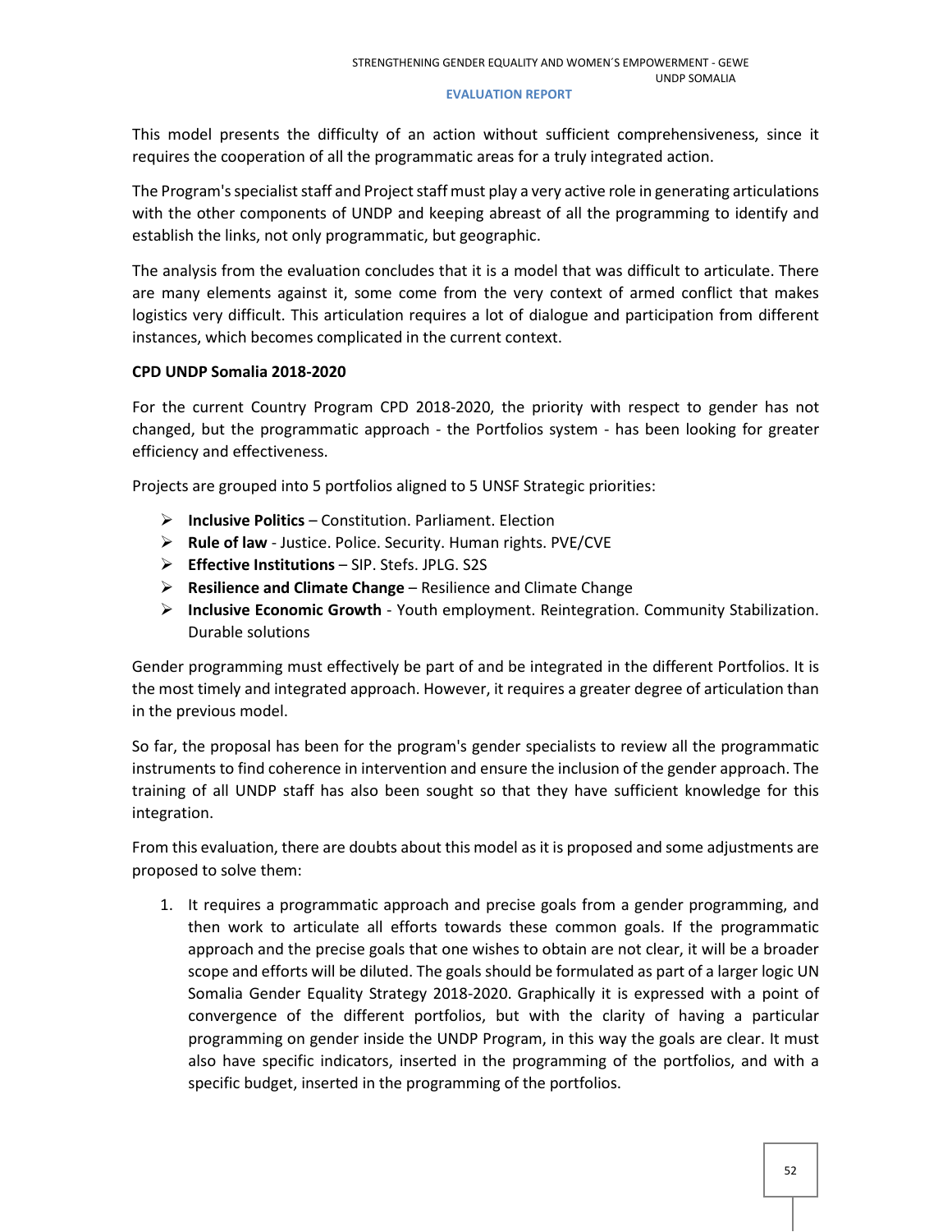This model presents the difficulty of an action without sufficient comprehensiveness, since it requires the cooperation of all the programmatic areas for a truly integrated action.

The Program's specialist staff and Project staff must play a very active role in generating articulations with the other components of UNDP and keeping abreast of all the programming to identify and establish the links, not only programmatic, but geographic.

The analysis from the evaluation concludes that it is a model that was difficult to articulate. There are many elements against it, some come from the very context of armed conflict that makes logistics very difficult. This articulation requires a lot of dialogue and participation from different instances, which becomes complicated in the current context.

**CPD UNDP Somalia 2018-2020**

For the current Country Program CPD 2018-2020, the priority with respect to gender has not changed, but the programmatic approach - the Portfolios system - has been looking for greater efficiency and effectiveness.

Projects are grouped into 5 portfolios aligned to 5 UNSF Strategic priorities:

- **Inclusive Politics** – Constitution. Parliament. Election
- **Rule of law** - Justice. Police. Security. Human rights. PVE/CVE
- **Effective Institutions** – SIP. Stefs. JPLG. S2S
- **Resilience and Climate Change** – Resilience and Climate Change
- **Inclusive Economic Growth** - Youth employment. Reintegration. Community Stabilization. Durable solutions

Gender programming must effectively be part of and be integrated in the different Portfolios. It is the most timely and integrated approach. However, it requires a greater degree of articulation than in the previous model.

So far, the proposal has been for the program's gender specialists to review all the programmatic instruments to find coherence in intervention and ensure the inclusion of the gender approach. The training of all UNDP staff has also been sought so that they have sufficient knowledge for this integration.

From this evaluation, there are doubts about this model as it is proposed and some adjustments are proposed to solve them:

1. It requires a programmatic approach and precise goals from a gender programming, and then work to articulate all efforts towards these common goals. If the programmatic approach and the precise goals that one wishes to obtain are not clear, it will be a broader scope and efforts will be diluted. The goals should be formulated as part of a larger logic UN Somalia Gender Equality Strategy 2018-2020. Graphically it is expressed with a point of convergence of the different portfolios, but with the clarity of having a particular programming on gender inside the UNDP Program, in this way the goals are clear. It must also have specific indicators, inserted in the programming of the portfolios, and with a specific budget, inserted in the programming of the portfolios.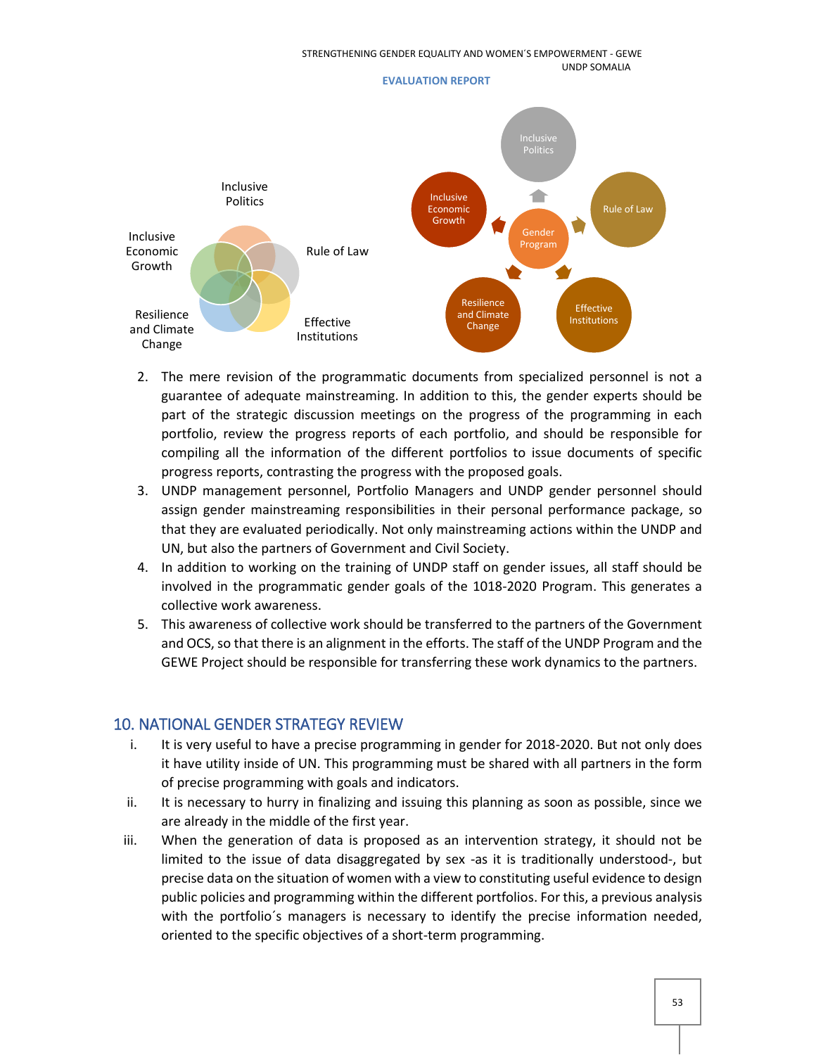2. The mere revision of the programmatic documents from specialized personnel is not a guarantee of adequate mainstreaming. In addition to this, the gender experts should be part of the strategic discussion meetings on the progress of the programming in each portfolio, review the progress reports of each portfolio, and should be responsible for compiling all the information of the different portfolios to issue documents of specific progress reports, contrasting the progress with the proposed goals.
3. UNDP management personnel, Portfolio Managers and UNDP gender personnel should assign gender mainstreaming responsibilities in their personal performance package, so that they are evaluated periodically. Not only mainstreaming actions within the UNDP and UN, but also the partners of Government and Civil Society.
4. In addition to working on the training of UNDP staff on gender issues, all staff should be involved in the programmatic gender goals of the 1018-2020 Program. This generates a collective work awareness.
5. This awareness of collective work should be transferred to the partners of the Government and OCS, so that there is an alignment in the efforts. The staff of the UNDP Program and the GEWE Project should be responsible for transferring these work dynamics to the partners.

## 10. NATIONAL GENDER STRATEGY REVIEW

i. It is very useful to have a precise programming in gender for 2018-2020. But not only does it have utility inside of UN. This programming must be shared with all partners in the form of precise programming with goals and indicators.
ii. It is necessary to hurry in finalizing and issuing this planning as soon as possible, since we are already in the middle of the first year.
iii. When the generation of data is proposed as an intervention strategy, it should not be limited to the issue of data disaggregated by sex -as it is traditionally understood-, but precise data on the situation of women with a view to constituting useful evidence to design public policies and programming within the different portfolios. For this, a previous analysis with the portfolio´s managers is necessary to identify the precise information needed, oriented to the specific objectives of a short-term programming.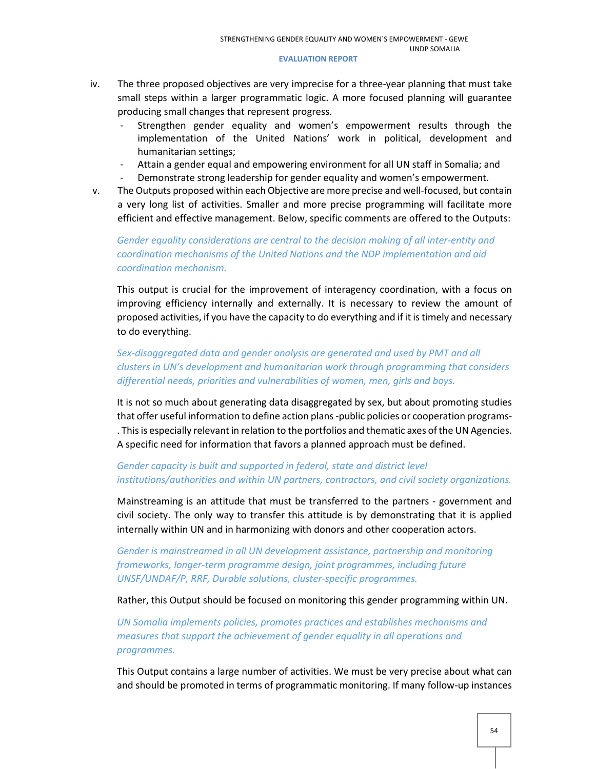iv. The three proposed objectives are very imprecise for a three-year planning that must take small steps within a larger programmatic logic. A more focused planning will guarantee producing small changes that represent progress.
   - Strengthen gender equality and women's empowerment results through the implementation of the United Nations' work in political, development and humanitarian settings;
   - Attain a gender equal and empowering environment for all UN staff in Somalia; and
   - Demonstrate strong leadership for gender equality and women's empowerment.

v. The Outputs proposed within each Objective are more precise and well-focused, but contain a very long list of activities. Smaller and more precise programming will facilitate more efficient and effective management. Below, specific comments are offered to the Outputs:

   *Gender equality considerations are central to the decision making of all inter-entity and coordination mechanisms of the United Nations and the NDP implementation and aid coordination mechanism.*

   This output is crucial for the improvement of interagency coordination, with a focus on improving efficiency internally and externally. It is necessary to review the amount of proposed activities, if you have the capacity to do everything and if it is timely and necessary to do everything.

   *Sex-disaggregated data and gender analysis are generated and used by PMT and all clusters in UN's development and humanitarian work through programming that considers differential needs, priorities and vulnerabilities of women, men, girls and boys.*

   It is not so much about generating data disaggregated by sex, but about promoting studies that offer useful information to define action plans -public policies or cooperation programs-. This is especially relevant in relation to the portfolios and thematic axes of the UN Agencies. A specific need for information that favors a planned approach must be defined.

   *Gender capacity is built and supported in federal, state and district level institutions/authorities and within UN partners, contractors, and civil society organizations.*

   Mainstreaming is an attitude that must be transferred to the partners - government and civil society. The only way to transfer this attitude is by demonstrating that it is applied internally within UN and in harmonizing with donors and other cooperation actors.

   *Gender is mainstreamed in all UN development assistance, partnership and monitoring frameworks, longer-term programme design, joint programmes, including future UNSF/UNDAF/P, RRF, Durable solutions, cluster-specific programmes.*

   Rather, this Output should be focused on monitoring this gender programming within UN.

   *UN Somalia implements policies, promotes practices and establishes mechanisms and measures that support the achievement of gender equality in all operations and programmes.*

   This Output contains a large number of activities. We must be very precise about what can and should be promoted in terms of programmatic monitoring. If many follow-up instances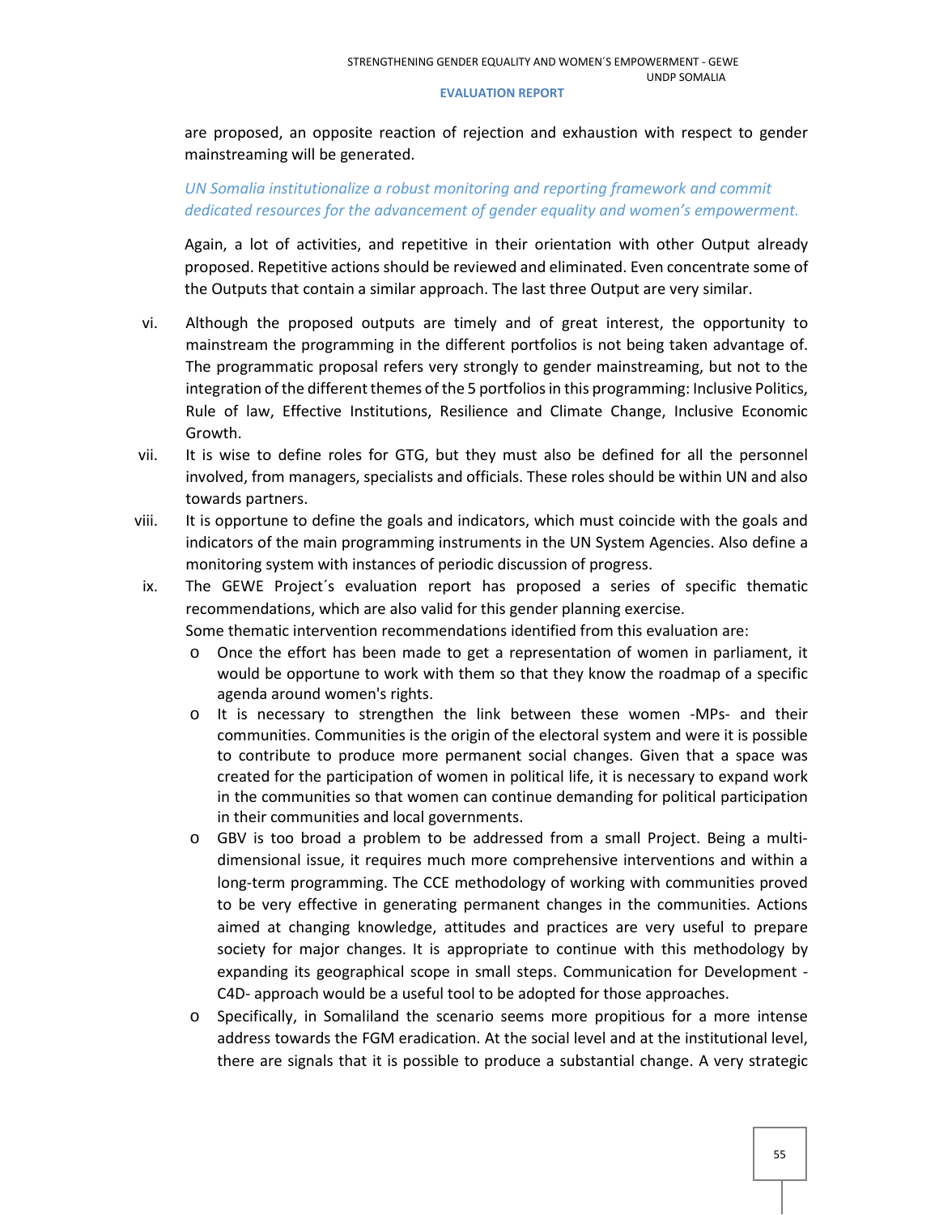are proposed, an opposite reaction of rejection and exhaustion with respect to gender mainstreaming will be generated.

*UN Somalia institutionalize a robust monitoring and reporting framework and commit dedicated resources for the advancement of gender equality and women's empowerment.*

Again, a lot of activities, and repetitive in their orientation with other Output already proposed. Repetitive actions should be reviewed and eliminated. Even concentrate some of the Outputs that contain a similar approach. The last three Output are very similar.

vi. Although the proposed outputs are timely and of great interest, the opportunity to mainstream the programming in the different portfolios is not being taken advantage of. The programmatic proposal refers very strongly to gender mainstreaming, but not to the integration of the different themes of the 5 portfolios in this programming: Inclusive Politics, Rule of law, Effective Institutions, Resilience and Climate Change, Inclusive Economic Growth.

vii. It is wise to define roles for GTG, but they must also be defined for all the personnel involved, from managers, specialists and officials. These roles should be within UN and also towards partners.

viii. It is opportune to define the goals and indicators, which must coincide with the goals and indicators of the main programming instruments in the UN System Agencies. Also define a monitoring system with instances of periodic discussion of progress.

ix. The GEWE Project´s evaluation report has proposed a series of specific thematic recommendations, which are also valid for this gender planning exercise.
Some thematic intervention recommendations identified from this evaluation are:
   - Once the effort has been made to get a representation of women in parliament, it would be opportune to work with them so that they know the roadmap of a specific agenda around women's rights.
   - It is necessary to strengthen the link between these women -MPs- and their communities. Communities is the origin of the electoral system and were it is possible to contribute to produce more permanent social changes. Given that a space was created for the participation of women in political life, it is necessary to expand work in the communities so that women can continue demanding for political participation in their communities and local governments.
   - GBV is too broad a problem to be addressed from a small Project. Being a multi-dimensional issue, it requires much more comprehensive interventions and within a long-term programming. The CCE methodology of working with communities proved to be very effective in generating permanent changes in the communities. Actions aimed at changing knowledge, attitudes and practices are very useful to prepare society for major changes. It is appropriate to continue with this methodology by expanding its geographical scope in small steps. Communication for Development -C4D- approach would be a useful tool to be adopted for those approaches.
   - Specifically, in Somaliland the scenario seems more propitious for a more intense address towards the FGM eradication. At the social level and at the institutional level, there are signals that it is possible to produce a substantial change. A very strategic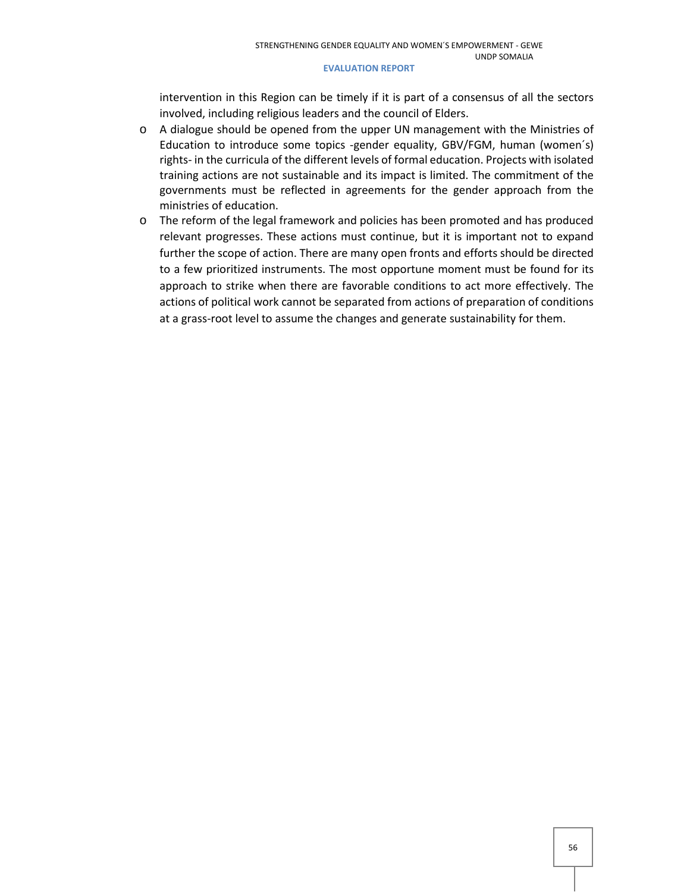intervention in this Region can be timely if it is part of a consensus of all the sectors involved, including religious leaders and the council of Elders.

- A dialogue should be opened from the upper UN management with the Ministries of Education to introduce some topics -gender equality, GBV/FGM, human (women´s) rights- in the curricula of the different levels of formal education. Projects with isolated training actions are not sustainable and its impact is limited. The commitment of the governments must be reflected in agreements for the gender approach from the ministries of education.
- The reform of the legal framework and policies has been promoted and has produced relevant progresses. These actions must continue, but it is important not to expand further the scope of action. There are many open fronts and efforts should be directed to a few prioritized instruments. The most opportune moment must be found for its approach to strike when there are favorable conditions to act more effectively. The actions of political work cannot be separated from actions of preparation of conditions at a grass-root level to assume the changes and generate sustainability for them.